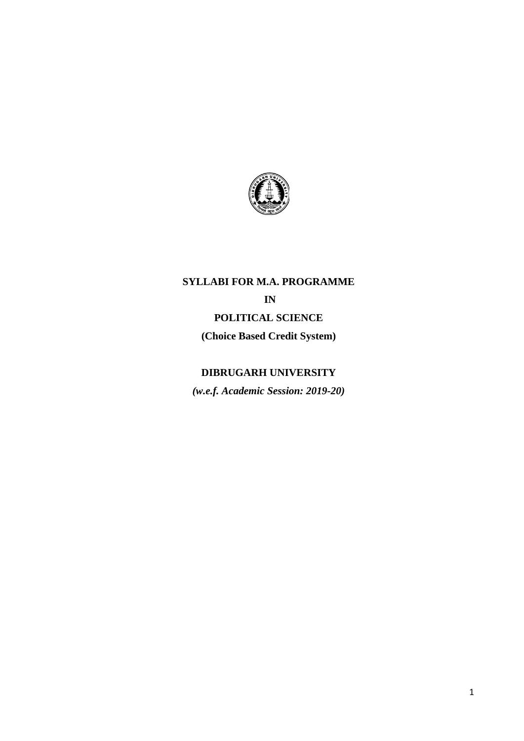**SYLLABI FOR M.A. PROGRAMME**

**IN**

**POLITICAL SCIENCE**

**(Choice Based Credit System)**

**DIBRUGARH UNIVERSITY**

***(w.e.f. Academic Session: 2019-20)***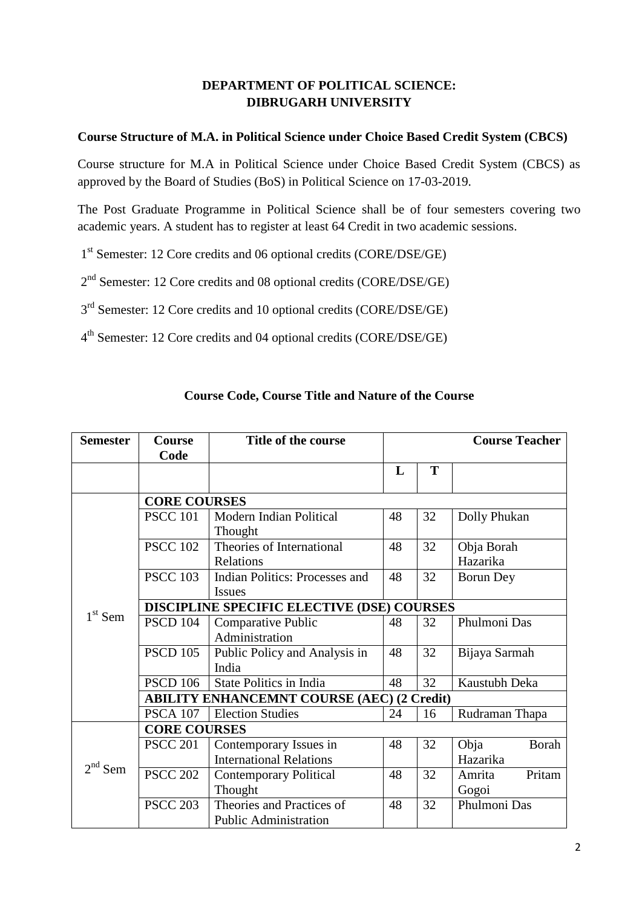**DEPARTMENT OF POLITICAL SCIENCE:**
**DIBRUGARH UNIVERSITY**

**Course Structure of M.A. in Political Science under Choice Based Credit System (CBCS)**

Course structure for M.A in Political Science under Choice Based Credit System (CBCS) as approved by the Board of Studies (BoS) in Political Science on 17-03-2019.

The Post Graduate Programme in Political Science shall be of four semesters covering two academic years. A student has to register at least 64 Credit in two academic sessions.

1st Semester: 12 Core credits and 06 optional credits (CORE/DSE/GE)

2nd Semester: 12 Core credits and 08 optional credits (CORE/DSE/GE)

3rd Semester: 12 Core credits and 10 optional credits (CORE/DSE/GE)

4th Semester: 12 Core credits and 04 optional credits (CORE/DSE/GE)

**Course Code, Course Title and Nature of the Course**

| Semester | Course Code | Title of the course | | | Course Teacher |
|---|---|---|---|---|---|
| | | | L | T | |
| 1st Sem | **CORE COURSES** | | | | |
| | PSCC 101 | Modern Indian Political Thought | 48 | 32 | Dolly Phukan |
| | PSCC 102 | Theories of International Relations | 48 | 32 | Obja Borah Hazarika |
| | PSCC 103 | Indian Politics: Processes and Issues | 48 | 32 | Borun Dey |
| | **DISCIPLINE SPECIFIC ELECTIVE (DSE) COURSES** | | | | |
| | PSCD 104 | Comparative Public Administration | 48 | 32 | Phulmoni Das |
| | PSCD 105 | Public Policy and Analysis in India | 48 | 32 | Bijaya Sarmah |
| | PSCD 106 | State Politics in India | 48 | 32 | Kaustubh Deka |
| | **ABILITY ENHANCEMNT COURSE (AEC) (2 Credit)** | | | | |
| | PSCA 107 | Election Studies | 24 | 16 | Rudraman Thapa |
| 2nd Sem | **CORE COURSES** | | | | |
| | PSCC 201 | Contemporary Issues in International Relations | 48 | 32 | Obja Borah Hazarika |
| | PSCC 202 | Contemporary Political Thought | 48 | 32 | Amrita Pritam Gogoi |
| | PSCC 203 | Theories and Practices of Public Administration | 48 | 32 | Phulmoni Das |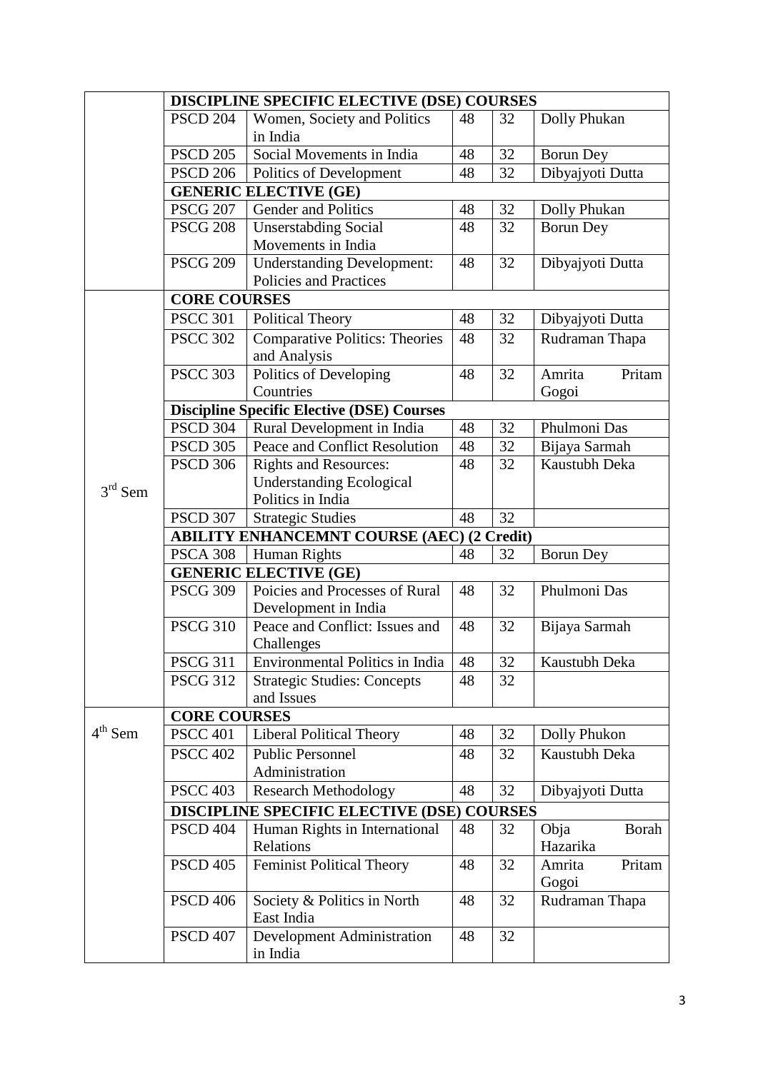| | | | | | |
|---|---|---|---|---|---|
| | **DISCIPLINE SPECIFIC ELECTIVE (DSE) COURSES** | | | | |
| | PSCD 204 | Women, Society and Politics in India | 48 | 32 | Dolly Phukan |
| | PSCD 205 | Social Movements in India | 48 | 32 | Borun Dey |
| | PSCD 206 | Politics of Development | 48 | 32 | Dibyajyoti Dutta |
| | **GENERIC ELECTIVE (GE)** | | | | |
| | PSCG 207 | Gender and Politics | 48 | 32 | Dolly Phukan |
| | PSCG 208 | Unserstabding Social Movements in India | 48 | 32 | Borun Dey |
| | PSCG 209 | Understanding Development: Policies and Practices | 48 | 32 | Dibyajyoti Dutta |
| 3rd Sem | **CORE COURSES** | | | | |
| | PSCC 301 | Political Theory | 48 | 32 | Dibyajyoti Dutta |
| | PSCC 302 | Comparative Politics: Theories and Analysis | 48 | 32 | Rudraman Thapa |
| | PSCC 303 | Politics of Developing Countries | 48 | 32 | Amrita Pritam Gogoi |
| | **Discipline Specific Elective (DSE) Courses** | | | | |
| | PSCD 304 | Rural Development in India | 48 | 32 | Phulmoni Das |
| | PSCD 305 | Peace and Conflict Resolution | 48 | 32 | Bijaya Sarmah |
| | PSCD 306 | Rights and Resources: Understanding Ecological Politics in India | 48 | 32 | Kaustubh Deka |
| | PSCD 307 | Strategic Studies | 48 | 32 | |
| | **ABILITY ENHANCEMNT COURSE (AEC) (2 Credit)** | | | | |
| | PSCA 308 | Human Rights | 48 | 32 | Borun Dey |
| | **GENERIC ELECTIVE (GE)** | | | | |
| | PSCG 309 | Poicies and Processes of Rural Development in India | 48 | 32 | Phulmoni Das |
| | PSCG 310 | Peace and Conflict: Issues and Challenges | 48 | 32 | Bijaya Sarmah |
| | PSCG 311 | Environmental Politics in India | 48 | 32 | Kaustubh Deka |
| | PSCG 312 | Strategic Studies: Concepts and Issues | 48 | 32 | |
| 4th Sem | **CORE COURSES** | | | | |
| | PSCC 401 | Liberal Political Theory | 48 | 32 | Dolly Phukon |
| | PSCC 402 | Public Personnel Administration | 48 | 32 | Kaustubh Deka |
| | PSCC 403 | Research Methodology | 48 | 32 | Dibyajyoti Dutta |
| | **DISCIPLINE SPECIFIC ELECTIVE (DSE) COURSES** | | | | |
| | PSCD 404 | Human Rights in International Relations | 48 | 32 | Obja Borah Hazarika |
| | PSCD 405 | Feminist Political Theory | 48 | 32 | Amrita Pritam Gogoi |
| | PSCD 406 | Society & Politics in North East India | 48 | 32 | Rudraman Thapa |
| | PSCD 407 | Development Administration in India | 48 | 32 | |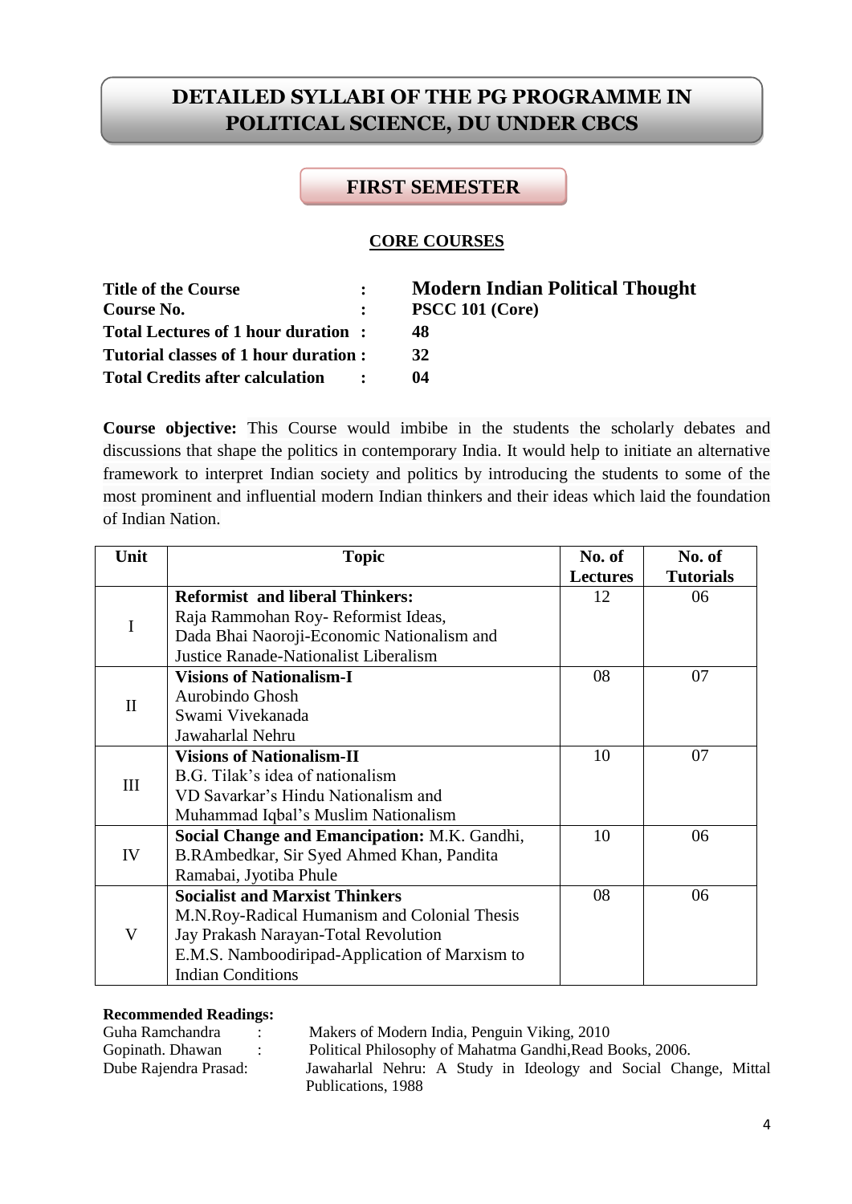# DETAILED SYLLABI OF THE PG PROGRAMME IN POLITICAL SCIENCE, DU UNDER CBCS

## FIRST SEMESTER

### CORE COURSES

**Title of the Course** : **Modern Indian Political Thought**
**Course No.** : **PSCC 101 (Core)**
**Total Lectures of 1 hour duration** : **48**
**Tutorial classes of 1 hour duration** : **32**
**Total Credits after calculation** : **04**

**Course objective:** This Course would imbibe in the students the scholarly debates and discussions that shape the politics in contemporary India. It would help to initiate an alternative framework to interpret Indian society and politics by introducing the students to some of the most prominent and influential modern Indian thinkers and their ideas which laid the foundation of Indian Nation.

| Unit | Topic | No. of Lectures | No. of Tutorials |
|---|---|---|---|
| I | **Reformist and liberal Thinkers:** Raja Rammohan Roy- Reformist Ideas, Dada Bhai Naoroji-Economic Nationalism and Justice Ranade-Nationalist Liberalism | 12 | 06 |
| II | **Visions of Nationalism-I** Aurobindo Ghosh Swami Vivekanada Jawaharlal Nehru | 08 | 07 |
| III | **Visions of Nationalism-II** B.G. Tilak's idea of nationalism VD Savarkar's Hindu Nationalism and Muhammad Iqbal's Muslim Nationalism | 10 | 07 |
| IV | **Social Change and Emancipation:** M.K. Gandhi, B.RAmbedkar, Sir Syed Ahmed Khan, Pandita Ramabai, Jyotiba Phule | 10 | 06 |
| V | **Socialist and Marxist Thinkers** M.N.Roy-Radical Humanism and Colonial Thesis Jay Prakash Narayan-Total Revolution E.M.S. Namboodiripad-Application of Marxism to Indian Conditions | 08 | 06 |

**Recommended Readings:**

Guha Ramchandra : Makers of Modern India, Penguin Viking, 2010
Gopinath. Dhawan : Political Philosophy of Mahatma Gandhi,Read Books, 2006.
Dube Rajendra Prasad: Jawaharlal Nehru: A Study in Ideology and Social Change, Mittal Publications, 1988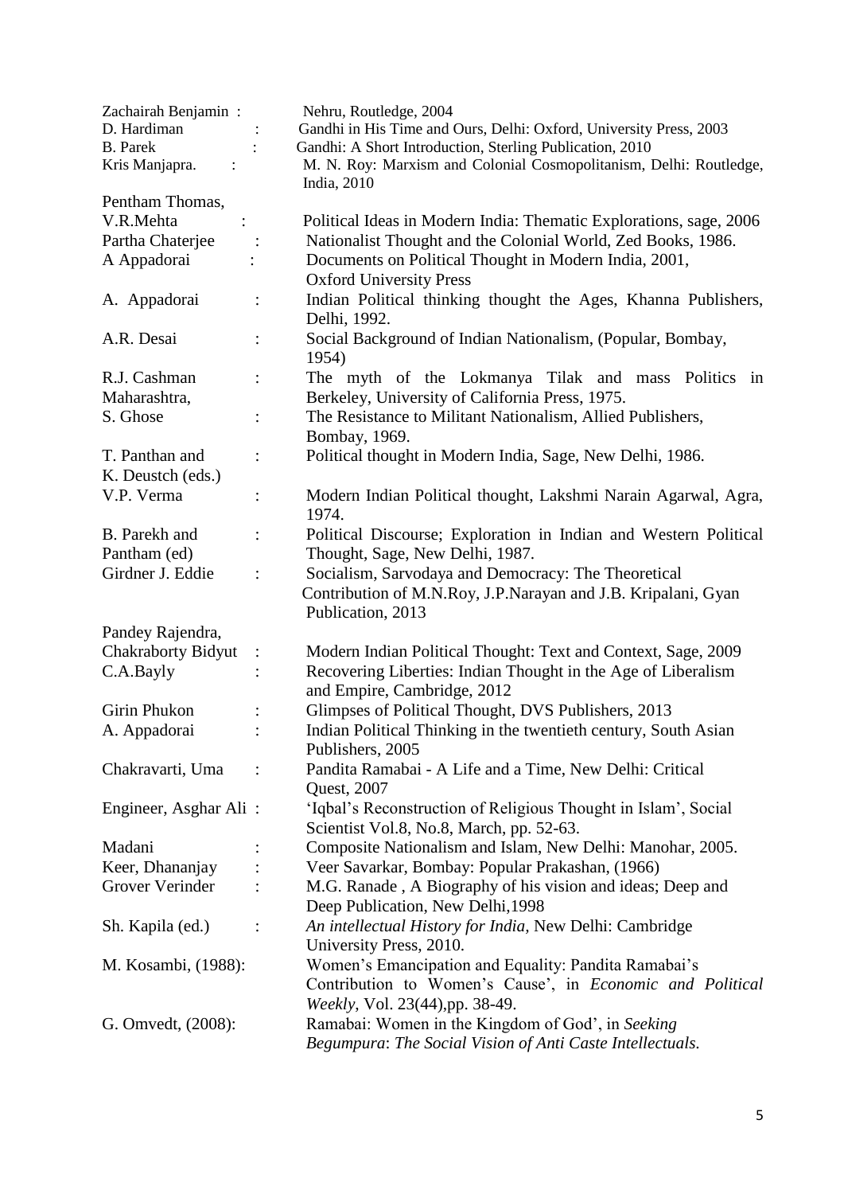Zachairah Benjamin : Nehru, Routledge, 2004

D. Hardiman : Gandhi in His Time and Ours, Delhi: Oxford, University Press, 2003

B. Parek : Gandhi: A Short Introduction, Sterling Publication, 2010

Kris Manjapra. : M. N. Roy: Marxism and Colonial Cosmopolitanism, Delhi: Routledge, India, 2010

Pentham Thomas,
V.R.Mehta : Political Ideas in Modern India: Thematic Explorations, sage, 2006

Partha Chaterjee : Nationalist Thought and the Colonial World, Zed Books, 1986.

A Appadorai : Documents on Political Thought in Modern India, 2001, Oxford University Press

A. Appadorai : Indian Political thinking thought the Ages, Khanna Publishers, Delhi, 1992.

A.R. Desai : Social Background of Indian Nationalism, (Popular, Bombay, 1954)

R.J. Cashman : The myth of the Lokmanya Tilak and mass Politics in Maharashtra, Berkeley, University of California Press, 1975.

S. Ghose : The Resistance to Militant Nationalism, Allied Publishers, Bombay, 1969.

T. Panthan and K. Deustch (eds.) : Political thought in Modern India, Sage, New Delhi, 1986.

V.P. Verma : Modern Indian Political thought, Lakshmi Narain Agarwal, Agra, 1974.

B. Parekh and Pantham (ed) : Political Discourse; Exploration in Indian and Western Political Thought, Sage, New Delhi, 1987.

Girdner J. Eddie : Socialism, Sarvodaya and Democracy: The Theoretical Contribution of M.N.Roy, J.P.Narayan and J.B. Kripalani, Gyan Publication, 2013

Pandey Rajendra,
Chakraborty Bidyut : Modern Indian Political Thought: Text and Context, Sage, 2009

C.A.Bayly : Recovering Liberties: Indian Thought in the Age of Liberalism and Empire, Cambridge, 2012

Girin Phukon : Glimpses of Political Thought, DVS Publishers, 2013

A. Appadorai : Indian Political Thinking in the twentieth century, South Asian Publishers, 2005

Chakravarti, Uma : Pandita Ramabai - A Life and a Time, New Delhi: Critical Quest, 2007

Engineer, Asghar Ali : 'Iqbal's Reconstruction of Religious Thought in Islam', Social Scientist Vol.8, No.8, March, pp. 52-63.

Madani : Composite Nationalism and Islam, New Delhi: Manohar, 2005.

Keer, Dhananjay : Veer Savarkar, Bombay: Popular Prakashan, (1966)

Grover Verinder : M.G. Ranade , A Biography of his vision and ideas; Deep and Deep Publication, New Delhi,1998

Sh. Kapila (ed.) : *An intellectual History for India,* New Delhi: Cambridge University Press, 2010.

M. Kosambi, (1988): Women's Emancipation and Equality: Pandita Ramabai's Contribution to Women's Cause', in *Economic and Political Weekly*, Vol. 23(44),pp. 38-49.

G. Omvedt, (2008): Ramabai: Women in the Kingdom of God', in *Seeking Begumpura*: *The Social Vision of Anti Caste Intellectuals.*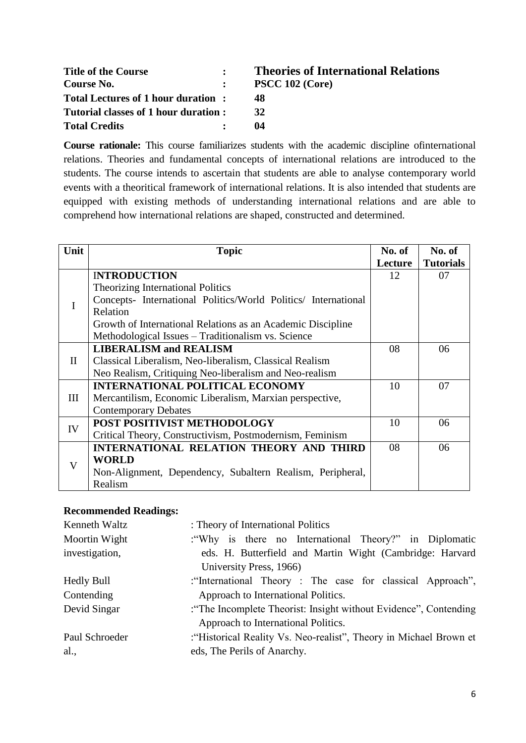**Title of the Course** : **Theories of International Relations**
**Course No.** : **PSCC 102 (Core)**
**Total Lectures of 1 hour duration** : **48**
**Tutorial classes of 1 hour duration** : **32**
**Total Credits** : **04**

**Course rationale:** This course familiarizes students with the academic discipline ofinternational relations. Theories and fundamental concepts of international relations are introduced to the students. The course intends to ascertain that students are able to analyse contemporary world events with a theoritical framework of international relations. It is also intended that students are equipped with existing methods of understanding international relations and are able to comprehend how international relations are shaped, constructed and determined.

| Unit | Topic | No. of Lecture | No. of Tutorials |
|---|---|---|---|
| I | **INTRODUCTION**<br>Theorizing International Politics<br>Concepts- International Politics/World Politics/ International Relation<br>Growth of International Relations as an Academic Discipline<br>Methodological Issues – Traditionalism vs. Science | 12 | 07 |
| II | **LIBERALISM and REALISM**<br>Classical Liberalism, Neo-liberalism, Classical Realism<br>Neo Realism, Critiquing Neo-liberalism and Neo-realism | 08 | 06 |
| III | **INTERNATIONAL POLITICAL ECONOMY**<br>Mercantilism, Economic Liberalism, Marxian perspective,<br>Contemporary Debates | 10 | 07 |
| IV | **POST POSITIVIST METHODOLOGY**<br>Critical Theory, Constructivism, Postmodernism, Feminism | 10 | 06 |
| V | **INTERNATIONAL RELATION THEORY AND THIRD WORLD**<br>Non-Alignment, Dependency, Subaltern Realism, Peripheral, Realism | 08 | 06 |

**Recommended Readings:**

Kenneth Waltz : Theory of International Politics

Moortin Wight :"Why is there no International Theory?" in Diplomatic investigation, eds. H. Butterfield and Martin Wight (Cambridge: Harvard University Press, 1966)

Hedly Bull :"International Theory : The case for classical Approach", Contending Approach to International Politics.

Devid Singar :"The Incomplete Theorist: Insight without Evidence", Contending Approach to International Politics.

Paul Schroeder :"Historical Reality Vs. Neo-realist", Theory in Michael Brown et al., eds, The Perils of Anarchy.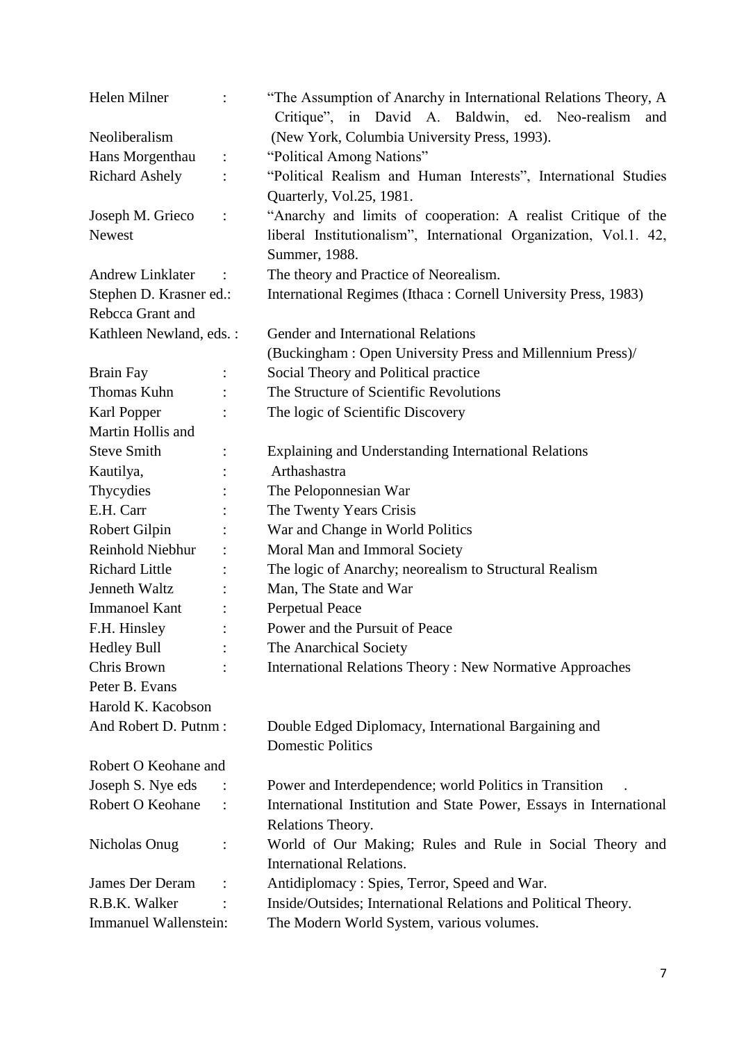Helen Milner : "The Assumption of Anarchy in International Relations Theory, A Critique", in David A. Baldwin, ed. Neo-realism and Neoliberalism (New York, Columbia University Press, 1993).

Hans Morgenthau : "Political Among Nations"

Richard Ashely : "Political Realism and Human Interests", International Studies Quarterly, Vol.25, 1981.

Joseph M. Grieco : "Anarchy and limits of cooperation: A realist Critique of the Newest liberal Institutionalism", International Organization, Vol.1. 42, Summer, 1988.

Andrew Linklater : The theory and Practice of Neorealism.

Stephen D. Krasner ed.: International Regimes (Ithaca : Cornell University Press, 1983)

Rebcca Grant and Kathleen Newland, eds. : Gender and International Relations (Buckingham : Open University Press and Millennium Press)/

Brain Fay : Social Theory and Political practice

Thomas Kuhn : The Structure of Scientific Revolutions

Karl Popper : The logic of Scientific Discovery

Martin Hollis and Steve Smith : Explaining and Understanding International Relations

Kautilya, : Arthashastra

Thycydies : The Peloponnesian War

E.H. Carr : The Twenty Years Crisis

Robert Gilpin : War and Change in World Politics

Reinhold Niebhur : Moral Man and Immoral Society

Richard Little : The logic of Anarchy; neorealism to Structural Realism

Jenneth Waltz : Man, The State and War

Immanoel Kant : Perpetual Peace

F.H. Hinsley : Power and the Pursuit of Peace

Hedley Bull : The Anarchical Society

Chris Brown : International Relations Theory : New Normative Approaches

Peter B. Evans Harold K. Kacobson And Robert D. Putnm : Double Edged Diplomacy, International Bargaining and Domestic Politics

Robert O Keohane and Joseph S. Nye eds : Power and Interdependence; world Politics in Transition .

Robert O Keohane : International Institution and State Power, Essays in International Relations Theory.

Nicholas Onug : World of Our Making; Rules and Rule in Social Theory and International Relations.

James Der Deram : Antidiplomacy : Spies, Terror, Speed and War.

R.B.K. Walker : Inside/Outsides; International Relations and Political Theory.

Immanuel Wallenstein: The Modern World System, various volumes.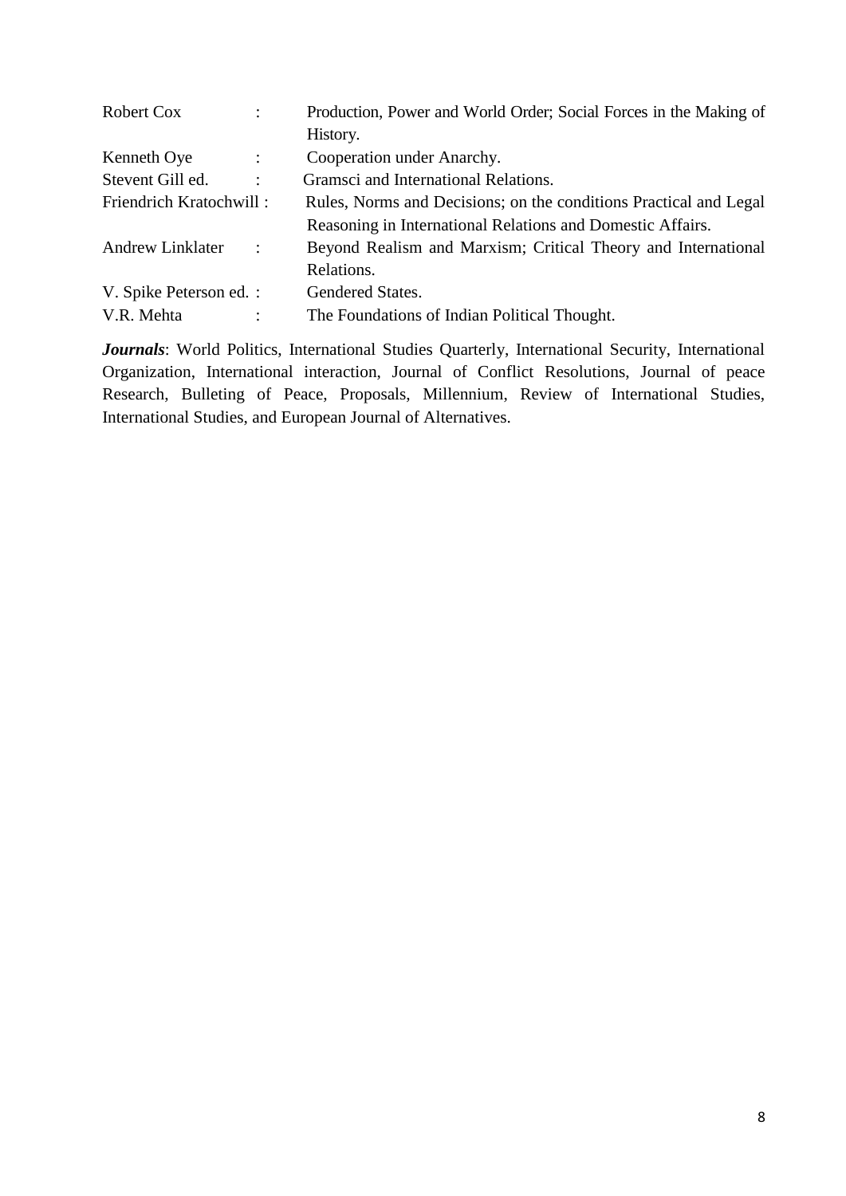Robert Cox : Production, Power and World Order; Social Forces in the Making of History.

Kenneth Oye : Cooperation under Anarchy.

Stevent Gill ed. : Gramsci and International Relations.

Friendrich Kratochwill : Rules, Norms and Decisions; on the conditions Practical and Legal Reasoning in International Relations and Domestic Affairs.

Andrew Linklater : Beyond Realism and Marxism; Critical Theory and International Relations.

V. Spike Peterson ed. : Gendered States.

V.R. Mehta : The Foundations of Indian Political Thought.

***Journals***: World Politics, International Studies Quarterly, International Security, International Organization, International interaction, Journal of Conflict Resolutions, Journal of peace Research, Bulleting of Peace, Proposals, Millennium, Review of International Studies, International Studies, and European Journal of Alternatives.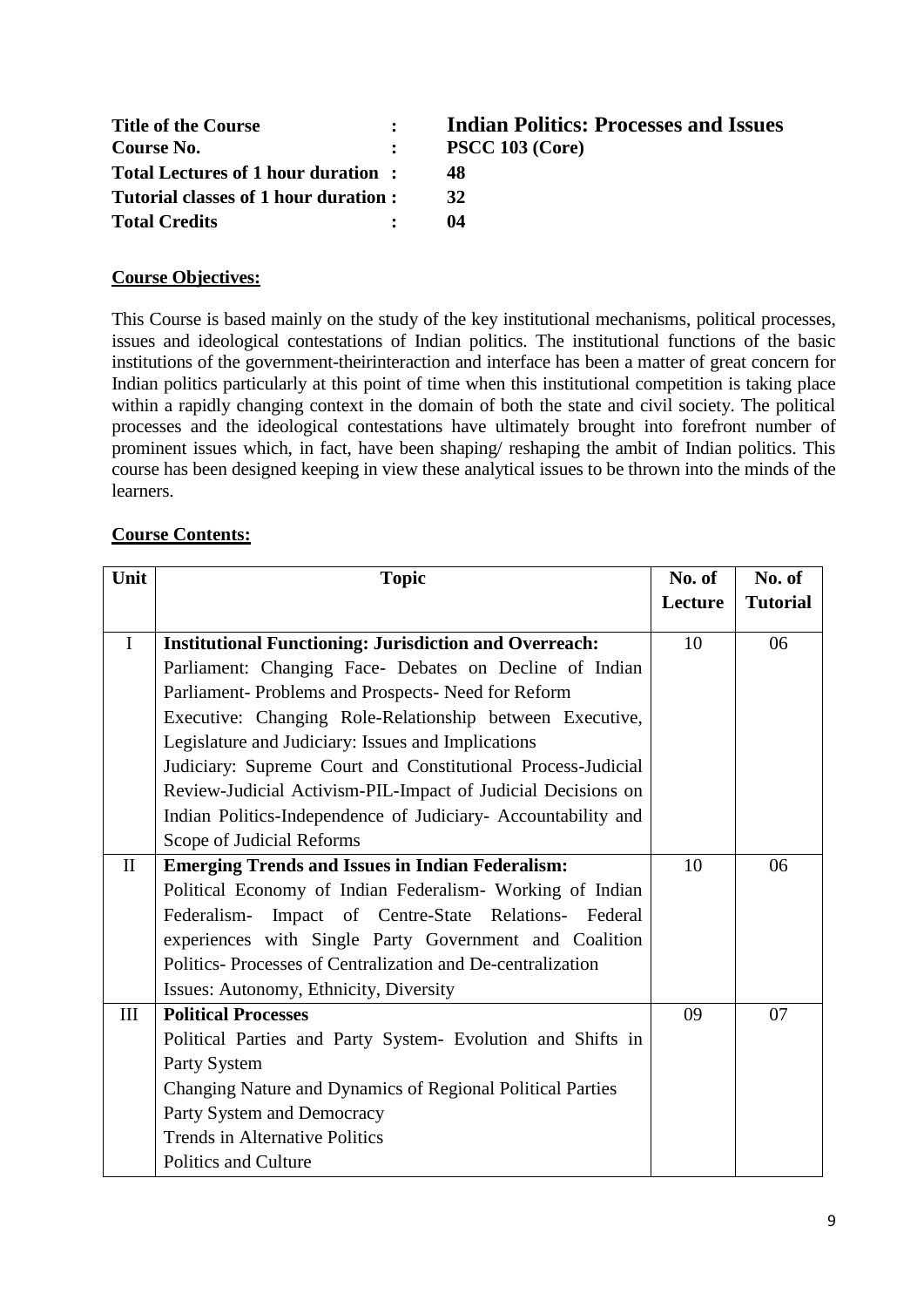| | | |
|---|---|---|
| **Title of the Course** | **:** | **Indian Politics: Processes and Issues** |
| **Course No.** | **:** | **PSCC 103 (Core)** |
| **Total Lectures of 1 hour duration** | **:** | **48** |
| **Tutorial classes of 1 hour duration** | **:** | **32** |
| **Total Credits** | **:** | **04** |

**Course Objectives:**

This Course is based mainly on the study of the key institutional mechanisms, political processes, issues and ideological contestations of Indian politics. The institutional functions of the basic institutions of the government-theirinteraction and interface has been a matter of great concern for Indian politics particularly at this point of time when this institutional competition is taking place within a rapidly changing context in the domain of both the state and civil society. The political processes and the ideological contestations have ultimately brought into forefront number of prominent issues which, in fact, have been shaping/ reshaping the ambit of Indian politics. This course has been designed keeping in view these analytical issues to be thrown into the minds of the learners.

**Course Contents:**

| Unit | Topic | No. of Lecture | No. of Tutorial |
|---|---|---|---|
| I | **Institutional Functioning: Jurisdiction and Overreach:** Parliament: Changing Face- Debates on Decline of Indian Parliament- Problems and Prospects- Need for Reform Executive: Changing Role-Relationship between Executive, Legislature and Judiciary: Issues and Implications Judiciary: Supreme Court and Constitutional Process-Judicial Review-Judicial Activism-PIL-Impact of Judicial Decisions on Indian Politics-Independence of Judiciary- Accountability and Scope of Judicial Reforms | 10 | 06 |
| II | **Emerging Trends and Issues in Indian Federalism:** Political Economy of Indian Federalism- Working of Indian Federalism- Impact of Centre-State Relations- Federal experiences with Single Party Government and Coalition Politics- Processes of Centralization and De-centralization Issues: Autonomy, Ethnicity, Diversity | 10 | 06 |
| III | **Political Processes** Political Parties and Party System- Evolution and Shifts in Party System Changing Nature and Dynamics of Regional Political Parties Party System and Democracy Trends in Alternative Politics Politics and Culture | 09 | 07 |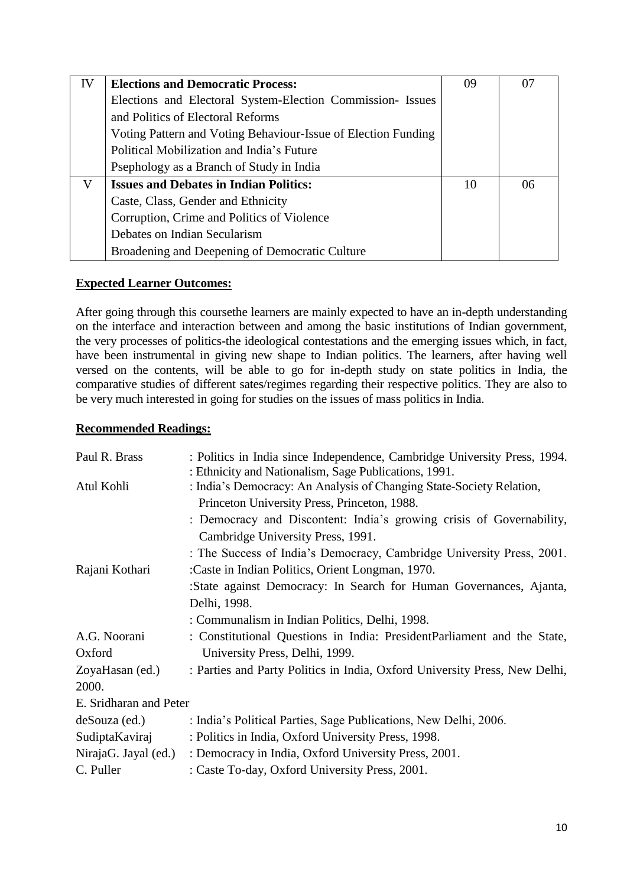| IV | **Elections and Democratic Process:**<br>Elections and Electoral System-Election Commission- Issues and Politics of Electoral Reforms<br>Voting Pattern and Voting Behaviour-Issue of Election Funding<br>Political Mobilization and India's Future<br>Psephology as a Branch of Study in India | 09 | 07 |
|---|---|---|---|
| V | **Issues and Debates in Indian Politics:**<br>Caste, Class, Gender and Ethnicity<br>Corruption, Crime and Politics of Violence<br>Debates on Indian Secularism<br>Broadening and Deepening of Democratic Culture | 10 | 06 |

**Expected Learner Outcomes:**

After going through this coursethe learners are mainly expected to have an in-depth understanding on the interface and interaction between and among the basic institutions of Indian government, the very processes of politics-the ideological contestations and the emerging issues which, in fact, have been instrumental in giving new shape to Indian politics. The learners, after having well versed on the contents, will be able to go for in-depth study on state politics in India, the comparative studies of different sates/regimes regarding their respective politics. They are also to be very much interested in going for studies on the issues of mass politics in India.

**Recommended Readings:**

Paul R. Brass : Politics in India since Independence, Cambridge University Press, 1994.
: Ethnicity and Nationalism, Sage Publications, 1991.

Atul Kohli : India's Democracy: An Analysis of Changing State-Society Relation, Princeton University Press, Princeton, 1988.
: Democracy and Discontent: India's growing crisis of Governability, Cambridge University Press, 1991.
: The Success of India's Democracy, Cambridge University Press, 2001.

Rajani Kothari :Caste in Indian Politics, Orient Longman, 1970.
:State against Democracy: In Search for Human Governances, Ajanta, Delhi, 1998.
: Communalism in Indian Politics, Delhi, 1998.

A.G. Noorani : Constitutional Questions in India: PresidentParliament and the State, Oxford University Press, Delhi, 1999.

ZoyaHasan (ed.) : Parties and Party Politics in India, Oxford University Press, New Delhi, 2000.

E. Sridharan and Peter deSouza (ed.) : India's Political Parties, Sage Publications, New Delhi, 2006.

SudiptaKaviraj : Politics in India, Oxford University Press, 1998.

NirajaG. Jayal (ed.) : Democracy in India, Oxford University Press, 2001.

C. Puller : Caste To-day, Oxford University Press, 2001.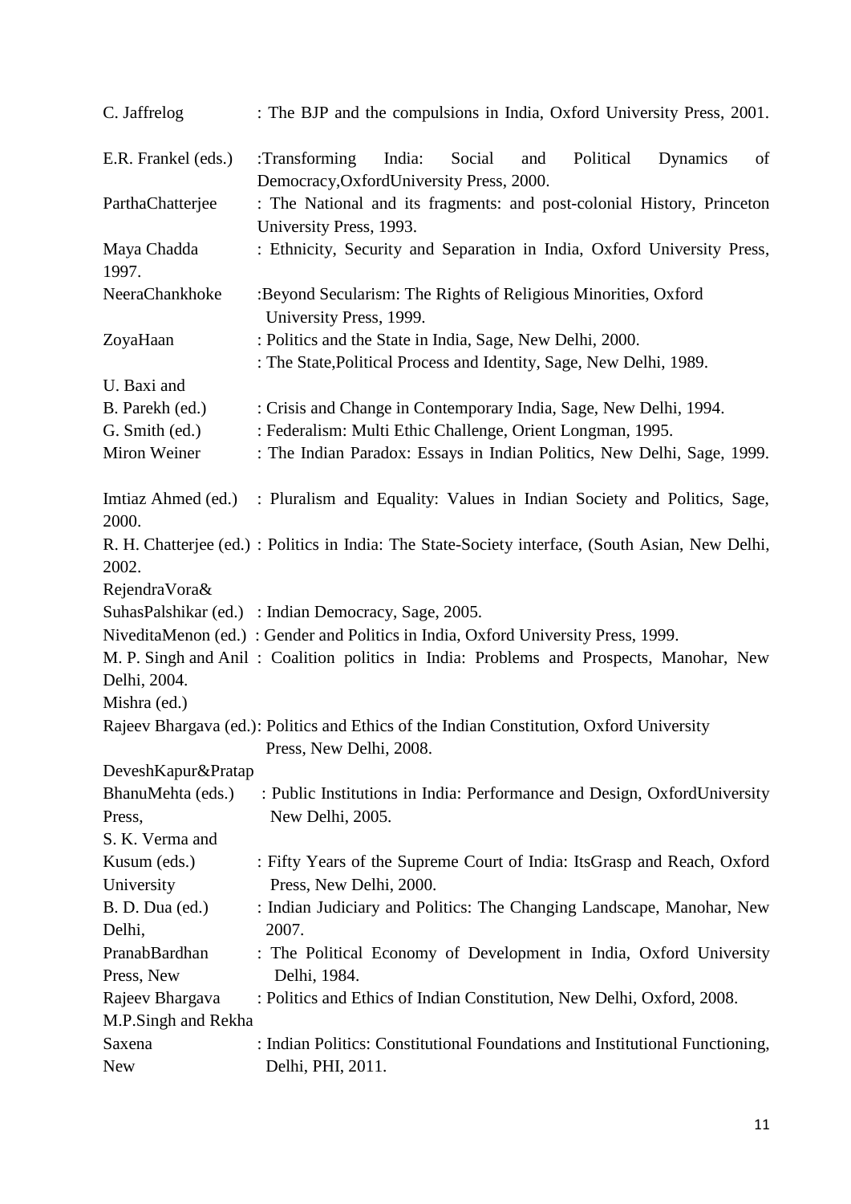C. Jaffrelog : The BJP and the compulsions in India, Oxford University Press, 2001.

E.R. Frankel (eds.) :Transforming India: Social and Political Dynamics of Democracy,OxfordUniversity Press, 2000.

ParthaChatterjee : The National and its fragments: and post-colonial History, Princeton University Press, 1993.

Maya Chadda : Ethnicity, Security and Separation in India, Oxford University Press, 1997.

NeeraChankhoke :Beyond Secularism: The Rights of Religious Minorities, Oxford University Press, 1999.

ZoyaHaan : Politics and the State in India, Sage, New Delhi, 2000.
: The State,Political Process and Identity, Sage, New Delhi, 1989.

U. Baxi and B. Parekh (ed.) : Crisis and Change in Contemporary India, Sage, New Delhi, 1994.

G. Smith (ed.) : Federalism: Multi Ethic Challenge, Orient Longman, 1995.

Miron Weiner : The Indian Paradox: Essays in Indian Politics, New Delhi, Sage, 1999.

Imtiaz Ahmed (ed.) : Pluralism and Equality: Values in Indian Society and Politics, Sage, 2000.

R. H. Chatterjee (ed.) : Politics in India: The State-Society interface, (South Asian, New Delhi, 2002.

RejendraVora& SuhasPalshikar (ed.) : Indian Democracy, Sage, 2005.

NiveditaMenon (ed.) : Gender and Politics in India, Oxford University Press, 1999.

M. P. Singh and Anil Mishra (ed.) : Coalition politics in India: Problems and Prospects, Manohar, New Delhi, 2004.

Rajeev Bhargava (ed.): Politics and Ethics of the Indian Constitution, Oxford University Press, New Delhi, 2008.

DeveshKapur&Pratap BhanuMehta (eds.) : Public Institutions in India: Performance and Design, OxfordUniversity Press, New Delhi, 2005.

S. K. Verma and Kusum (eds.) : Fifty Years of the Supreme Court of India: ItsGrasp and Reach, Oxford University Press, New Delhi, 2000.

B. D. Dua (ed.) : Indian Judiciary and Politics: The Changing Landscape, Manohar, New Delhi, 2007.

PranabBardhan : The Political Economy of Development in India, Oxford University Press, New Delhi, 1984.

Rajeev Bhargava : Politics and Ethics of Indian Constitution, New Delhi, Oxford, 2008.

M.P.Singh and Rekha Saxena : Indian Politics: Constitutional Foundations and Institutional Functioning, New Delhi, PHI, 2011.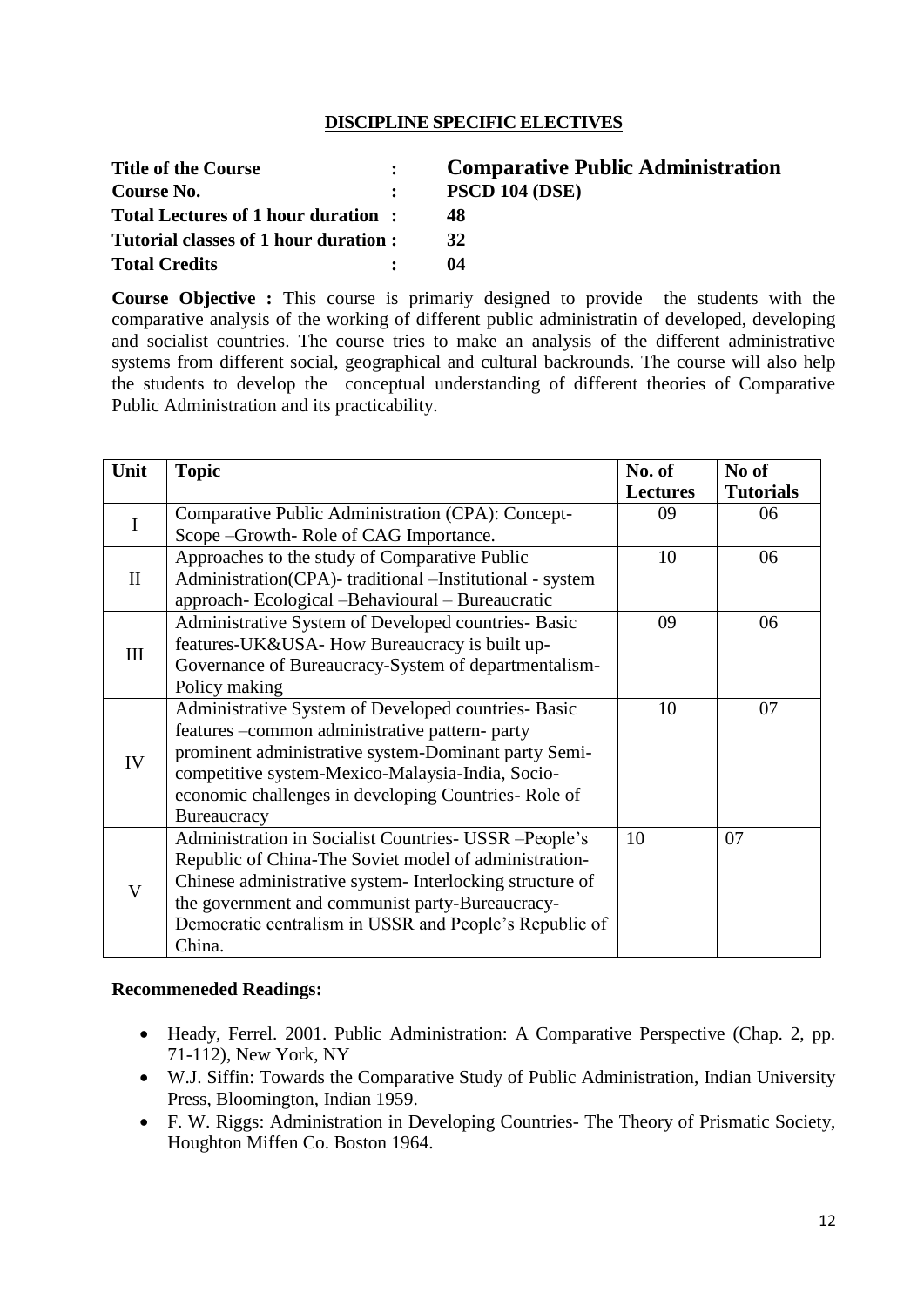## DISCIPLINE SPECIFIC ELECTIVES

**Title of the Course** : **Comparative Public Administration**
**Course No.** : **PSCD 104 (DSE)**
**Total Lectures of 1 hour duration** : **48**
**Tutorial classes of 1 hour duration** : **32**
**Total Credits** : **04**

**Course Objective :** This course is primariy designed to provide the students with the comparative analysis of the working of different public administratin of developed, developing and socialist countries. The course tries to make an analysis of the different administrative systems from different social, geographical and cultural backrounds. The course will also help the students to develop the conceptual understanding of different theories of Comparative Public Administration and its practicability.

| Unit | Topic | No. of Lectures | No of Tutorials |
|---|---|---|---|
| I | Comparative Public Administration (CPA): Concept-Scope –Growth- Role of CAG Importance. | 09 | 06 |
| II | Approaches to the study of Comparative Public Administration(CPA)- traditional –Institutional - system approach- Ecological –Behavioural – Bureaucratic | 10 | 06 |
| III | Administrative System of Developed countries- Basic features-UK&USA- How Bureaucracy is built up-Governance of Bureaucracy-System of departmentalism-Policy making | 09 | 06 |
| IV | Administrative System of Developed countries- Basic features –common administrative pattern- party prominent administrative system-Dominant party Semi-competitive system-Mexico-Malaysia-India, Socio-economic challenges in developing Countries- Role of Bureaucracy | 10 | 07 |
| V | Administration in Socialist Countries- USSR –People's Republic of China-The Soviet model of administration-Chinese administrative system- Interlocking structure of the government and communist party-Bureaucracy-Democratic centralism in USSR and People's Republic of China. | 10 | 07 |

**Recommeneded Readings:**

- Heady, Ferrel. 2001. Public Administration: A Comparative Perspective (Chap. 2, pp. 71-112), New York, NY
- W.J. Siffin: Towards the Comparative Study of Public Administration, Indian University Press, Bloomington, Indian 1959.
- F. W. Riggs: Administration in Developing Countries- The Theory of Prismatic Society, Houghton Miffen Co. Boston 1964.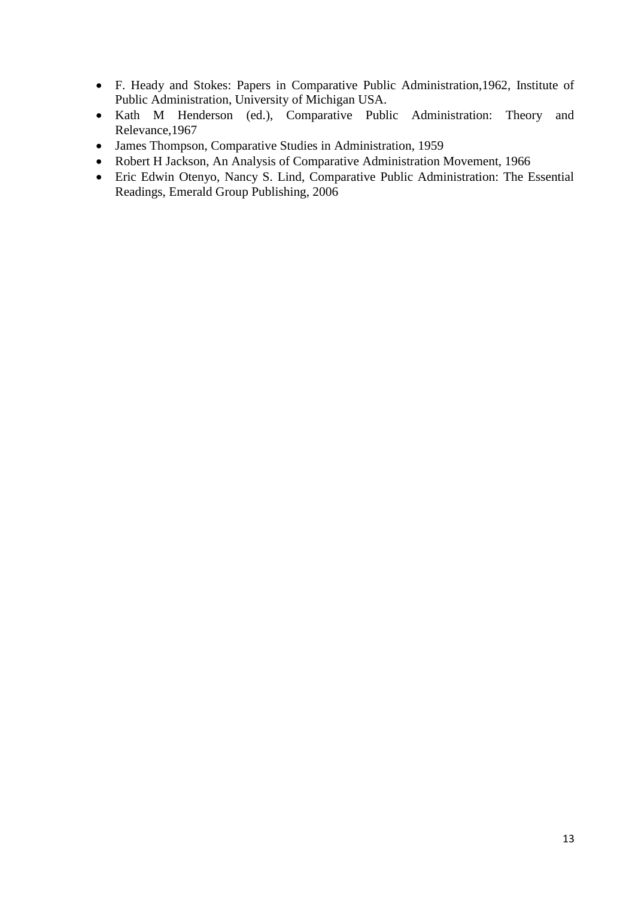- F. Heady and Stokes: Papers in Comparative Public Administration,1962, Institute of Public Administration, University of Michigan USA.
- Kath M Henderson (ed.), Comparative Public Administration: Theory and Relevance,1967
- James Thompson, Comparative Studies in Administration, 1959
- Robert H Jackson, An Analysis of Comparative Administration Movement, 1966
- Eric Edwin Otenyo, Nancy S. Lind, Comparative Public Administration: The Essential Readings, Emerald Group Publishing, 2006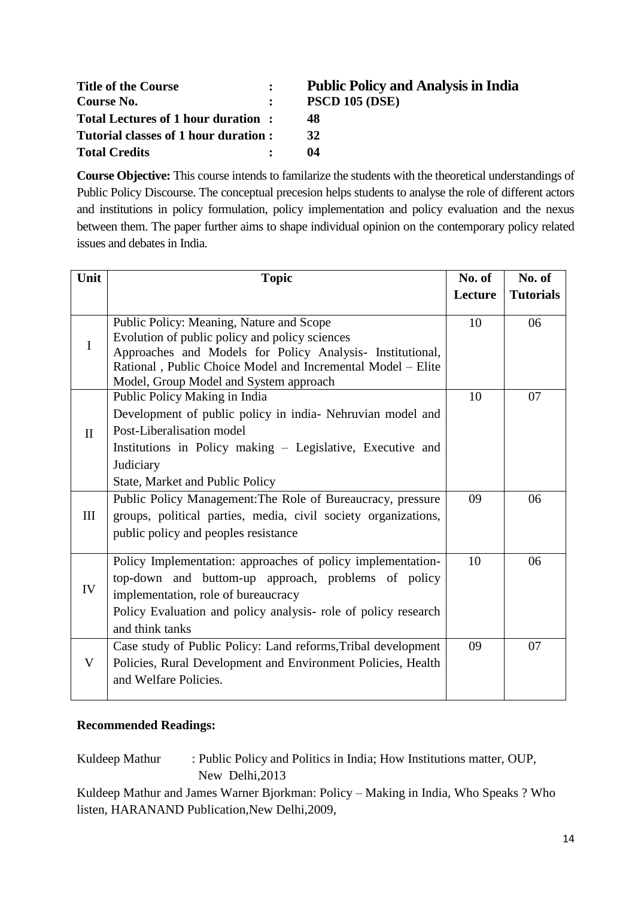| | | |
|---|---|---|
| **Title of the Course** | **:** | **Public Policy and Analysis in India** |
| **Course No.** | **:** | **PSCD 105 (DSE)** |
| **Total Lectures of 1 hour duration** | **:** | **48** |
| **Tutorial classes of 1 hour duration** | **:** | **32** |
| **Total Credits** | **:** | **04** |

**Course Objective:** This course intends to familarize the students with the theoretical understandings of Public Policy Discourse. The conceptual precesion helps students to analyse the role of different actors and institutions in policy formulation, policy implementation and policy evaluation and the nexus between them. The paper further aims to shape individual opinion on the contemporary policy related issues and debates in India.

| Unit | Topic | No. of Lecture | No. of Tutorials |
|---|---|---|---|
| I | Public Policy: Meaning, Nature and Scope<br>Evolution of public policy and policy sciences<br>Approaches and Models for Policy Analysis- Institutional, Rational , Public Choice Model and Incremental Model – Elite Model, Group Model and System approach | 10 | 06 |
| II | Public Policy Making in India<br>Development of public policy in india- Nehruvian model and Post-Liberalisation model<br>Institutions in Policy making – Legislative, Executive and Judiciary<br>State, Market and Public Policy | 10 | 07 |
| III | Public Policy Management:The Role of Bureaucracy, pressure groups, political parties, media, civil society organizations, public policy and peoples resistance | 09 | 06 |
| IV | Policy Implementation: approaches of policy implementation- top-down and buttom-up approach, problems of policy implementation, role of bureaucracy<br>Policy Evaluation and policy analysis- role of policy research and think tanks | 10 | 06 |
| V | Case study of Public Policy: Land reforms,Tribal development Policies, Rural Development and Environment Policies, Health and Welfare Policies. | 09 | 07 |

**Recommended Readings:**

Kuldeep Mathur : Public Policy and Politics in India; How Institutions matter, OUP, New Delhi,2013

Kuldeep Mathur and James Warner Bjorkman: Policy – Making in India, Who Speaks ? Who listen, HARANAND Publication,New Delhi,2009,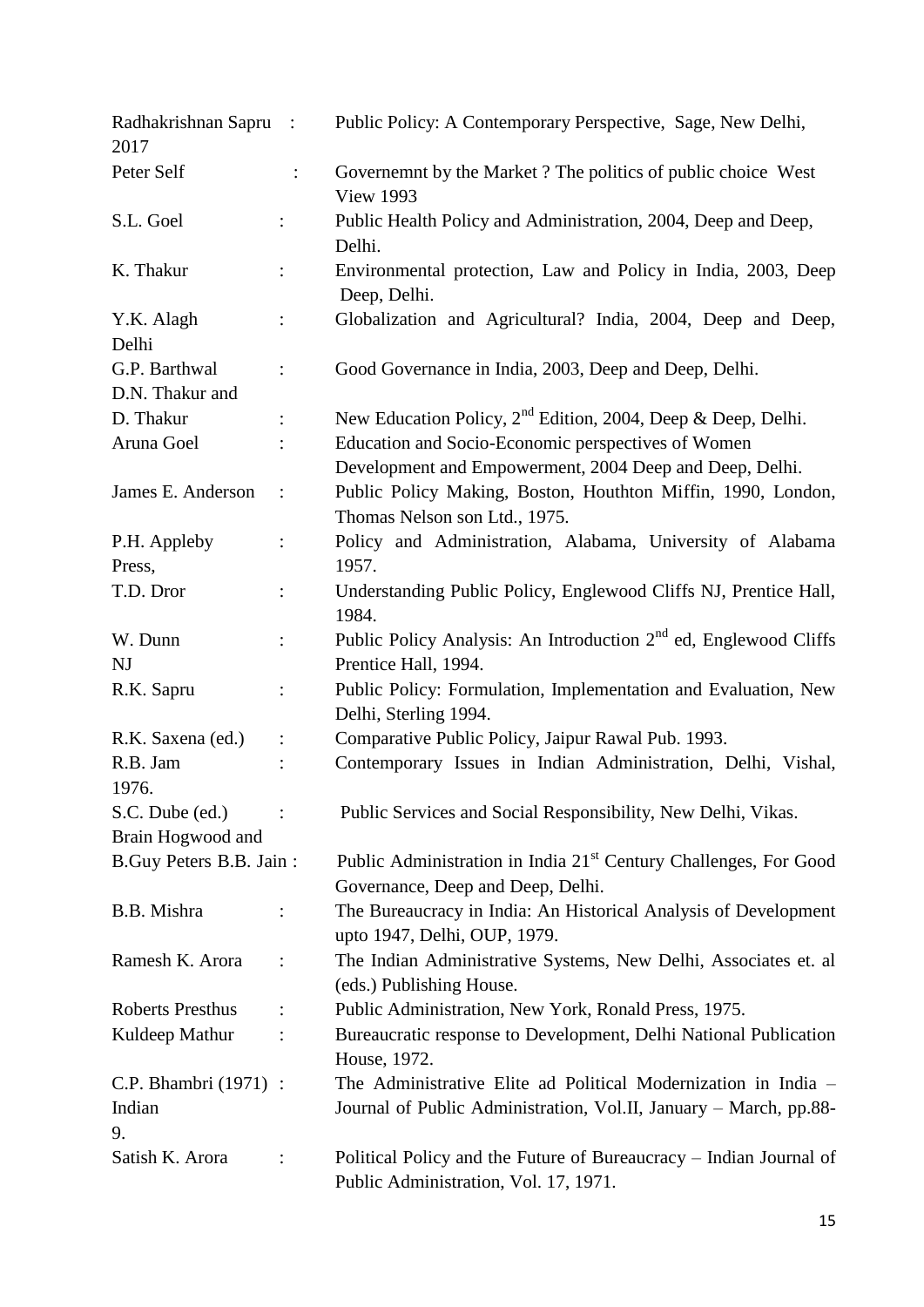| | | |
|---|---|---|
| Radhakrishnan Sapru 2017 | : | Public Policy: A Contemporary Perspective, Sage, New Delhi, |
| Peter Self | : | Governemnt by the Market ? The politics of public choice West View 1993 |
| S.L. Goel | : | Public Health Policy and Administration, 2004, Deep and Deep, Delhi. |
| K. Thakur | : | Environmental protection, Law and Policy in India, 2003, Deep Deep, Delhi. |
| Y.K. Alagh Delhi | : | Globalization and Agricultural? India, 2004, Deep and Deep, |
| G.P. Barthwal | : | Good Governance in India, 2003, Deep and Deep, Delhi. |
| D.N. Thakur and D. Thakur | : | New Education Policy, 2nd Edition, 2004, Deep & Deep, Delhi. |
| Aruna Goel | : | Education and Socio-Economic perspectives of Women Development and Empowerment, 2004 Deep and Deep, Delhi. |
| James E. Anderson | : | Public Policy Making, Boston, Houthton Miffin, 1990, London, Thomas Nelson son Ltd., 1975. |
| P.H. Appleby Press, | : | Policy and Administration, Alabama, University of Alabama 1957. |
| T.D. Dror | : | Understanding Public Policy, Englewood Cliffs NJ, Prentice Hall, 1984. |
| W. Dunn NJ | : | Public Policy Analysis: An Introduction 2nd ed, Englewood Cliffs Prentice Hall, 1994. |
| R.K. Sapru | : | Public Policy: Formulation, Implementation and Evaluation, New Delhi, Sterling 1994. |
| R.K. Saxena (ed.) | : | Comparative Public Policy, Jaipur Rawal Pub. 1993. |
| R.B. Jam 1976. | : | Contemporary Issues in Indian Administration, Delhi, Vishal, |
| S.C. Dube (ed.) | : | Public Services and Social Responsibility, New Delhi, Vikas. |
| Brain Hogwood and B.Guy Peters B.B. Jain | : | Public Administration in India 21st Century Challenges, For Good Governance, Deep and Deep, Delhi. |
| B.B. Mishra | : | The Bureaucracy in India: An Historical Analysis of Development upto 1947, Delhi, OUP, 1979. |
| Ramesh K. Arora | : | The Indian Administrative Systems, New Delhi, Associates et. al (eds.) Publishing House. |
| Roberts Presthus | : | Public Administration, New York, Ronald Press, 1975. |
| Kuldeep Mathur | : | Bureaucratic response to Development, Delhi National Publication House, 1972. |
| C.P. Bhambri (1971) Indian 9. | : | The Administrative Elite ad Political Modernization in India – Journal of Public Administration, Vol.II, January – March, pp.88- |
| Satish K. Arora | : | Political Policy and the Future of Bureaucracy – Indian Journal of Public Administration, Vol. 17, 1971. |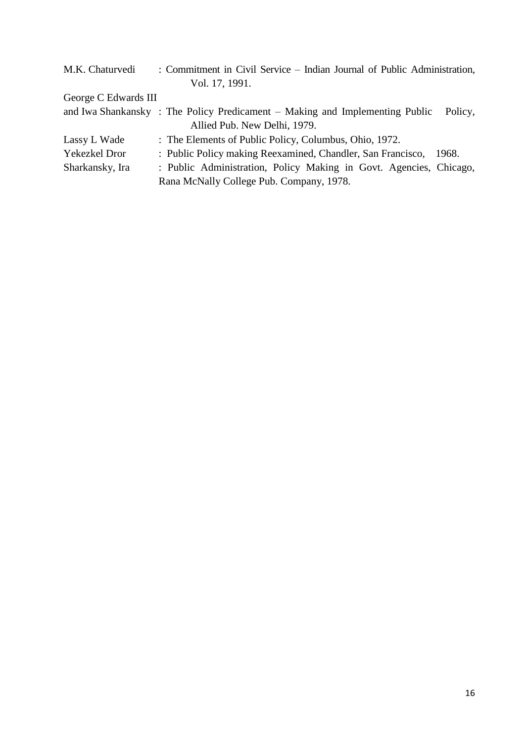M.K. Chaturvedi : Commitment in Civil Service – Indian Journal of Public Administration, Vol. 17, 1991.

George C Edwards III and Iwa Shankansky : The Policy Predicament – Making and Implementing Public Policy, Allied Pub. New Delhi, 1979.

Lassy L Wade : The Elements of Public Policy, Columbus, Ohio, 1972.

Yekezkel Dror : Public Policy making Reexamined, Chandler, San Francisco, 1968.

Sharkansky, Ira : Public Administration, Policy Making in Govt. Agencies, Chicago, Rana McNally College Pub. Company, 1978.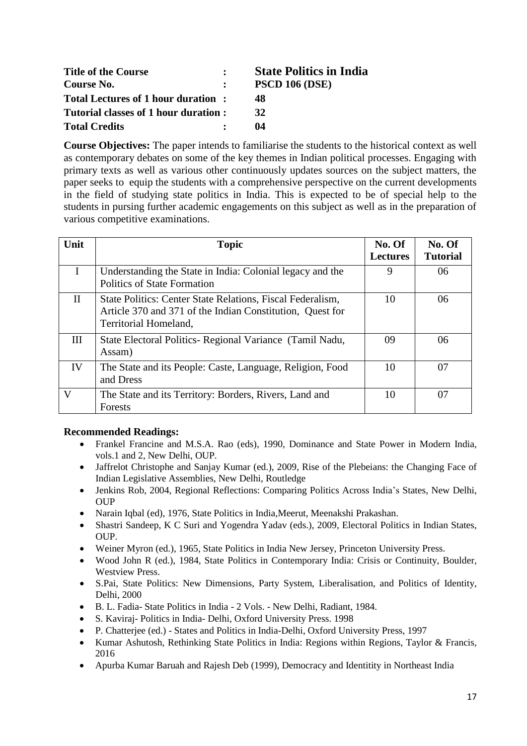| | | |
|---|---|---|
| **Title of the Course** | **:** | **State Politics in India** |
| **Course No.** | **:** | **PSCD 106 (DSE)** |
| **Total Lectures of 1 hour duration** | **:** | **48** |
| **Tutorial classes of 1 hour duration** | **:** | **32** |
| **Total Credits** | **:** | **04** |

**Course Objectives:** The paper intends to familiarise the students to the historical context as well as contemporary debates on some of the key themes in Indian political processes. Engaging with primary texts as well as various other continuously updates sources on the subject matters, the paper seeks to equip the students with a comprehensive perspective on the current developments in the field of studying state politics in India. This is expected to be of special help to the students in pursing further academic engagements on this subject as well as in the preparation of various competitive examinations.

| Unit | Topic | No. Of Lectures | No. Of Tutorial |
|---|---|---|---|
| I | Understanding the State in India: Colonial legacy and the Politics of State Formation | 9 | 06 |
| II | State Politics: Center State Relations, Fiscal Federalism, Article 370 and 371 of the Indian Constitution, Quest for Territorial Homeland, | 10 | 06 |
| III | State Electoral Politics- Regional Variance (Tamil Nadu, Assam) | 09 | 06 |
| IV | The State and its People: Caste, Language, Religion, Food and Dress | 10 | 07 |
| V | The State and its Territory: Borders, Rivers, Land and Forests | 10 | 07 |

**Recommended Readings:**

- Frankel Francine and M.S.A. Rao (eds), 1990, Dominance and State Power in Modern India, vols.1 and 2, New Delhi, OUP.
- Jaffrelot Christophe and Sanjay Kumar (ed.), 2009, Rise of the Plebeians: the Changing Face of Indian Legislative Assemblies, New Delhi, Routledge
- Jenkins Rob, 2004, Regional Reflections: Comparing Politics Across India's States, New Delhi, OUP
- Narain Iqbal (ed), 1976, State Politics in India,Meerut, Meenakshi Prakashan.
- Shastri Sandeep, K C Suri and Yogendra Yadav (eds.), 2009, Electoral Politics in Indian States, OUP.
- Weiner Myron (ed.), 1965, State Politics in India New Jersey, Princeton University Press.
- Wood John R (ed.), 1984, State Politics in Contemporary India: Crisis or Continuity, Boulder, Westview Press.
- S.Pai, State Politics: New Dimensions, Party System, Liberalisation, and Politics of Identity, Delhi, 2000
- B. L. Fadia- State Politics in India - 2 Vols. - New Delhi, Radiant, 1984.
- S. Kaviraj- Politics in India- Delhi, Oxford University Press. 1998
- P. Chatterjee (ed.) - States and Politics in India-Delhi, Oxford University Press, 1997
- Kumar Ashutosh, Rethinking State Politics in India: Regions within Regions, Taylor & Francis, 2016
- Apurba Kumar Baruah and Rajesh Deb (1999), Democracy and Identitity in Northeast India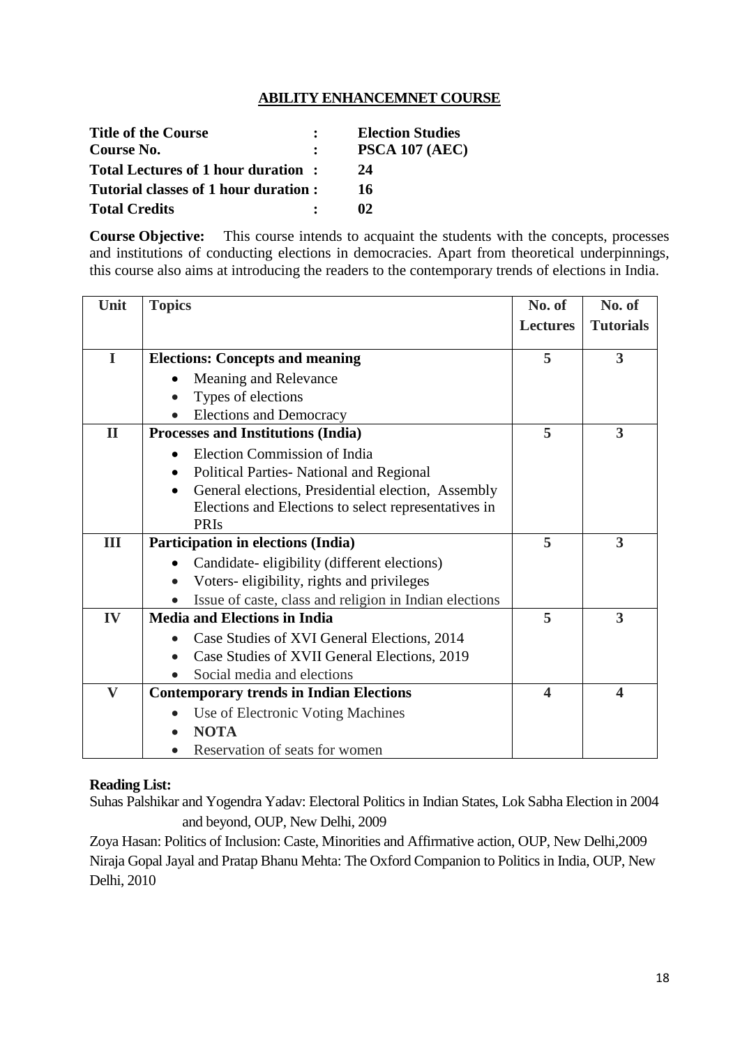## ABILITY ENHANCEMNET COURSE

**Title of the Course : Election Studies**
**Course No. : PSCA 107 (AEC)**
**Total Lectures of 1 hour duration : 24**
**Tutorial classes of 1 hour duration : 16**
**Total Credits : 02**

**Course Objective:** This course intends to acquaint the students with the concepts, processes and institutions of conducting elections in democracies. Apart from theoretical underpinnings, this course also aims at introducing the readers to the contemporary trends of elections in India.

| Unit | Topics | No. of Lectures | No. of Tutorials |
|---|---|---|---|
| I | **Elections: Concepts and meaning**<br>• Meaning and Relevance<br>• Types of elections<br>• Elections and Democracy | 5 | 3 |
| II | **Processes and Institutions (India)**<br>• Election Commission of India<br>• Political Parties- National and Regional<br>• General elections, Presidential election, Assembly Elections and Elections to select representatives in PRIs | 5 | 3 |
| III | **Participation in elections (India)**<br>• Candidate- eligibility (different elections)<br>• Voters- eligibility, rights and privileges<br>• Issue of caste, class and religion in Indian elections | 5 | 3 |
| IV | **Media and Elections in India**<br>• Case Studies of XVI General Elections, 2014<br>• Case Studies of XVII General Elections, 2019<br>• Social media and elections | 5 | 3 |
| V | **Contemporary trends in Indian Elections**<br>• Use of Electronic Voting Machines<br>• **NOTA**<br>• Reservation of seats for women | 4 | 4 |

**Reading List:**

Suhas Palshikar and Yogendra Yadav: Electoral Politics in Indian States, Lok Sabha Election in 2004 and beyond, OUP, New Delhi, 2009

Zoya Hasan: Politics of Inclusion: Caste, Minorities and Affirmative action, OUP, New Delhi,2009

Niraja Gopal Jayal and Pratap Bhanu Mehta: The Oxford Companion to Politics in India, OUP, New Delhi, 2010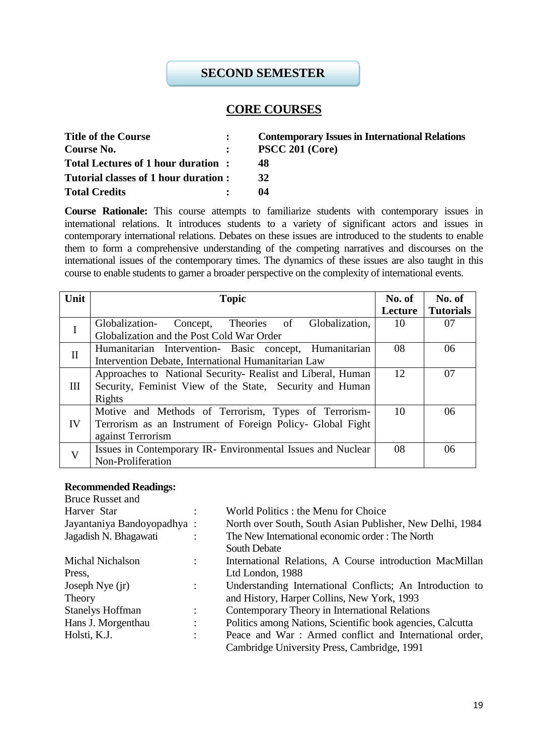# SECOND SEMESTER

## CORE COURSES

**Title of the Course** : **Contemporary Issues in International Relations**
**Course No.** : **PSCC 201 (Core)**
**Total Lectures of 1 hour duration** : **48**
**Tutorial classes of 1 hour duration** : **32**
**Total Credits** : **04**

**Course Rationale:** This course attempts to familiarize students with contemporary issues in international relations. It introduces students to a variety of significant actors and issues in contemporary international relations. Debates on these issues are introduced to the students to enable them to form a comprehensive understanding of the competing narratives and discourses on the international issues of the contemporary times. The dynamics of these issues are also taught in this course to enable students to garner a broader perspective on the complexity of international events.

| Unit | Topic | No. of Lecture | No. of Tutorials |
|---|---|---|---|
| I | Globalization- Concept, Theories of Globalization, Globalization and the Post Cold War Order | 10 | 07 |
| II | Humanitarian Intervention- Basic concept, Humanitarian Intervention Debate, International Humanitarian Law | 08 | 06 |
| III | Approaches to National Security- Realist and Liberal, Human Security, Feminist View of the State, Security and Human Rights | 12 | 07 |
| IV | Motive and Methods of Terrorism, Types of Terrorism- Terrorism as an Instrument of Foreign Policy- Global Fight against Terrorism | 10 | 06 |
| V | Issues in Contemporary IR- Environmental Issues and Nuclear Non-Proliferation | 08 | 06 |

**Recommended Readings:**

- Bruce Russet and Harver Star : World Politics : the Menu for Choice
- Jayantaniya Bandoyopadhya : North over South, South Asian Publisher, New Delhi, 1984
- Jagadish N. Bhagawati : The New International economic order : The North South Debate
- Michal Nichalson Press, : International Relations, A Course introduction MacMillan Ltd London, 1988
- Joseph Nye (jr) Theory : Understanding International Conflicts; An Introduction to and History, Harper Collins, New York, 1993
- Stanelys Hoffman : Contemporary Theory in International Relations
- Hans J. Morgenthau : Politics among Nations, Scientific book agencies, Calcutta
- Holsti, K.J. : Peace and War : Armed conflict and International order, Cambridge University Press, Cambridge, 1991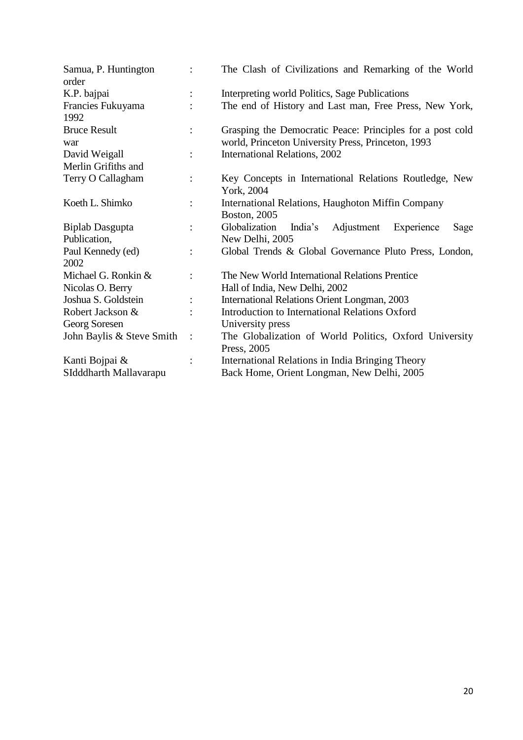| | | |
|---|---|---|
| Samua, P. Huntington order | : | The Clash of Civilizations and Remarking of the World |
| K.P. bajpai | : | Interpreting world Politics, Sage Publications |
| Francies Fukuyama 1992 | : | The end of History and Last man, Free Press, New York, |
| Bruce Result war | : | Grasping the Democratic Peace: Principles for a post cold world, Princeton University Press, Princeton, 1993 |
| David Weigall | : | International Relations, 2002 |
| Merlin Grifiths and Terry O Callagham | : | Key Concepts in International Relations Routledge, New York, 2004 |
| Koeth L. Shimko | : | International Relations, Haughoton Miffin Company Boston, 2005 |
| Biplab Dasgupta Publication, | : | Globalization India's Adjustment Experience Sage New Delhi, 2005 |
| Paul Kennedy (ed) 2002 | : | Global Trends & Global Governance Pluto Press, London, |
| Michael G. Ronkin & Nicolas O. Berry | : | The New World International Relations Prentice Hall of India, New Delhi, 2002 |
| Joshua S. Goldstein | : | International Relations Orient Longman, 2003 |
| Robert Jackson & Georg Soresen | : | Introduction to International Relations Oxford University press |
| John Baylis & Steve Smith | : | The Globalization of World Politics, Oxford University Press, 2005 |
| Kanti Bojpai & SIdddharth Mallavarapu | : | International Relations in India Bringing Theory Back Home, Orient Longman, New Delhi, 2005 |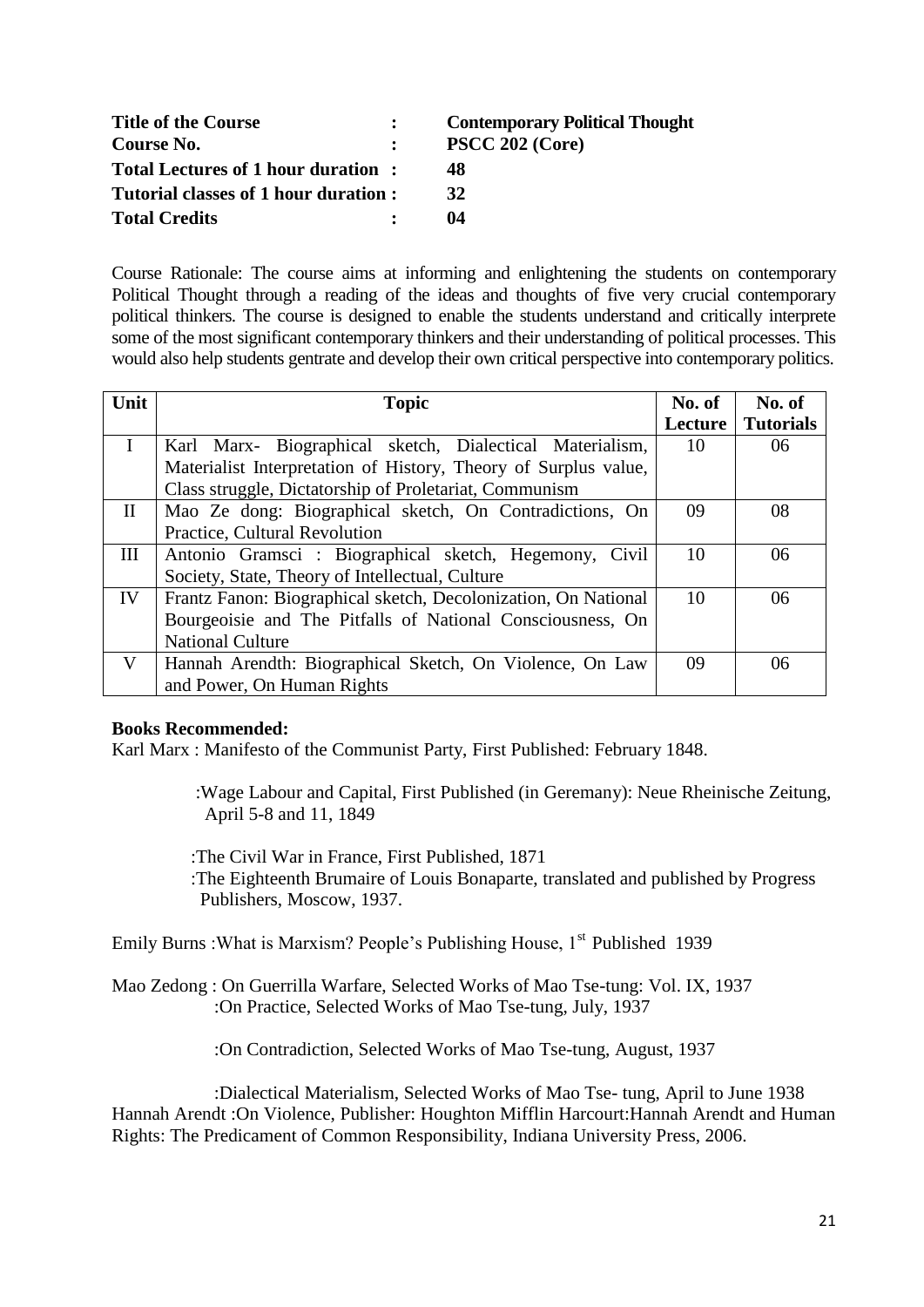**Title of the Course** : **Contemporary Political Thought**
**Course No.** : **PSCC 202 (Core)**
**Total Lectures of 1 hour duration** : **48**
**Tutorial classes of 1 hour duration** : **32**
**Total Credits** : **04**

Course Rationale: The course aims at informing and enlightening the students on contemporary Political Thought through a reading of the ideas and thoughts of five very crucial contemporary political thinkers. The course is designed to enable the students understand and critically interprete some of the most significant contemporary thinkers and their understanding of political processes. This would also help students gentrate and develop their own critical perspective into contemporary politics.

| Unit | Topic | No. of Lecture | No. of Tutorials |
|---|---|---|---|
| I | Karl Marx- Biographical sketch, Dialectical Materialism, Materialist Interpretation of History, Theory of Surplus value, Class struggle, Dictatorship of Proletariat, Communism | 10 | 06 |
| II | Mao Ze dong: Biographical sketch, On Contradictions, On Practice, Cultural Revolution | 09 | 08 |
| III | Antonio Gramsci : Biographical sketch, Hegemony, Civil Society, State, Theory of Intellectual, Culture | 10 | 06 |
| IV | Frantz Fanon: Biographical sketch, Decolonization, On National Bourgeoisie and The Pitfalls of National Consciousness, On National Culture | 10 | 06 |
| V | Hannah Arendth: Biographical Sketch, On Violence, On Law and Power, On Human Rights | 09 | 06 |

**Books Recommended:**

Karl Marx : Manifesto of the Communist Party, First Published: February 1848.

:Wage Labour and Capital, First Published (in Geremany): Neue Rheinische Zeitung, April 5-8 and 11, 1849

:The Civil War in France, First Published, 1871

:The Eighteenth Brumaire of Louis Bonaparte, translated and published by Progress Publishers, Moscow, 1937.

Emily Burns :What is Marxism? People's Publishing House, 1st Published 1939

Mao Zedong : On Guerrilla Warfare, Selected Works of Mao Tse-tung: Vol. IX, 1937

:On Practice, Selected Works of Mao Tse-tung, July, 1937

:On Contradiction, Selected Works of Mao Tse-tung, August, 1937

:Dialectical Materialism, Selected Works of Mao Tse- tung, April to June 1938

Hannah Arendt :On Violence, Publisher: Houghton Mifflin Harcourt:Hannah Arendt and Human Rights: The Predicament of Common Responsibility, Indiana University Press, 2006.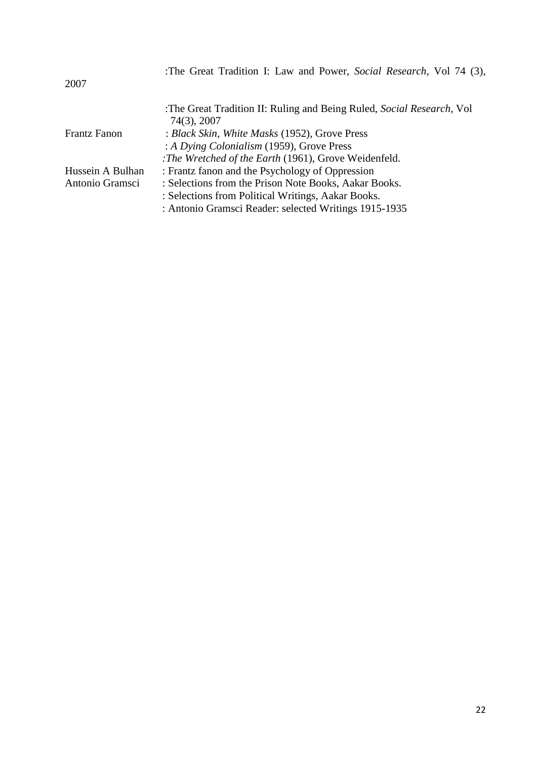|  |  |
|---|---|
| 2007 | :The Great Tradition I: Law and Power, *Social Research*, Vol 74 (3), |
|  | :The Great Tradition II: Ruling and Being Ruled, *Social Research*, Vol 74(3), 2007 |
| Frantz Fanon | : *Black Skin, White Masks* (1952), Grove Press |
|  | : *A Dying Colonialism* (1959), Grove Press |
|  | :*The Wretched of the Earth* (1961), Grove Weidenfeld. |
| Hussein A Bulhan | : Frantz fanon and the Psychology of Oppression |
| Antonio Gramsci | : Selections from the Prison Note Books, Aakar Books. |
|  | : Selections from Political Writings, Aakar Books. |
|  | : Antonio Gramsci Reader: selected Writings 1915-1935 |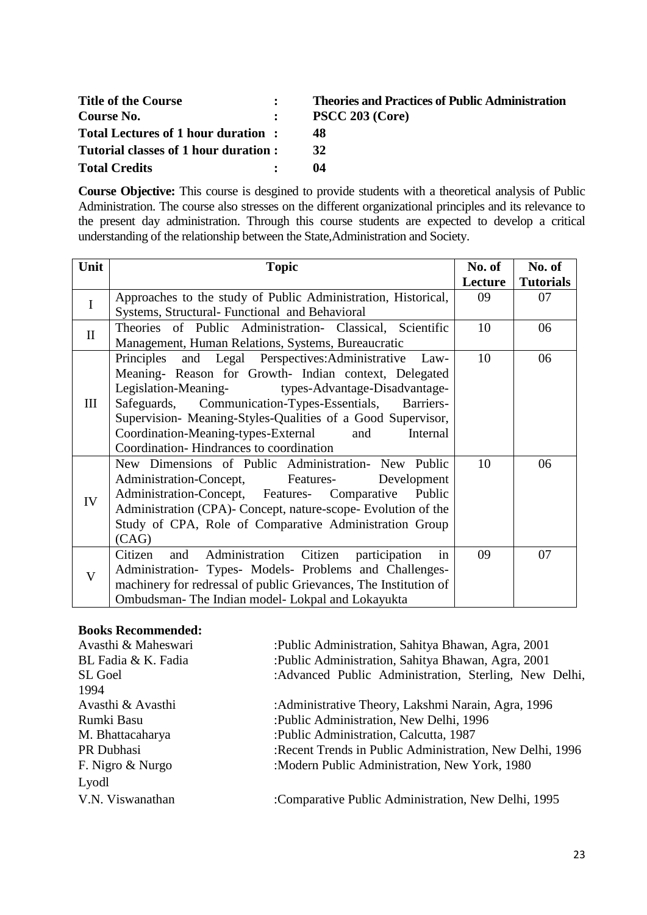**Title of the Course** : **Theories and Practices of Public Administration**
**Course No.** : **PSCC 203 (Core)**
**Total Lectures of 1 hour duration** : **48**
**Tutorial classes of 1 hour duration** : **32**
**Total Credits** : **04**

**Course Objective:** This course is desgined to provide students with a theoretical analysis of Public Administration. The course also stresses on the different organizational principles and its relevance to the present day administration. Through this course students are expected to develop a critical understanding of the relationship between the State,Administration and Society.

| Unit | Topic | No. of Lecture | No. of Tutorials |
|---|---|---|---|
| I | Approaches to the study of Public Administration, Historical, Systems, Structural- Functional and Behavioral | 09 | 07 |
| II | Theories of Public Administration- Classical, Scientific Management, Human Relations, Systems, Bureaucratic | 10 | 06 |
| III | Principles and Legal Perspectives:Administrative Law- Meaning- Reason for Growth- Indian context, Delegated Legislation-Meaning- types-Advantage-Disadvantage-Safeguards, Communication-Types-Essentials, Barriers-Supervision- Meaning-Styles-Qualities of a Good Supervisor, Coordination-Meaning-types-External and Internal Coordination- Hindrances to coordination | 10 | 06 |
| IV | New Dimensions of Public Administration- New Public Administration-Concept, Features- Development Administration-Concept, Features- Comparative Public Administration (CPA)- Concept, nature-scope- Evolution of the Study of CPA, Role of Comparative Administration Group (CAG) | 10 | 06 |
| V | Citizen and Administration Citizen participation in Administration- Types- Models- Problems and Challenges- machinery for redressal of public Grievances, The Institution of Ombudsman- The Indian model- Lokpal and Lokayukta | 09 | 07 |

**Books Recommended:**

Avasthi & Maheswari :Public Administration, Sahitya Bhawan, Agra, 2001
BL Fadia & K. Fadia :Public Administration, Sahitya Bhawan, Agra, 2001
SL Goel :Advanced Public Administration, Sterling, New Delhi, 1994
Avasthi & Avasthi :Administrative Theory, Lakshmi Narain, Agra, 1996
Rumki Basu :Public Administration, New Delhi, 1996
M. Bhattacaharya :Public Administration, Calcutta, 1987
PR Dubhasi :Recent Trends in Public Administration, New Delhi, 1996
F. Nigro & Nurgo Lyodl :Modern Public Administration, New York, 1980
V.N. Viswanathan :Comparative Public Administration, New Delhi, 1995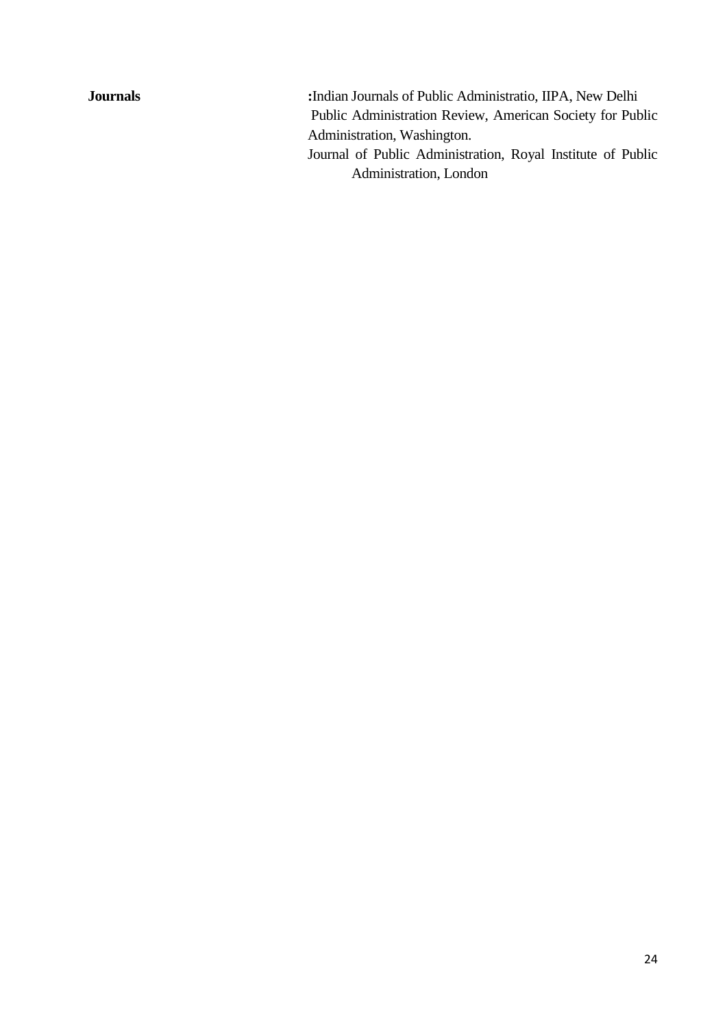**Journals** : Indian Journals of Public Administratio, IIPA, New Delhi
Public Administration Review, American Society for Public Administration, Washington.
Journal of Public Administration, Royal Institute of Public Administration, London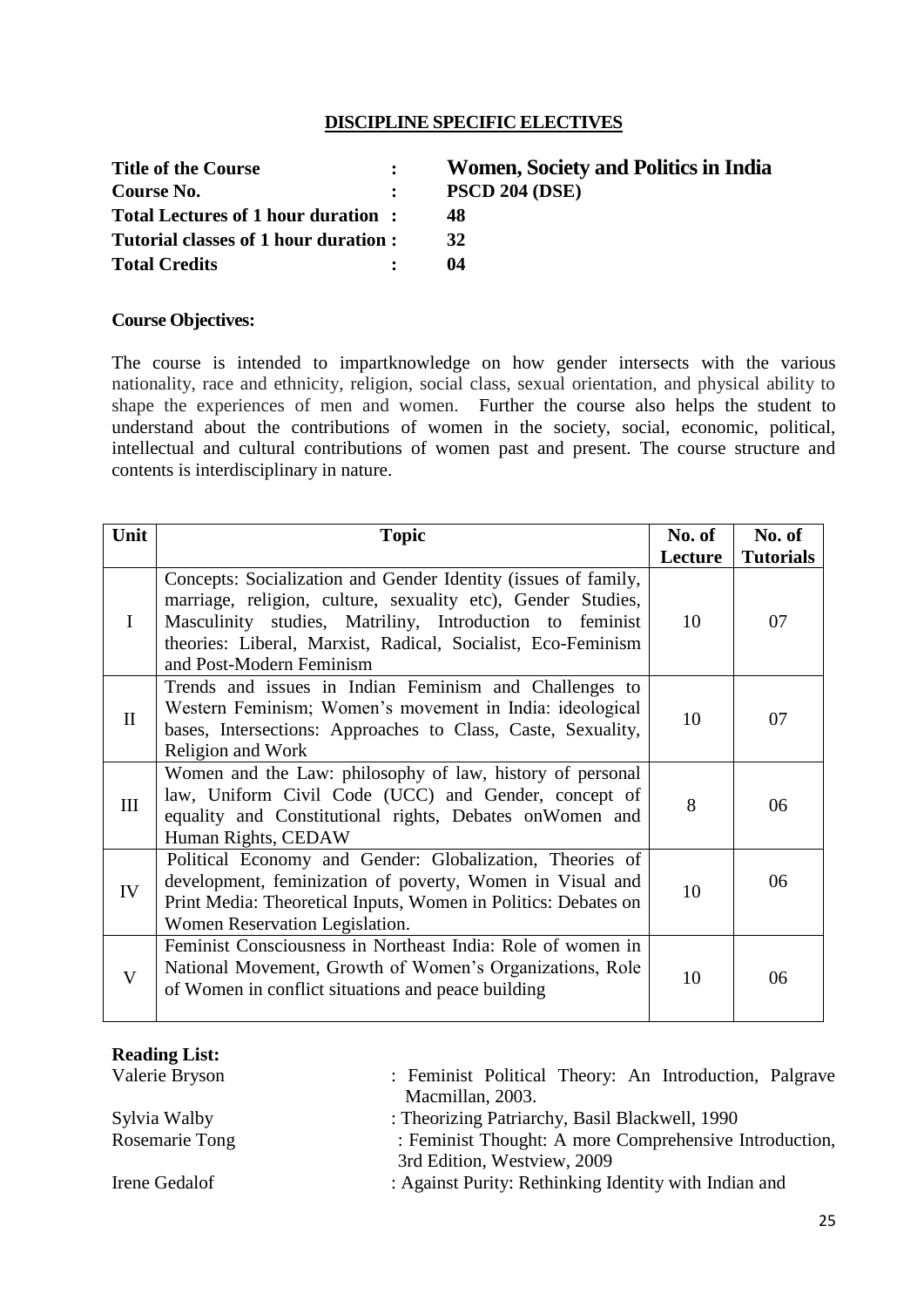## DISCIPLINE SPECIFIC ELECTIVES

**Title of the Course** : **Women, Society and Politics in India**
**Course No.** : **PSCD 204 (DSE)**
**Total Lectures of 1 hour duration** : **48**
**Tutorial classes of 1 hour duration** : **32**
**Total Credits** : **04**

**Course Objectives:**

The course is intended to impartknowledge on how gender intersects with the various nationality, race and ethnicity, religion, social class, sexual orientation, and physical ability to shape the experiences of men and women. Further the course also helps the student to understand about the contributions of women in the society, social, economic, political, intellectual and cultural contributions of women past and present. The course structure and contents is interdisciplinary in nature.

| Unit | Topic | No. of Lecture | No. of Tutorials |
|---|---|---|---|
| I | Concepts: Socialization and Gender Identity (issues of family, marriage, religion, culture, sexuality etc), Gender Studies, Masculinity studies, Matriliny, Introduction to feminist theories: Liberal, Marxist, Radical, Socialist, Eco-Feminism and Post-Modern Feminism | 10 | 07 |
| II | Trends and issues in Indian Feminism and Challenges to Western Feminism; Women's movement in India: ideological bases, Intersections: Approaches to Class, Caste, Sexuality, Religion and Work | 10 | 07 |
| III | Women and the Law: philosophy of law, history of personal law, Uniform Civil Code (UCC) and Gender, concept of equality and Constitutional rights, Debates onWomen and Human Rights, CEDAW | 8 | 06 |
| IV | Political Economy and Gender: Globalization, Theories of development, feminization of poverty, Women in Visual and Print Media: Theoretical Inputs, Women in Politics: Debates on Women Reservation Legislation. | 10 | 06 |
| V | Feminist Consciousness in Northeast India: Role of women in National Movement, Growth of Women's Organizations, Role of Women in conflict situations and peace building | 10 | 06 |

**Reading List:**

Valerie Bryson : Feminist Political Theory: An Introduction, Palgrave Macmillan, 2003.

Sylvia Walby : Theorizing Patriarchy, Basil Blackwell, 1990

Rosemarie Tong : Feminist Thought: A more Comprehensive Introduction, 3rd Edition, Westview, 2009

Irene Gedalof : Against Purity: Rethinking Identity with Indian and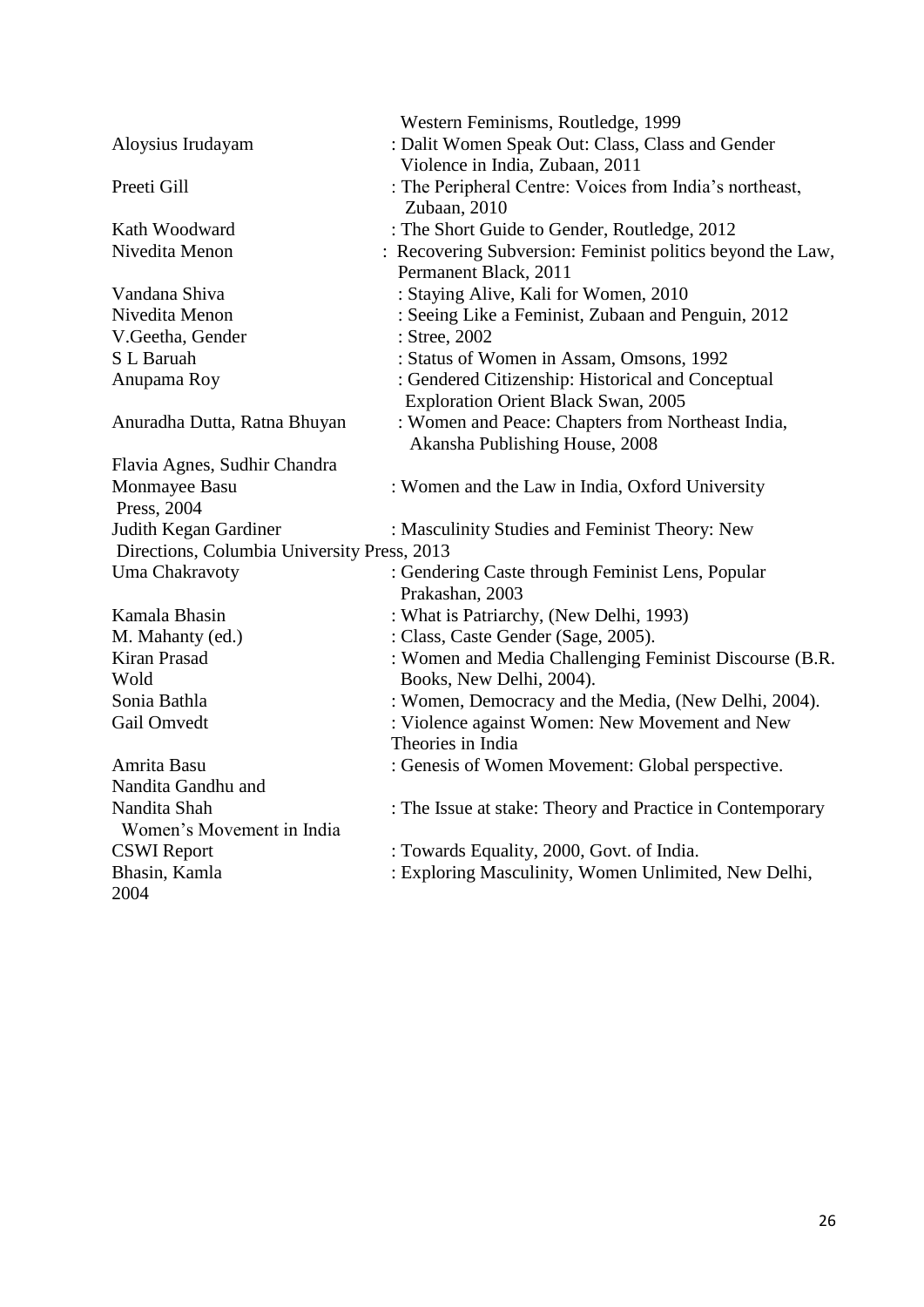Western Feminisms, Routledge, 1999

Aloysius Irudayam : Dalit Women Speak Out: Class, Class and Gender Violence in India, Zubaan, 2011

Preeti Gill : The Peripheral Centre: Voices from India's northeast, Zubaan, 2010

Kath Woodward : The Short Guide to Gender, Routledge, 2012

Nivedita Menon : Recovering Subversion: Feminist politics beyond the Law, Permanent Black, 2011

Vandana Shiva : Staying Alive, Kali for Women, 2010

Nivedita Menon : Seeing Like a Feminist, Zubaan and Penguin, 2012

V.Geetha, Gender : Stree, 2002

S L Baruah : Status of Women in Assam, Omsons, 1992

Anupama Roy : Gendered Citizenship: Historical and Conceptual Exploration Orient Black Swan, 2005

Anuradha Dutta, Ratna Bhuyan : Women and Peace: Chapters from Northeast India, Akansha Publishing House, 2008

Flavia Agnes, Sudhir Chandra Monmayee Basu : Women and the Law in India, Oxford University Press, 2004

Judith Kegan Gardiner : Masculinity Studies and Feminist Theory: New Directions, Columbia University Press, 2013

Uma Chakravoty : Gendering Caste through Feminist Lens, Popular Prakashan, 2003

Kamala Bhasin : What is Patriarchy, (New Delhi, 1993)

M. Mahanty (ed.) : Class, Caste Gender (Sage, 2005).

Kiran Prasad Wold : Women and Media Challenging Feminist Discourse (B.R. Books, New Delhi, 2004).

Sonia Bathla : Women, Democracy and the Media, (New Delhi, 2004).

Gail Omvedt : Violence against Women: New Movement and New Theories in India

Amrita Basu : Genesis of Women Movement: Global perspective.

Nandita Gandhu and Nandita Shah : The Issue at stake: Theory and Practice in Contemporary Women's Movement in India

CSWI Report : Towards Equality, 2000, Govt. of India.

Bhasin, Kamla : Exploring Masculinity, Women Unlimited, New Delhi, 2004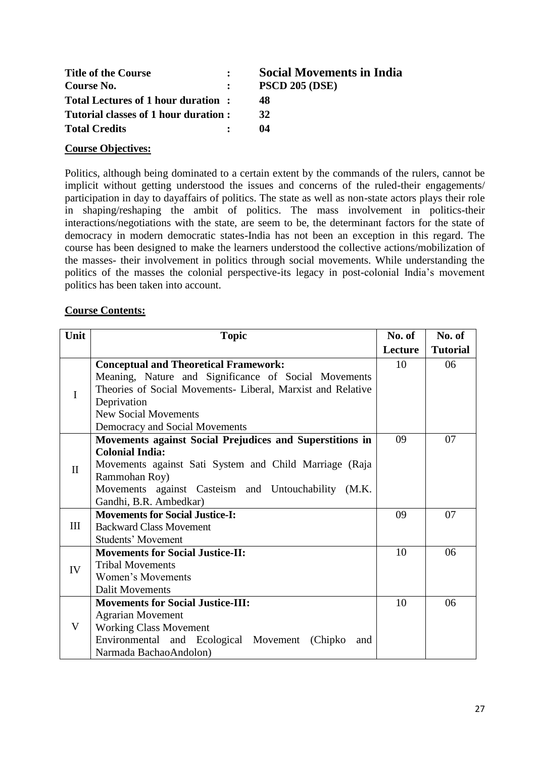| | | |
|---|---|---|
| **Title of the Course** | **:** | **Social Movements in India** |
| **Course No.** | **:** | **PSCD 205 (DSE)** |
| **Total Lectures of 1 hour duration** | **:** | **48** |
| **Tutorial classes of 1 hour duration** | **:** | **32** |
| **Total Credits** | **:** | **04** |

**Course Objectives:**

Politics, although being dominated to a certain extent by the commands of the rulers, cannot be implicit without getting understood the issues and concerns of the ruled-their engagements/ participation in day to dayaffairs of politics. The state as well as non-state actors plays their role in shaping/reshaping the ambit of politics. The mass involvement in politics-their interactions/negotiations with the state, are seem to be, the determinant factors for the state of democracy in modern democratic states-India has not been an exception in this regard. The course has been designed to make the learners understood the collective actions/mobilization of the masses- their involvement in politics through social movements. While understanding the politics of the masses the colonial perspective-its legacy in post-colonial India's movement politics has been taken into account.

**Course Contents:**

| Unit | Topic | No. of Lecture | No. of Tutorial |
|---|---|---|---|
| I | **Conceptual and Theoretical Framework:**<br>Meaning, Nature and Significance of Social Movements<br>Theories of Social Movements- Liberal, Marxist and Relative Deprivation<br>New Social Movements<br>Democracy and Social Movements | 10 | 06 |
| II | **Movements against Social Prejudices and Superstitions in Colonial India:**<br>Movements against Sati System and Child Marriage (Raja Rammohan Roy)<br>Movements against Casteism and Untouchability (M.K. Gandhi, B.R. Ambedkar) | 09 | 07 |
| III | **Movements for Social Justice-I:**<br>Backward Class Movement<br>Students' Movement | 09 | 07 |
| IV | **Movements for Social Justice-II:**<br>Tribal Movements<br>Women's Movements<br>Dalit Movements | 10 | 06 |
| V | **Movements for Social Justice-III:**<br>Agrarian Movement<br>Working Class Movement<br>Environmental and Ecological Movement (Chipko and Narmada BachaoAndolon) | 10 | 06 |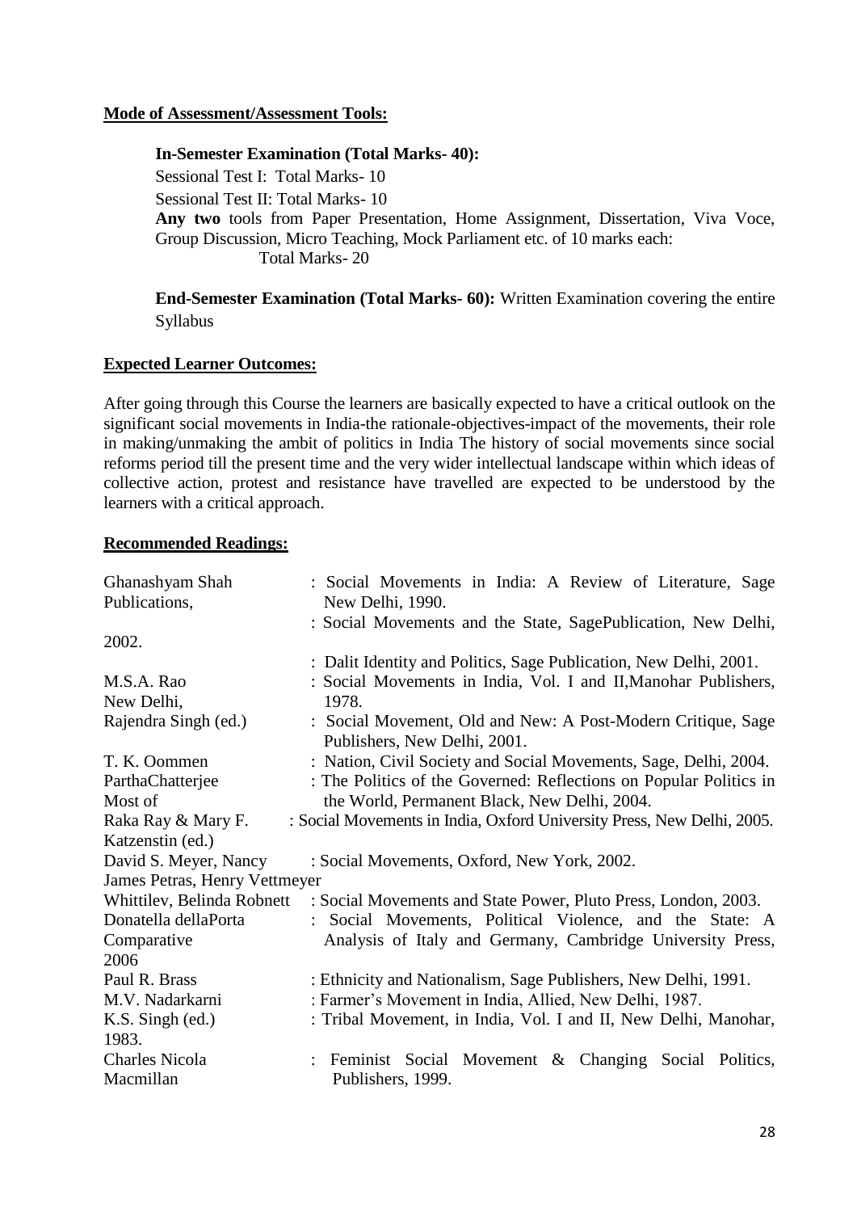**Mode of Assessment/Assessment Tools:**

**In-Semester Examination (Total Marks- 40):**

Sessional Test I: Total Marks- 10

Sessional Test II: Total Marks- 10

**Any two** tools from Paper Presentation, Home Assignment, Dissertation, Viva Voce, Group Discussion, Micro Teaching, Mock Parliament etc. of 10 marks each: Total Marks- 20

**End-Semester Examination (Total Marks- 60):** Written Examination covering the entire Syllabus

**Expected Learner Outcomes:**

After going through this Course the learners are basically expected to have a critical outlook on the significant social movements in India-the rationale-objectives-impact of the movements, their role in making/unmaking the ambit of politics in India The history of social movements since social reforms period till the present time and the very wider intellectual landscape within which ideas of collective action, protest and resistance have travelled are expected to be understood by the learners with a critical approach.

**Recommended Readings:**

- Ghanashyam Shah : Social Movements in India: A Review of Literature, Sage Publications, New Delhi, 1990.
  - : Social Movements and the State, SagePublication, New Delhi, 2002.
  - : Dalit Identity and Politics, Sage Publication, New Delhi, 2001.
- M.S.A. Rao : Social Movements in India, Vol. I and II,Manohar Publishers, New Delhi, 1978.
- Rajendra Singh (ed.) : Social Movement, Old and New: A Post-Modern Critique, Sage Publishers, New Delhi, 2001.
- T. K. Oommen : Nation, Civil Society and Social Movements, Sage, Delhi, 2004.
- ParthaChatterjee : The Politics of the Governed: Reflections on Popular Politics in Most of the World, Permanent Black, New Delhi, 2004.
- Raka Ray & Mary F. Katzenstin (ed.) : Social Movements in India, Oxford University Press, New Delhi, 2005.
- David S. Meyer, Nancy : Social Movements, Oxford, New York, 2002.
- James Petras, Henry Vettmeyer Whittilev, Belinda Robnett : Social Movements and State Power, Pluto Press, London, 2003.
- Donatella dellaPorta : Social Movements, Political Violence, and the State: A Comparative Analysis of Italy and Germany, Cambridge University Press, 2006
- Paul R. Brass : Ethnicity and Nationalism, Sage Publishers, New Delhi, 1991.
- M.V. Nadarkarni : Farmer's Movement in India, Allied, New Delhi, 1987.
- K.S. Singh (ed.) : Tribal Movement, in India, Vol. I and II, New Delhi, Manohar, 1983.
- Charles Nicola : Feminist Social Movement & Changing Social Politics, Macmillan Publishers, 1999.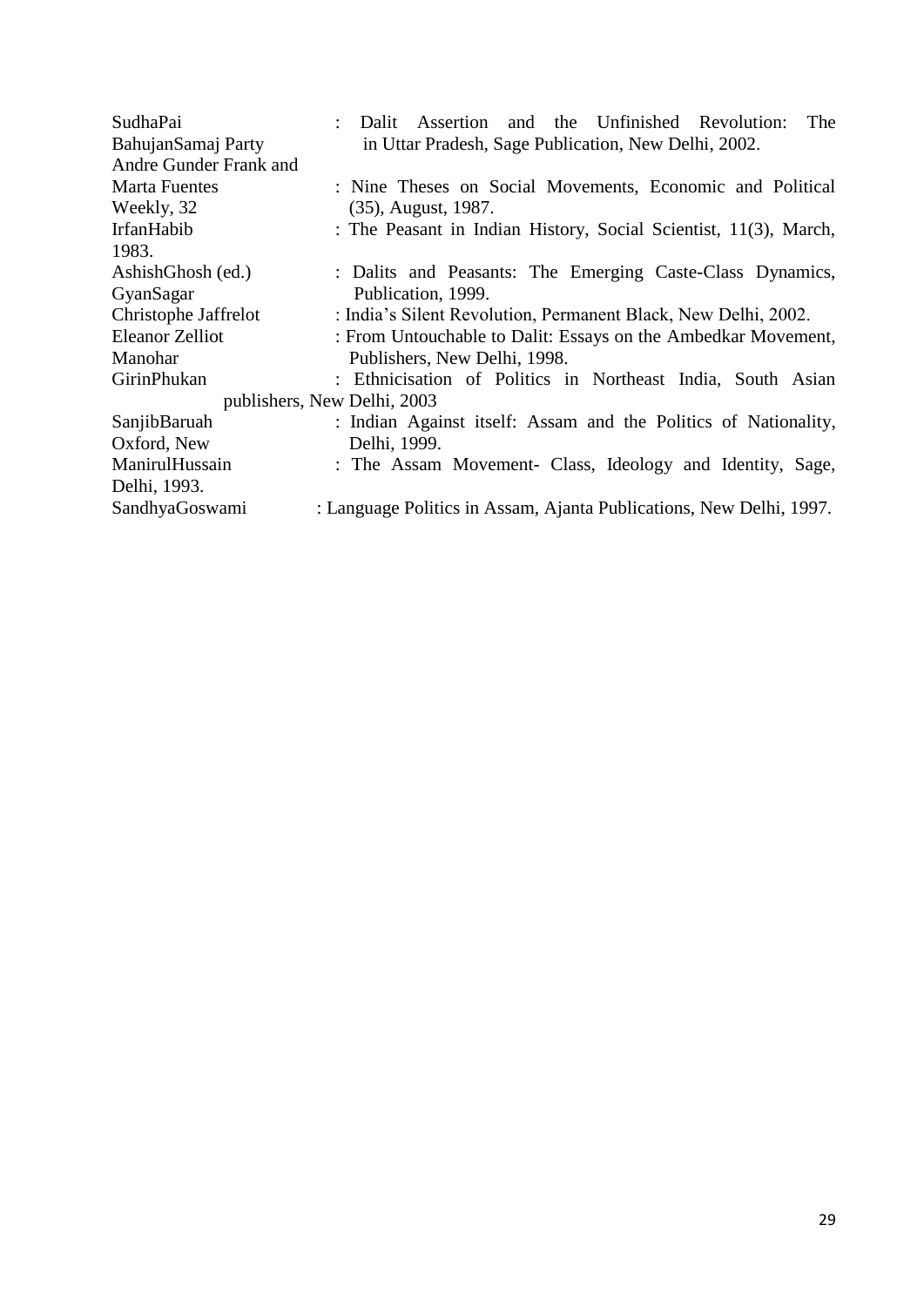SudhaPai : Dalit Assertion and the Unfinished Revolution: The BahujanSamaj Party in Uttar Pradesh, Sage Publication, New Delhi, 2002.

Andre Gunder Frank and Marta Fuentes : Nine Theses on Social Movements, Economic and Political Weekly, 32 (35), August, 1987.

IrfanHabib : The Peasant in Indian History, Social Scientist, 11(3), March, 1983.

AshishGhosh (ed.) : Dalits and Peasants: The Emerging Caste-Class Dynamics, GyanSagar Publication, 1999.

Christophe Jaffrelot : India's Silent Revolution, Permanent Black, New Delhi, 2002.

Eleanor Zelliot : From Untouchable to Dalit: Essays on the Ambedkar Movement, Manohar Publishers, New Delhi, 1998.

GirinPhukan : Ethnicisation of Politics in Northeast India, South Asian publishers, New Delhi, 2003

SanjibBaruah : Indian Against itself: Assam and the Politics of Nationality, Oxford, New Delhi, 1999.

ManirulHussain : The Assam Movement- Class, Ideology and Identity, Sage, Delhi, 1993.

SandhyaGoswami : Language Politics in Assam, Ajanta Publications, New Delhi, 1997.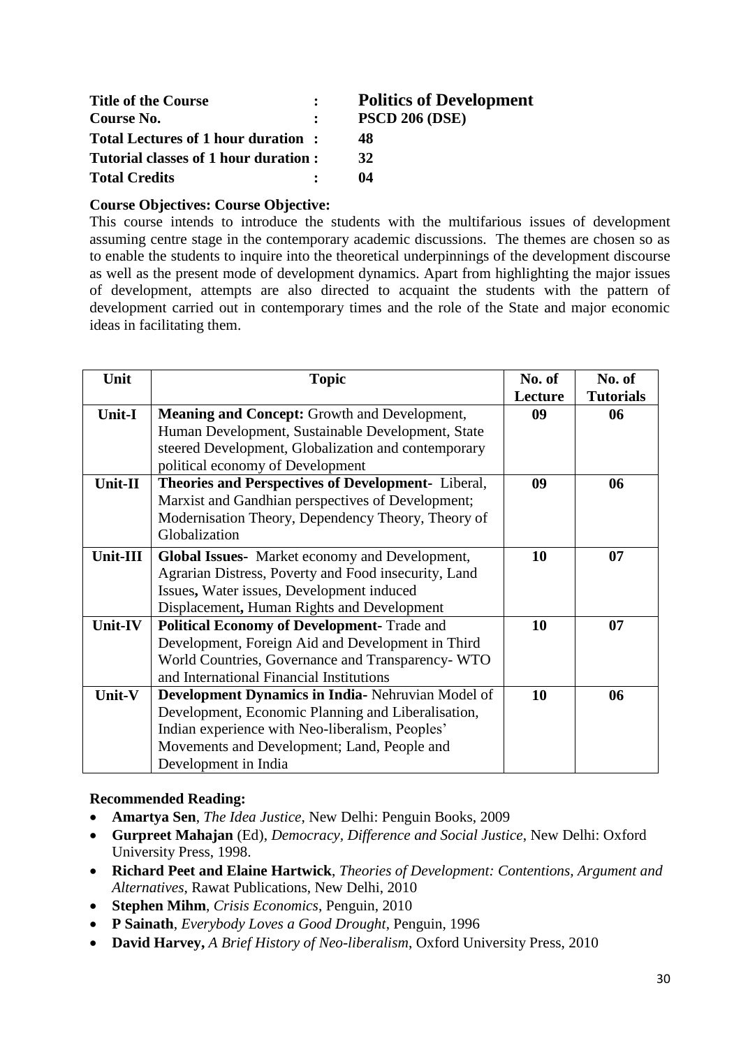| | | |
|---|---|---|
| **Title of the Course** | **:** | **Politics of Development** |
| **Course No.** | **:** | **PSCD 206 (DSE)** |
| **Total Lectures of 1 hour duration** | **:** | **48** |
| **Tutorial classes of 1 hour duration** | **:** | **32** |
| **Total Credits** | **:** | **04** |

**Course Objectives: Course Objective:**

This course intends to introduce the students with the multifarious issues of development assuming centre stage in the contemporary academic discussions. The themes are chosen so as to enable the students to inquire into the theoretical underpinnings of the development discourse as well as the present mode of development dynamics. Apart from highlighting the major issues of development, attempts are also directed to acquaint the students with the pattern of development carried out in contemporary times and the role of the State and major economic ideas in facilitating them.

| Unit | Topic | No. of Lecture | No. of Tutorials |
|---|---|---|---|
| **Unit-I** | **Meaning and Concept:** Growth and Development, Human Development, Sustainable Development, State steered Development, Globalization and contemporary political economy of Development | **09** | **06** |
| **Unit-II** | **Theories and Perspectives of Development-** Liberal, Marxist and Gandhian perspectives of Development; Modernisation Theory, Dependency Theory, Theory of Globalization | **09** | **06** |
| **Unit-III** | **Global Issues-** Market economy and Development, Agrarian Distress, Poverty and Food insecurity, Land Issues**,** Water issues, Development induced Displacement**,** Human Rights and Development | **10** | **07** |
| **Unit-IV** | **Political Economy of Development-** Trade and Development, Foreign Aid and Development in Third World Countries, Governance and Transparency- WTO and International Financial Institutions | **10** | **07** |
| **Unit-V** | **Development Dynamics in India-** Nehruvian Model of Development, Economic Planning and Liberalisation, Indian experience with Neo-liberalism, Peoples' Movements and Development; Land, People and Development in India | **10** | **06** |

**Recommended Reading:**

- **Amartya Sen**, *The Idea Justice*, New Delhi: Penguin Books, 2009
- **Gurpreet Mahajan** (Ed), *Democracy, Difference and Social Justice*, New Delhi: Oxford University Press, 1998.
- **Richard Peet and Elaine Hartwick**, *Theories of Development: Contentions, Argument and Alternatives*, Rawat Publications, New Delhi, 2010
- **Stephen Mihm**, *Crisis Economics*, Penguin, 2010
- **P Sainath**, *Everybody Loves a Good Drought*, Penguin, 1996
- **David Harvey,** *A Brief History of Neo-liberalism*, Oxford University Press, 2010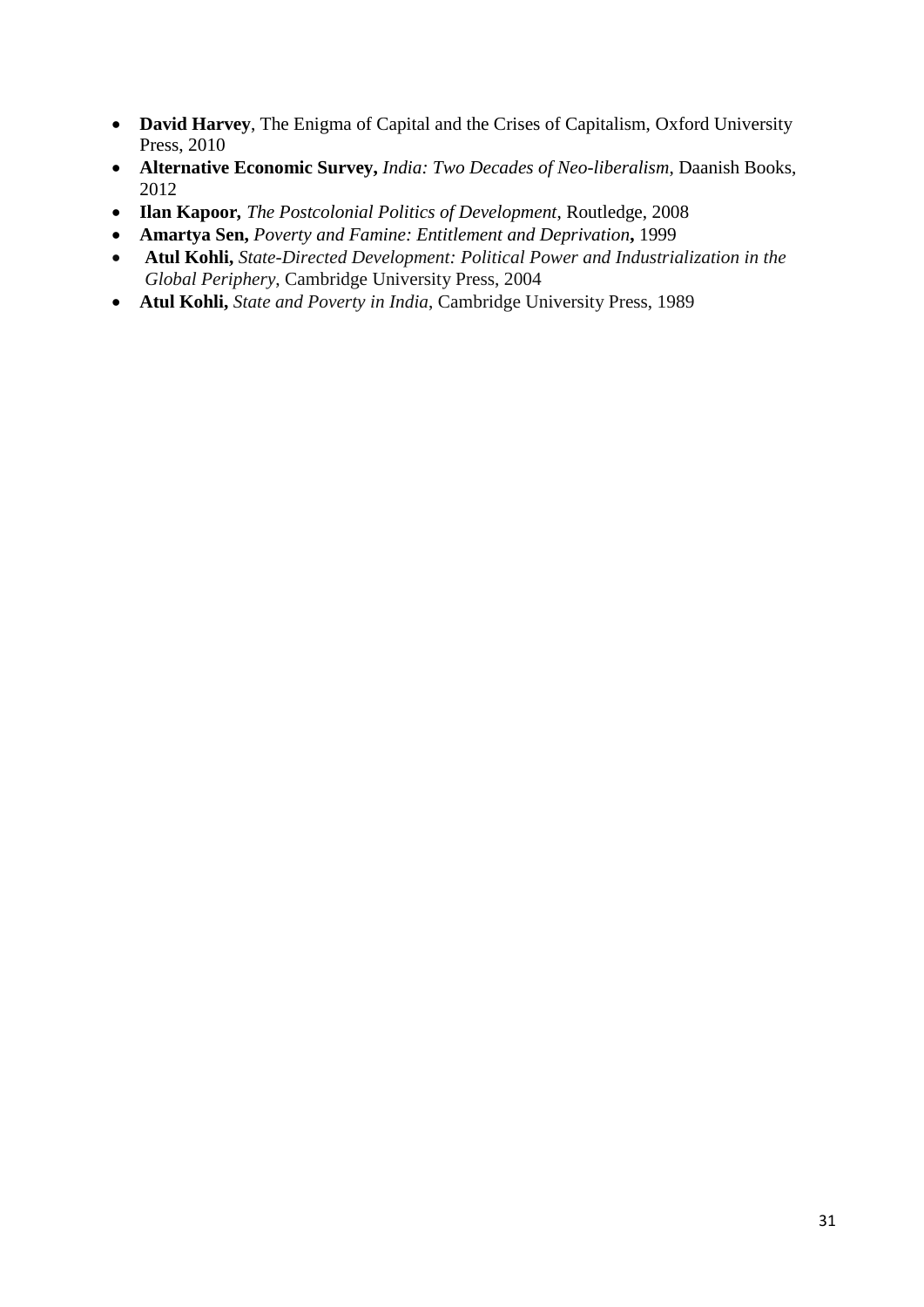- **David Harvey**, The Enigma of Capital and the Crises of Capitalism, Oxford University Press, 2010
- **Alternative Economic Survey,** *India: Two Decades of Neo-liberalism*, Daanish Books, 2012
- **Ilan Kapoor,** *The Postcolonial Politics of Development*, Routledge, 2008
- **Amartya Sen,** *Poverty and Famine: Entitlement and Deprivation***,** 1999
- **Atul Kohli,** *State-Directed Development: Political Power and Industrialization in the Global Periphery*, Cambridge University Press, 2004
- **Atul Kohli,** *State and Poverty in India*, Cambridge University Press, 1989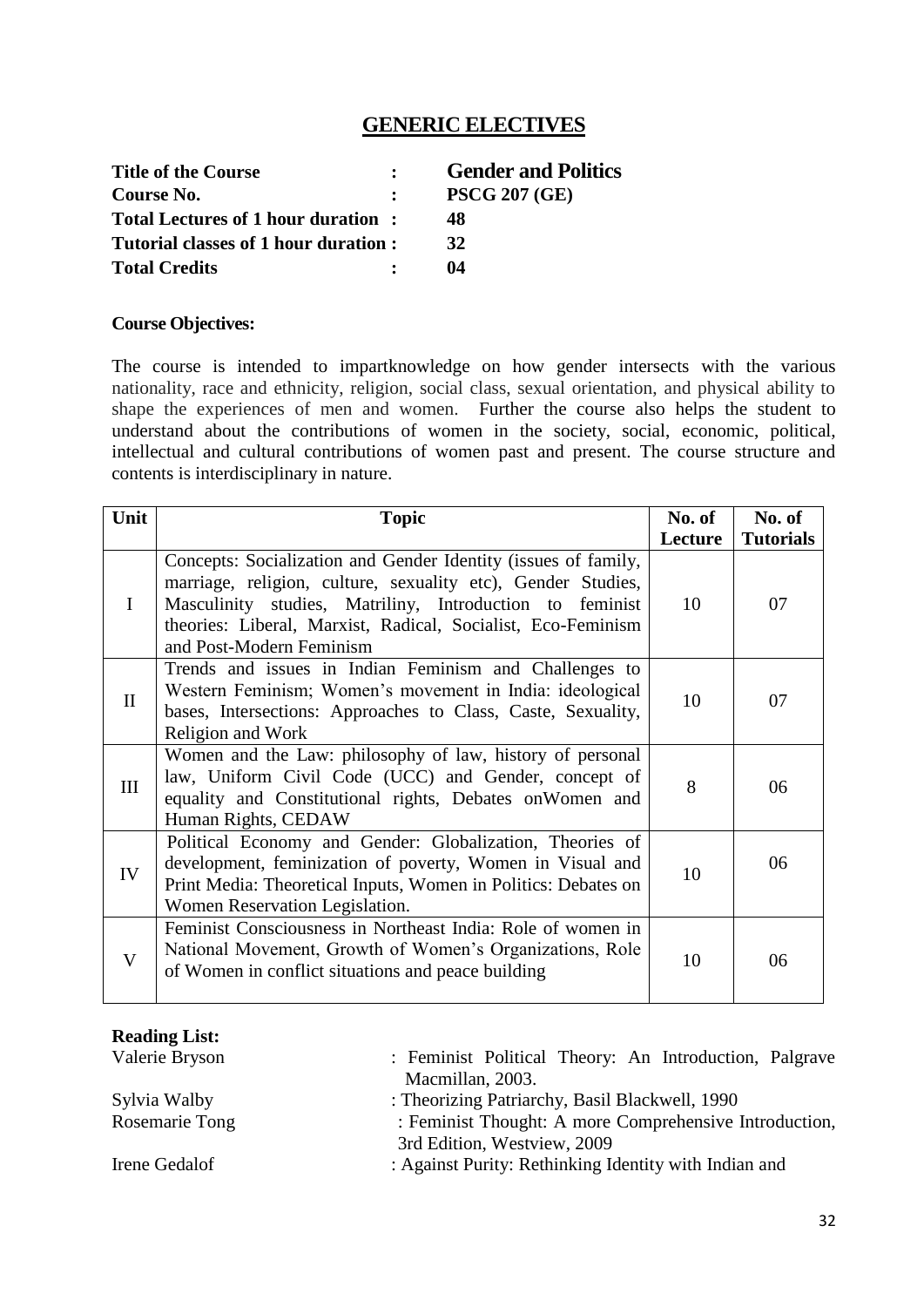## GENERIC ELECTIVES

**Title of the Course** : **Gender and Politics**
**Course No.** : **PSCG 207 (GE)**
**Total Lectures of 1 hour duration** : **48**
**Tutorial classes of 1 hour duration** : **32**
**Total Credits** : **04**

**Course Objectives:**

The course is intended to impartknowledge on how gender intersects with the various nationality, race and ethnicity, religion, social class, sexual orientation, and physical ability to shape the experiences of men and women. Further the course also helps the student to understand about the contributions of women in the society, social, economic, political, intellectual and cultural contributions of women past and present. The course structure and contents is interdisciplinary in nature.

| Unit | Topic | No. of Lecture | No. of Tutorials |
|---|---|---|---|
| I | Concepts: Socialization and Gender Identity (issues of family, marriage, religion, culture, sexuality etc), Gender Studies, Masculinity studies, Matriliny, Introduction to feminist theories: Liberal, Marxist, Radical, Socialist, Eco-Feminism and Post-Modern Feminism | 10 | 07 |
| II | Trends and issues in Indian Feminism and Challenges to Western Feminism; Women's movement in India: ideological bases, Intersections: Approaches to Class, Caste, Sexuality, Religion and Work | 10 | 07 |
| III | Women and the Law: philosophy of law, history of personal law, Uniform Civil Code (UCC) and Gender, concept of equality and Constitutional rights, Debates onWomen and Human Rights, CEDAW | 8 | 06 |
| IV | Political Economy and Gender: Globalization, Theories of development, feminization of poverty, Women in Visual and Print Media: Theoretical Inputs, Women in Politics: Debates on Women Reservation Legislation. | 10 | 06 |
| V | Feminist Consciousness in Northeast India: Role of women in National Movement, Growth of Women's Organizations, Role of Women in conflict situations and peace building | 10 | 06 |

**Reading List:**

Valerie Bryson : Feminist Political Theory: An Introduction, Palgrave Macmillan, 2003.

Sylvia Walby : Theorizing Patriarchy, Basil Blackwell, 1990

Rosemarie Tong : Feminist Thought: A more Comprehensive Introduction, 3rd Edition, Westview, 2009

Irene Gedalof : Against Purity: Rethinking Identity with Indian and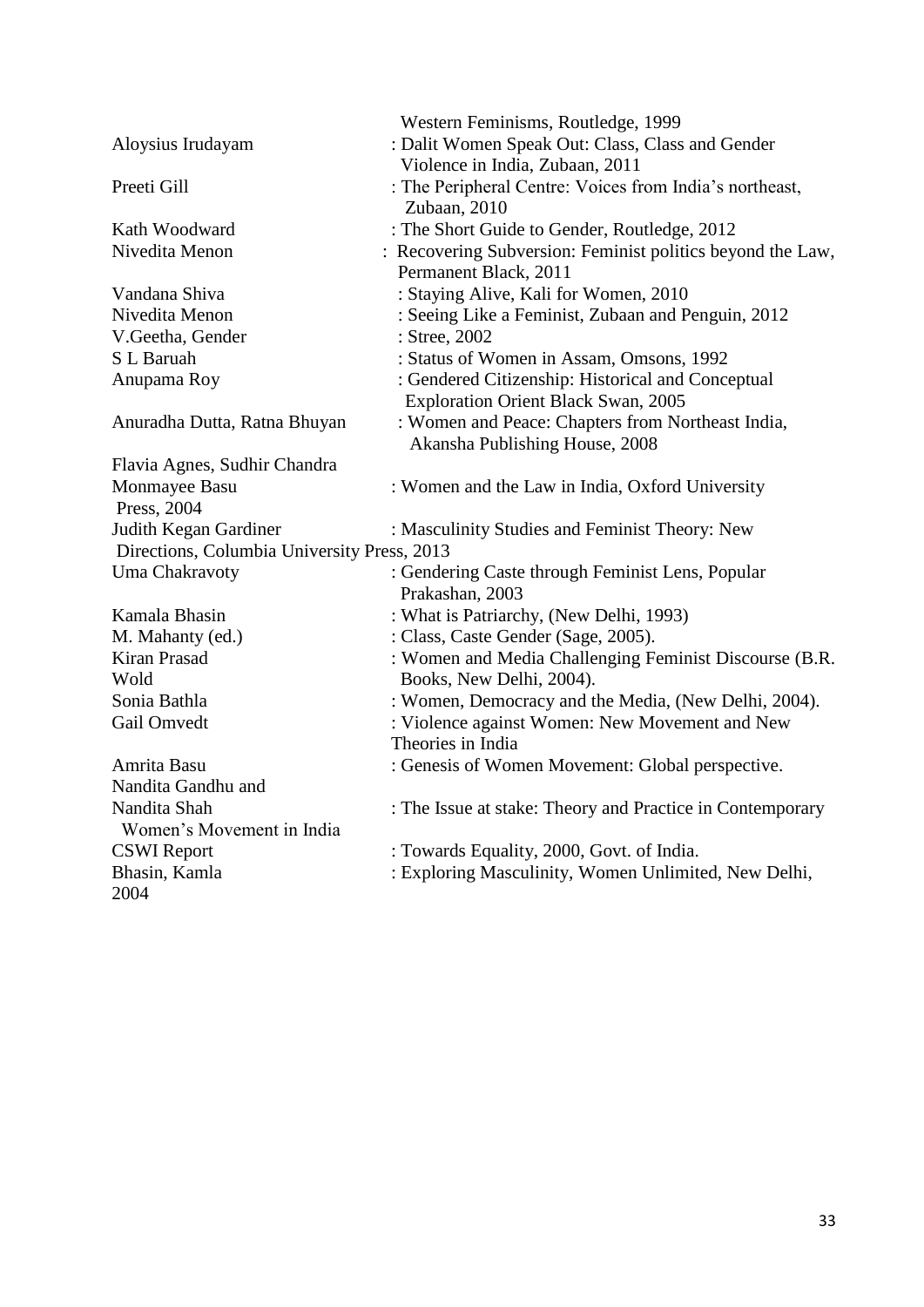Western Feminisms, Routledge, 1999

Aloysius Irudayam : Dalit Women Speak Out: Class, Class and Gender Violence in India, Zubaan, 2011

Preeti Gill : The Peripheral Centre: Voices from India's northeast, Zubaan, 2010

Kath Woodward : The Short Guide to Gender, Routledge, 2012

Nivedita Menon : Recovering Subversion: Feminist politics beyond the Law, Permanent Black, 2011

Vandana Shiva : Staying Alive, Kali for Women, 2010

Nivedita Menon : Seeing Like a Feminist, Zubaan and Penguin, 2012

V.Geetha, Gender : Stree, 2002

S L Baruah : Status of Women in Assam, Omsons, 1992

Anupama Roy : Gendered Citizenship: Historical and Conceptual Exploration Orient Black Swan, 2005

Anuradha Dutta, Ratna Bhuyan : Women and Peace: Chapters from Northeast India, Akansha Publishing House, 2008

Flavia Agnes, Sudhir Chandra Monmayee Basu : Women and the Law in India, Oxford University Press, 2004

Judith Kegan Gardiner : Masculinity Studies and Feminist Theory: New Directions, Columbia University Press, 2013

Uma Chakravoty : Gendering Caste through Feminist Lens, Popular Prakashan, 2003

Kamala Bhasin : What is Patriarchy, (New Delhi, 1993)

M. Mahanty (ed.) : Class, Caste Gender (Sage, 2005).

Kiran Prasad Wold : Women and Media Challenging Feminist Discourse (B.R. Books, New Delhi, 2004).

Sonia Bathla : Women, Democracy and the Media, (New Delhi, 2004).

Gail Omvedt : Violence against Women: New Movement and New Theories in India

Amrita Basu : Genesis of Women Movement: Global perspective.

Nandita Gandhu and Nandita Shah : The Issue at stake: Theory and Practice in Contemporary Women's Movement in India

CSWI Report : Towards Equality, 2000, Govt. of India.

Bhasin, Kamla : Exploring Masculinity, Women Unlimited, New Delhi, 2004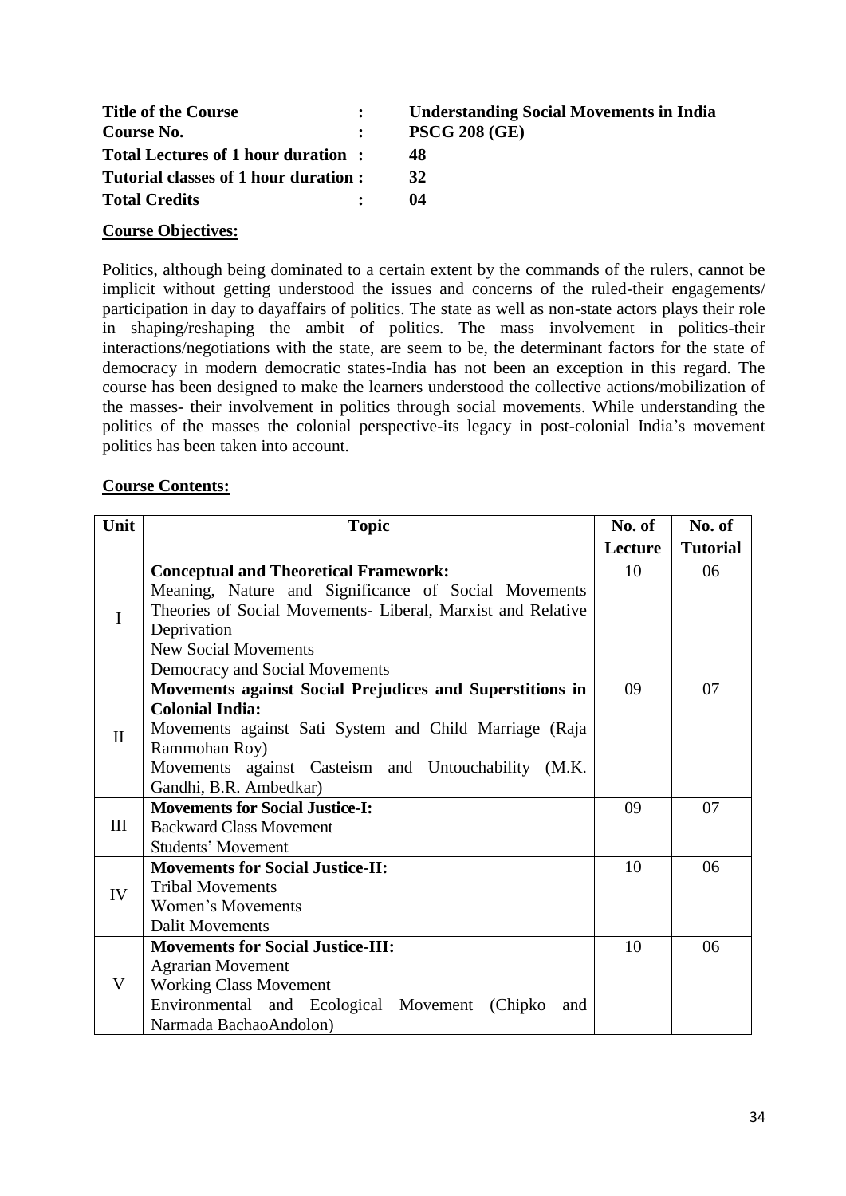| | | |
|---|---|---|
| **Title of the Course** | **:** | **Understanding Social Movements in India** |
| **Course No.** | **:** | **PSCG 208 (GE)** |
| **Total Lectures of 1 hour duration** | **:** | **48** |
| **Tutorial classes of 1 hour duration** | **:** | **32** |
| **Total Credits** | **:** | **04** |

**Course Objectives:**

Politics, although being dominated to a certain extent by the commands of the rulers, cannot be implicit without getting understood the issues and concerns of the ruled-their engagements/ participation in day to dayaffairs of politics. The state as well as non-state actors plays their role in shaping/reshaping the ambit of politics. The mass involvement in politics-their interactions/negotiations with the state, are seem to be, the determinant factors for the state of democracy in modern democratic states-India has not been an exception in this regard. The course has been designed to make the learners understood the collective actions/mobilization of the masses- their involvement in politics through social movements. While understanding the politics of the masses the colonial perspective-its legacy in post-colonial India's movement politics has been taken into account.

**Course Contents:**

| Unit | Topic | No. of Lecture | No. of Tutorial |
|---|---|---|---|
| I | **Conceptual and Theoretical Framework:**<br>Meaning, Nature and Significance of Social Movements<br>Theories of Social Movements- Liberal, Marxist and Relative Deprivation<br>New Social Movements<br>Democracy and Social Movements | 10 | 06 |
| II | **Movements against Social Prejudices and Superstitions in Colonial India:**<br>Movements against Sati System and Child Marriage (Raja Rammohan Roy)<br>Movements against Casteism and Untouchability (M.K. Gandhi, B.R. Ambedkar) | 09 | 07 |
| III | **Movements for Social Justice-I:**<br>Backward Class Movement<br>Students' Movement | 09 | 07 |
| IV | **Movements for Social Justice-II:**<br>Tribal Movements<br>Women's Movements<br>Dalit Movements | 10 | 06 |
| V | **Movements for Social Justice-III:**<br>Agrarian Movement<br>Working Class Movement<br>Environmental and Ecological Movement (Chipko and Narmada BachaoAndolon) | 10 | 06 |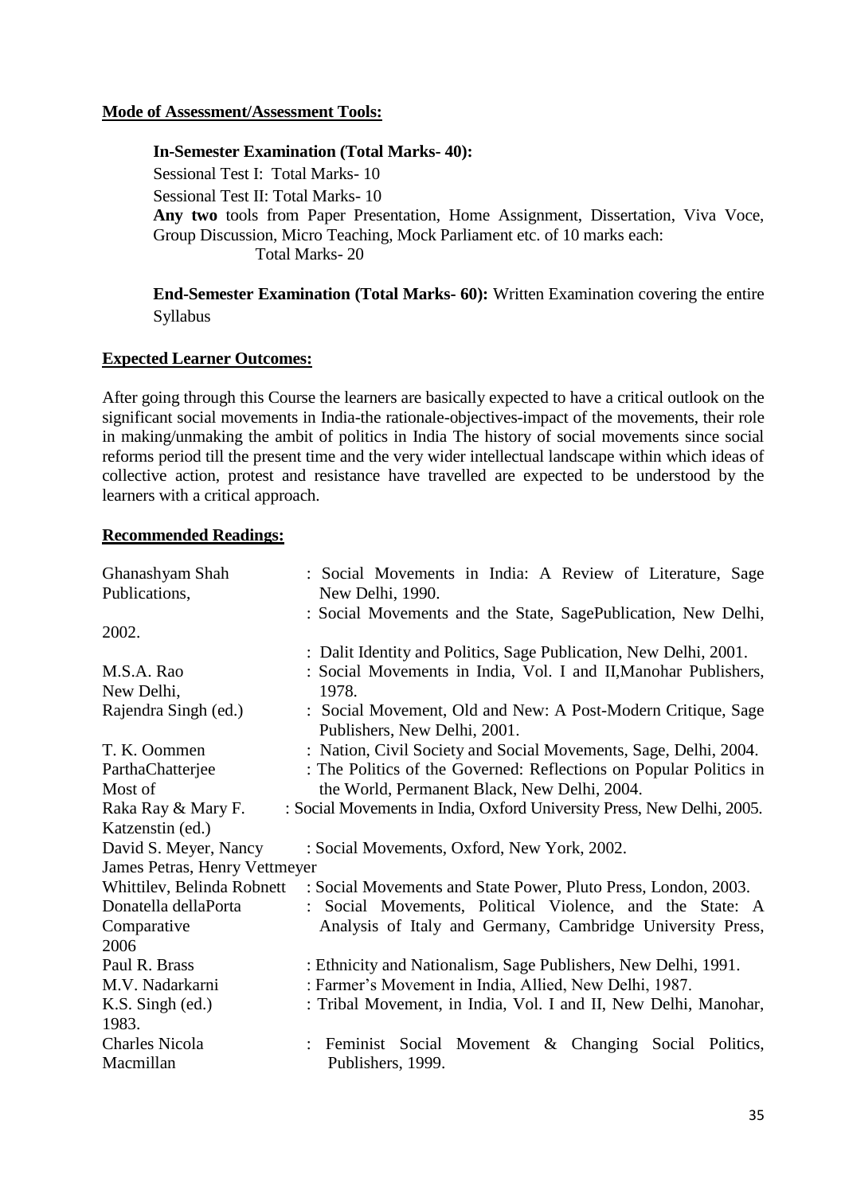**Mode of Assessment/Assessment Tools:**

**In-Semester Examination (Total Marks- 40):**

Sessional Test I: Total Marks- 10

Sessional Test II: Total Marks- 10

**Any two** tools from Paper Presentation, Home Assignment, Dissertation, Viva Voce, Group Discussion, Micro Teaching, Mock Parliament etc. of 10 marks each:

Total Marks- 20

**End-Semester Examination (Total Marks- 60):** Written Examination covering the entire Syllabus

**Expected Learner Outcomes:**

After going through this Course the learners are basically expected to have a critical outlook on the significant social movements in India-the rationale-objectives-impact of the movements, their role in making/unmaking the ambit of politics in India The history of social movements since social reforms period till the present time and the very wider intellectual landscape within which ideas of collective action, protest and resistance have travelled are expected to be understood by the learners with a critical approach.

**Recommended Readings:**

| | |
|---|---|
| Ghanashyam Shah | : Social Movements in India: A Review of Literature, Sage Publications, New Delhi, 1990. |
| | : Social Movements and the State, SagePublication, New Delhi, 2002. |
| | : Dalit Identity and Politics, Sage Publication, New Delhi, 2001. |
| M.S.A. Rao | : Social Movements in India, Vol. I and II,Manohar Publishers, New Delhi, 1978. |
| Rajendra Singh (ed.) | : Social Movement, Old and New: A Post-Modern Critique, Sage Publishers, New Delhi, 2001. |
| T. K. Oommen | : Nation, Civil Society and Social Movements, Sage, Delhi, 2004. |
| ParthaChatterjee | : The Politics of the Governed: Reflections on Popular Politics in Most of the World, Permanent Black, New Delhi, 2004. |
| Raka Ray & Mary F. Katzenstin (ed.) | : Social Movements in India, Oxford University Press, New Delhi, 2005. |
| David S. Meyer, Nancy | : Social Movements, Oxford, New York, 2002. |
| James Petras, Henry Vettmeyer | |
| Whittilev, Belinda Robnett | : Social Movements and State Power, Pluto Press, London, 2003. |
| Donatella dellaPorta | : Social Movements, Political Violence, and the State: A Comparative Analysis of Italy and Germany, Cambridge University Press, 2006 |
| Paul R. Brass | : Ethnicity and Nationalism, Sage Publishers, New Delhi, 1991. |
| M.V. Nadarkarni | : Farmer's Movement in India, Allied, New Delhi, 1987. |
| K.S. Singh (ed.) | : Tribal Movement, in India, Vol. I and II, New Delhi, Manohar, 1983. |
| Charles Nicola | : Feminist Social Movement & Changing Social Politics, Macmillan Publishers, 1999. |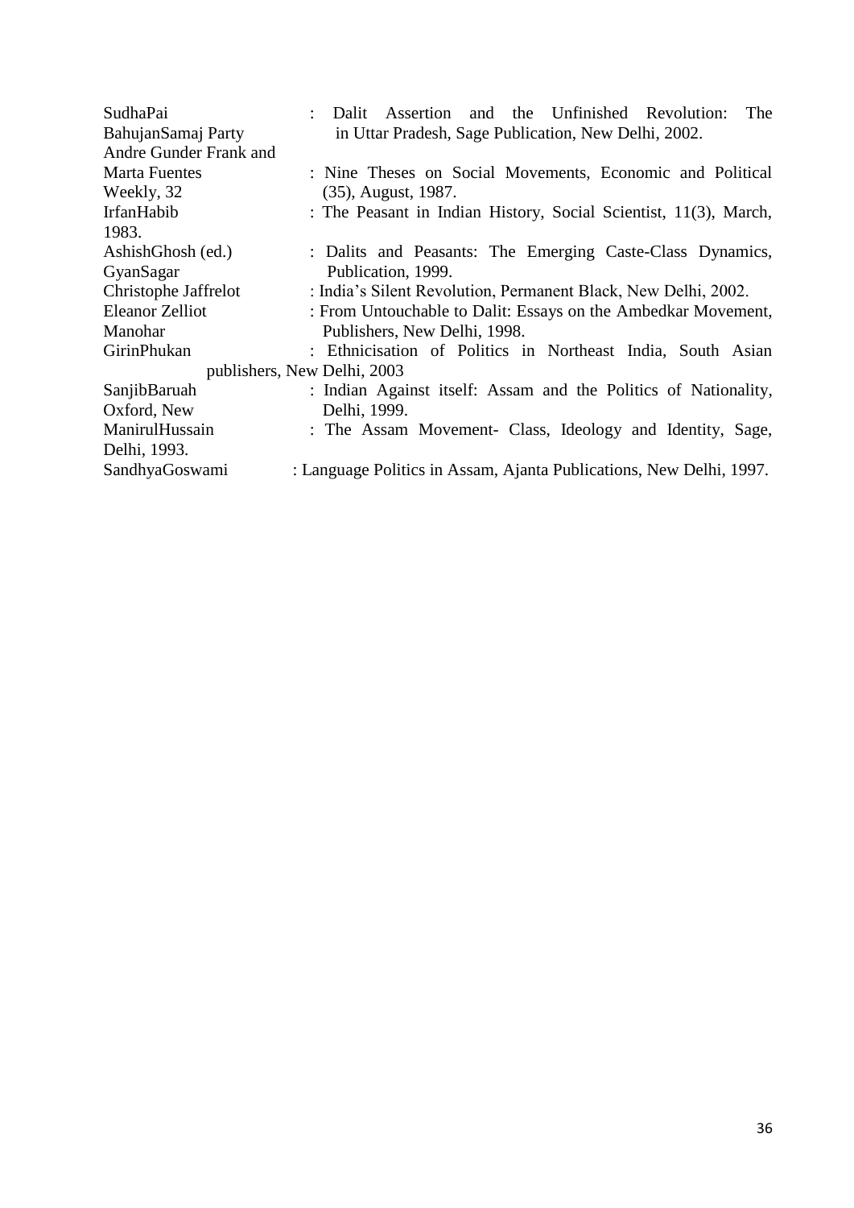SudhaPai : Dalit Assertion and the Unfinished Revolution: The BahujanSamaj Party in Uttar Pradesh, Sage Publication, New Delhi, 2002.

Andre Gunder Frank and Marta Fuentes : Nine Theses on Social Movements, Economic and Political Weekly, 32 (35), August, 1987.

IrfanHabib : The Peasant in Indian History, Social Scientist, 11(3), March, 1983.

AshishGhosh (ed.) : Dalits and Peasants: The Emerging Caste-Class Dynamics, GyanSagar Publication, 1999.

Christophe Jaffrelot : India's Silent Revolution, Permanent Black, New Delhi, 2002.

Eleanor Zelliot : From Untouchable to Dalit: Essays on the Ambedkar Movement, Manohar Publishers, New Delhi, 1998.

GirinPhukan : Ethnicisation of Politics in Northeast India, South Asian publishers, New Delhi, 2003

SanjibBaruah : Indian Against itself: Assam and the Politics of Nationality, Oxford, New Delhi, 1999.

ManirulHussain : The Assam Movement- Class, Ideology and Identity, Sage, Delhi, 1993.

SandhyaGoswami : Language Politics in Assam, Ajanta Publications, New Delhi, 1997.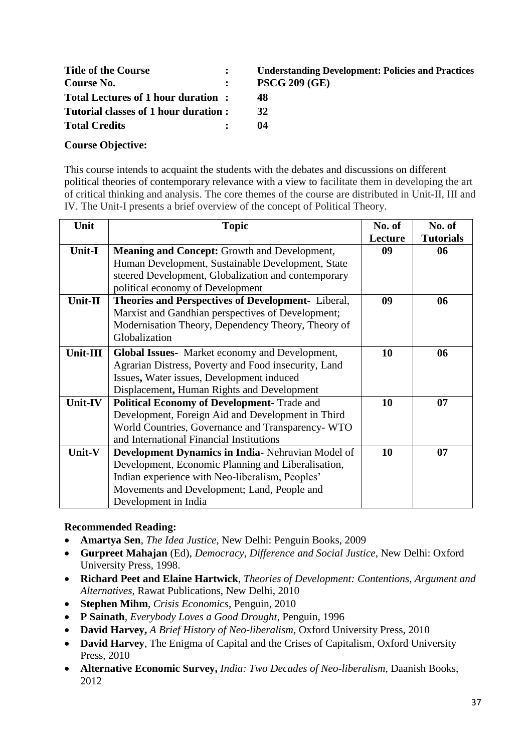**Title of the Course** : **Understanding Development: Policies and Practices**
**Course No.** : **PSCG 209 (GE)**
**Total Lectures of 1 hour duration** : **48**
**Tutorial classes of 1 hour duration** : **32**
**Total Credits** : **04**

**Course Objective:**

This course intends to acquaint the students with the debates and discussions on different political theories of contemporary relevance with a view to facilitate them in developing the art of critical thinking and analysis. The core themes of the course are distributed in Unit-II, III and IV. The Unit-I presents a brief overview of the concept of Political Theory.

| Unit | Topic | No. of Lecture | No. of Tutorials |
|---|---|---|---|
| **Unit-I** | **Meaning and Concept:** Growth and Development, Human Development, Sustainable Development, State steered Development, Globalization and contemporary political economy of Development | **09** | **06** |
| **Unit-II** | **Theories and Perspectives of Development-** Liberal, Marxist and Gandhian perspectives of Development; Modernisation Theory, Dependency Theory, Theory of Globalization | **09** | **06** |
| **Unit-III** | **Global Issues-** Market economy and Development, Agrarian Distress, Poverty and Food insecurity, Land Issues**,** Water issues, Development induced Displacement**,** Human Rights and Development | **10** | **06** |
| **Unit-IV** | **Political Economy of Development-** Trade and Development, Foreign Aid and Development in Third World Countries, Governance and Transparency- WTO and International Financial Institutions | **10** | **07** |
| **Unit-V** | **Development Dynamics in India-** Nehruvian Model of Development, Economic Planning and Liberalisation, Indian experience with Neo-liberalism, Peoples' Movements and Development; Land, People and Development in India | **10** | **07** |

**Recommended Reading:**

- **Amartya Sen**, *The Idea Justice*, New Delhi: Penguin Books, 2009
- **Gurpreet Mahajan** (Ed), *Democracy, Difference and Social Justice*, New Delhi: Oxford University Press, 1998.
- **Richard Peet and Elaine Hartwick**, *Theories of Development: Contentions, Argument and Alternatives*, Rawat Publications, New Delhi, 2010
- **Stephen Mihm**, *Crisis Economics*, Penguin, 2010
- **P Sainath**, *Everybody Loves a Good Drought*, Penguin, 1996
- **David Harvey,** *A Brief History of Neo-liberalism*, Oxford University Press, 2010
- **David Harvey**, The Enigma of Capital and the Crises of Capitalism, Oxford University Press, 2010
- **Alternative Economic Survey,** *India: Two Decades of Neo-liberalism*, Daanish Books, 2012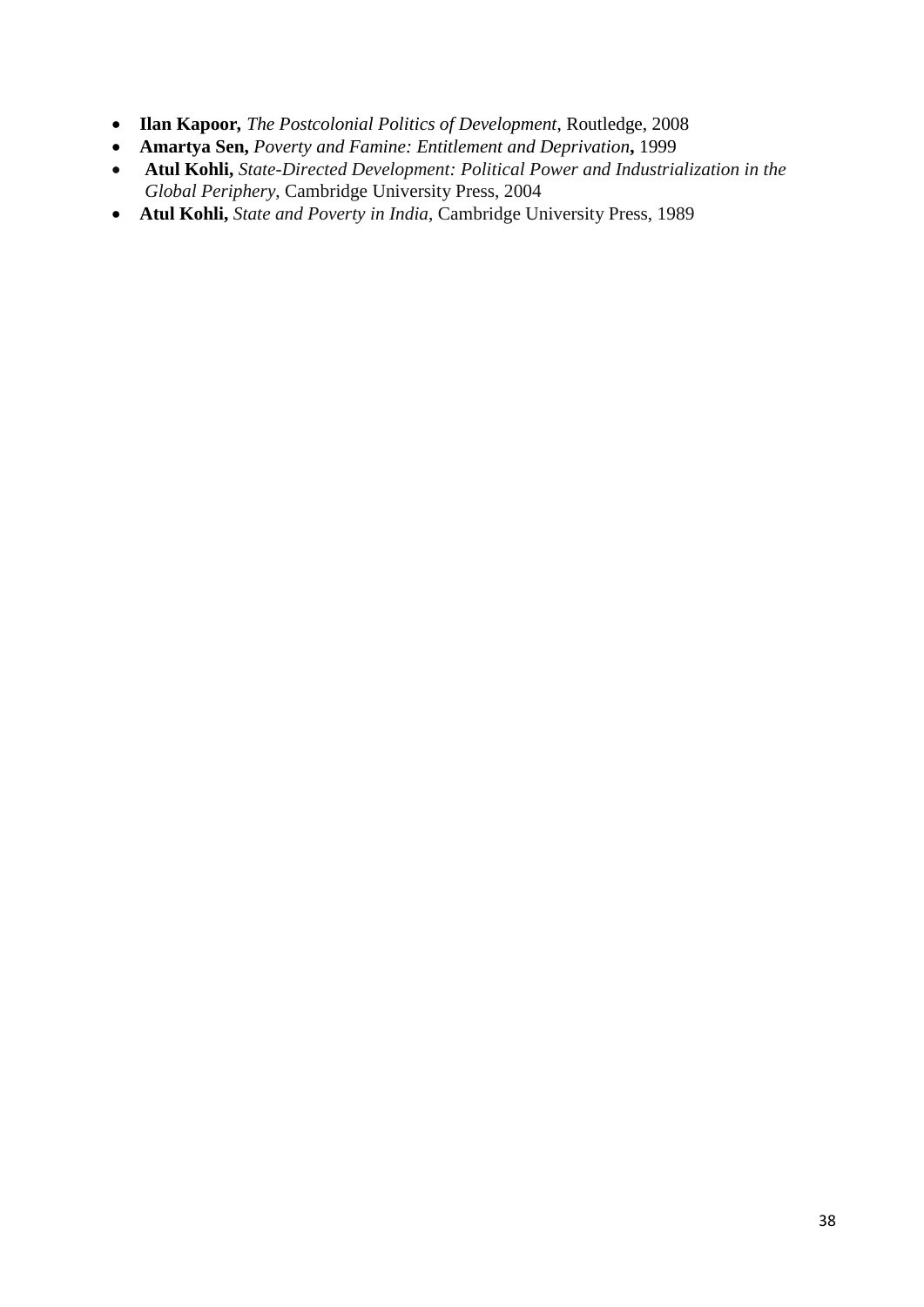- **Ilan Kapoor,** *The Postcolonial Politics of Development*, Routledge, 2008
- **Amartya Sen,** *Poverty and Famine: Entitlement and Deprivation***,** 1999
- **Atul Kohli,** *State-Directed Development: Political Power and Industrialization in the Global Periphery*, Cambridge University Press, 2004
- **Atul Kohli,** *State and Poverty in India*, Cambridge University Press, 1989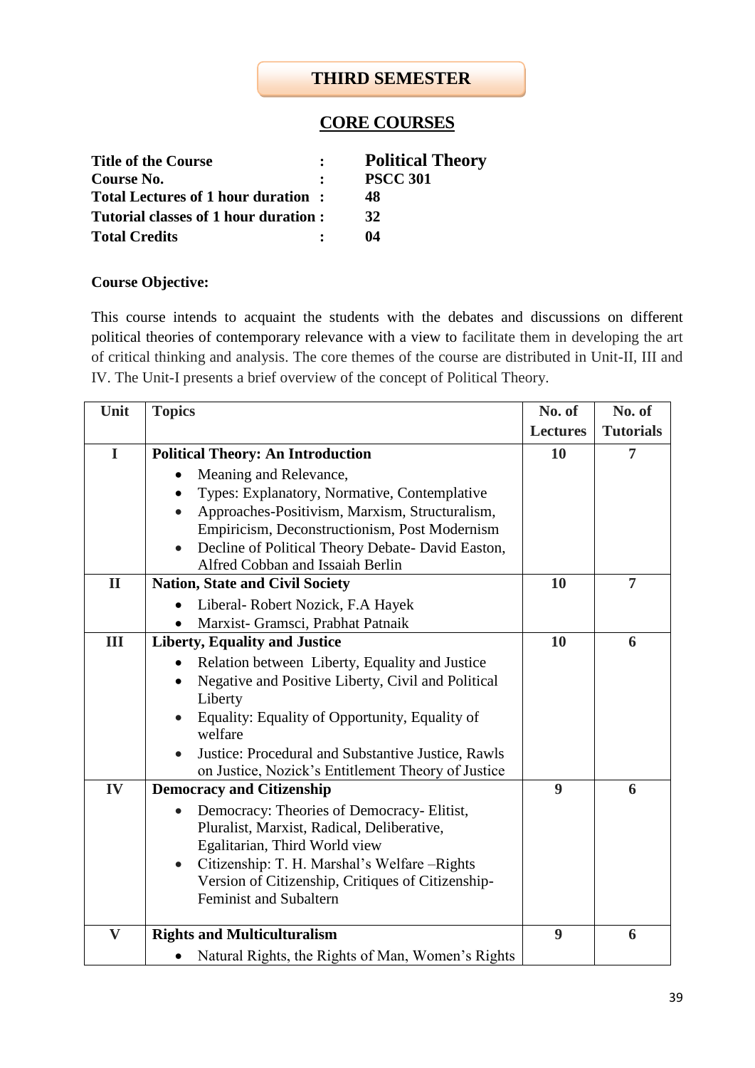## THIRD SEMESTER

### CORE COURSES

**Title of the Course** : **Political Theory**
**Course No.** : **PSCC 301**
**Total Lectures of 1 hour duration** : **48**
**Tutorial classes of 1 hour duration** : **32**
**Total Credits** : **04**

**Course Objective:**

This course intends to acquaint the students with the debates and discussions on different political theories of contemporary relevance with a view to facilitate them in developing the art of critical thinking and analysis. The core themes of the course are distributed in Unit-II, III and IV. The Unit-I presents a brief overview of the concept of Political Theory.

| Unit | Topics | No. of Lectures | No. of Tutorials |
|---|---|---|---|
| I | **Political Theory: An Introduction**<br>• Meaning and Relevance,<br>• Types: Explanatory, Normative, Contemplative<br>• Approaches-Positivism, Marxism, Structuralism, Empiricism, Deconstructionism, Post Modernism<br>• Decline of Political Theory Debate- David Easton, Alfred Cobban and Issaiah Berlin | 10 | 7 |
| II | **Nation, State and Civil Society**<br>• Liberal- Robert Nozick, F.A Hayek<br>• Marxist- Gramsci, Prabhat Patnaik | 10 | 7 |
| III | **Liberty, Equality and Justice**<br>• Relation between Liberty, Equality and Justice<br>• Negative and Positive Liberty, Civil and Political Liberty<br>• Equality: Equality of Opportunity, Equality of welfare<br>• Justice: Procedural and Substantive Justice, Rawls on Justice, Nozick's Entitlement Theory of Justice | 10 | 6 |
| IV | **Democracy and Citizenship**<br>• Democracy: Theories of Democracy- Elitist, Pluralist, Marxist, Radical, Deliberative, Egalitarian, Third World view<br>• Citizenship: T. H. Marshal's Welfare –Rights Version of Citizenship, Critiques of Citizenship- Feminist and Subaltern | 9 | 6 |
| V | **Rights and Multiculturalism**<br>• Natural Rights, the Rights of Man, Women's Rights | 9 | 6 |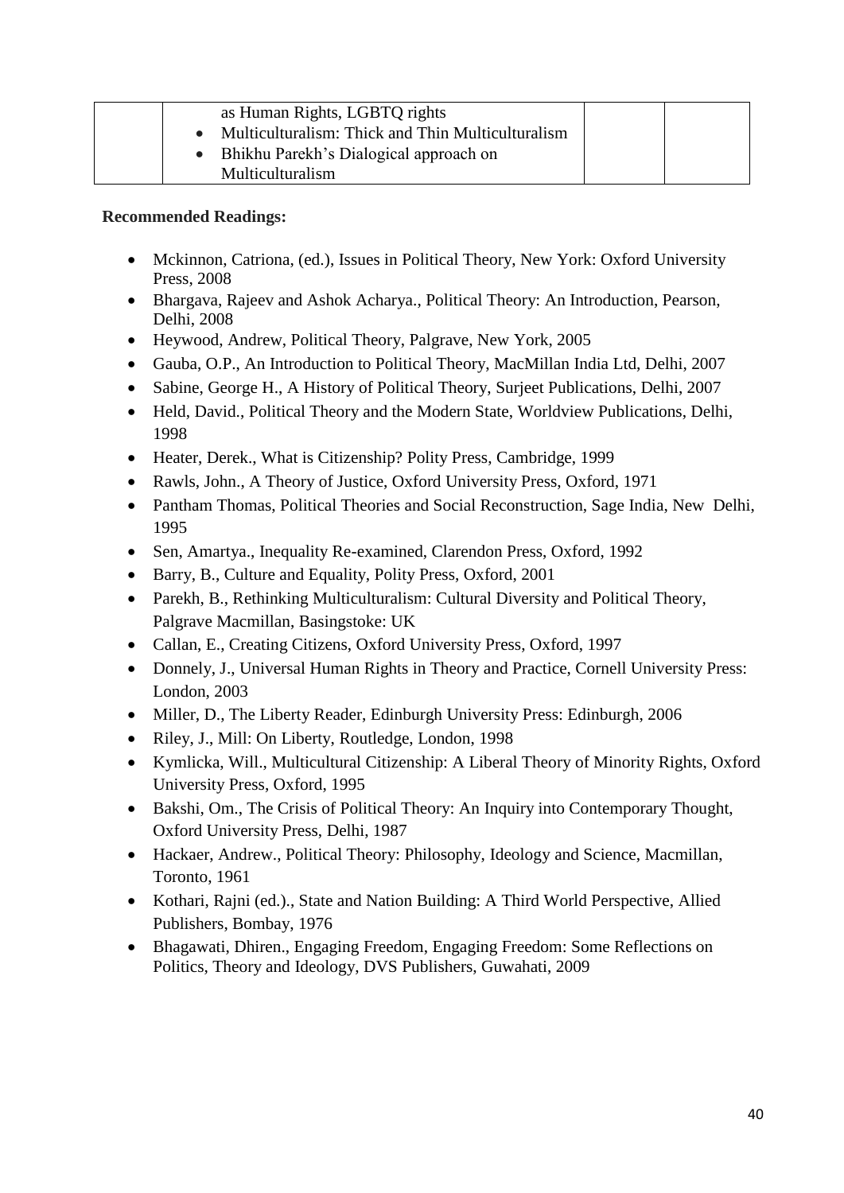|  | as Human Rights, LGBTQ rights<br>• Multiculturalism: Thick and Thin Multiculturalism<br>• Bhikhu Parekh's Dialogical approach on Multiculturalism |  |  |
|---|---|---|---|

**Recommended Readings:**

- Mckinnon, Catriona, (ed.), Issues in Political Theory, New York: Oxford University Press, 2008
- Bhargava, Rajeev and Ashok Acharya., Political Theory: An Introduction, Pearson, Delhi, 2008
- Heywood, Andrew, Political Theory, Palgrave, New York, 2005
- Gauba, O.P., An Introduction to Political Theory, MacMillan India Ltd, Delhi, 2007
- Sabine, George H., A History of Political Theory, Surjeet Publications, Delhi, 2007
- Held, David., Political Theory and the Modern State, Worldview Publications, Delhi, 1998
- Heater, Derek., What is Citizenship? Polity Press, Cambridge, 1999
- Rawls, John., A Theory of Justice, Oxford University Press, Oxford, 1971
- Pantham Thomas, Political Theories and Social Reconstruction, Sage India, New Delhi, 1995
- Sen, Amartya., Inequality Re-examined, Clarendon Press, Oxford, 1992
- Barry, B., Culture and Equality, Polity Press, Oxford, 2001
- Parekh, B., Rethinking Multiculturalism: Cultural Diversity and Political Theory, Palgrave Macmillan, Basingstoke: UK
- Callan, E., Creating Citizens, Oxford University Press, Oxford, 1997
- Donnely, J., Universal Human Rights in Theory and Practice, Cornell University Press: London, 2003
- Miller, D., The Liberty Reader, Edinburgh University Press: Edinburgh, 2006
- Riley, J., Mill: On Liberty, Routledge, London, 1998
- Kymlicka, Will., Multicultural Citizenship: A Liberal Theory of Minority Rights, Oxford University Press, Oxford, 1995
- Bakshi, Om., The Crisis of Political Theory: An Inquiry into Contemporary Thought, Oxford University Press, Delhi, 1987
- Hackaer, Andrew., Political Theory: Philosophy, Ideology and Science, Macmillan, Toronto, 1961
- Kothari, Rajni (ed.)., State and Nation Building: A Third World Perspective, Allied Publishers, Bombay, 1976
- Bhagawati, Dhiren., Engaging Freedom, Engaging Freedom: Some Reflections on Politics, Theory and Ideology, DVS Publishers, Guwahati, 2009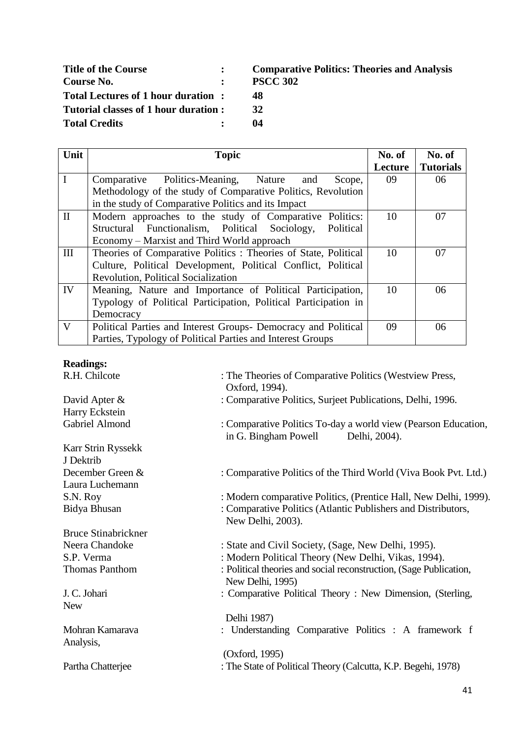**Title of the Course** : **Comparative Politics: Theories and Analysis**
**Course No.** : **PSCC 302**
**Total Lectures of 1 hour duration** : **48**
**Tutorial classes of 1 hour duration** : **32**
**Total Credits** : **04**

| Unit | Topic | No. of Lecture | No. of Tutorials |
|---|---|---|---|
| I | Comparative Politics-Meaning, Nature and Scope, Methodology of the study of Comparative Politics, Revolution in the study of Comparative Politics and its Impact | 09 | 06 |
| II | Modern approaches to the study of Comparative Politics: Structural Functionalism, Political Sociology, Political Economy – Marxist and Third World approach | 10 | 07 |
| III | Theories of Comparative Politics : Theories of State, Political Culture, Political Development, Political Conflict, Political Revolution, Political Socialization | 10 | 07 |
| IV | Meaning, Nature and Importance of Political Participation, Typology of Political Participation, Political Participation in Democracy | 10 | 06 |
| V | Political Parties and Interest Groups- Democracy and Political Parties, Typology of Political Parties and Interest Groups | 09 | 06 |

**Readings:**

R.H. Chilcote : The Theories of Comparative Politics (Westview Press, Oxford, 1994).

David Apter & Harry Eckstein : Comparative Politics, Surjeet Publications, Delhi, 1996.

Gabriel Almond : Comparative Politics To-day a world view (Pearson Education, in G. Bingham Powell Delhi, 2004).

Karr Strin Ryssekk

J Dektrib

December Green & Laura Luchemann : Comparative Politics of the Third World (Viva Book Pvt. Ltd.)

S.N. Roy : Modern comparative Politics, (Prentice Hall, New Delhi, 1999).

Bidya Bhusan : Comparative Politics (Atlantic Publishers and Distributors, New Delhi, 2003).

Bruce Stinabrickner

Neera Chandoke : State and Civil Society, (Sage, New Delhi, 1995).

S.P. Verma : Modern Political Theory (New Delhi, Vikas, 1994).

Thomas Panthom : Political theories and social reconstruction, (Sage Publication, New Delhi, 1995)

J. C. Johari : Comparative Political Theory : New Dimension, (Sterling, New Delhi 1987)

Mohran Kamarava : Understanding Comparative Politics : A framework f Analysis, (Oxford, 1995)

Partha Chatterjee : The State of Political Theory (Calcutta, K.P. Begehi, 1978)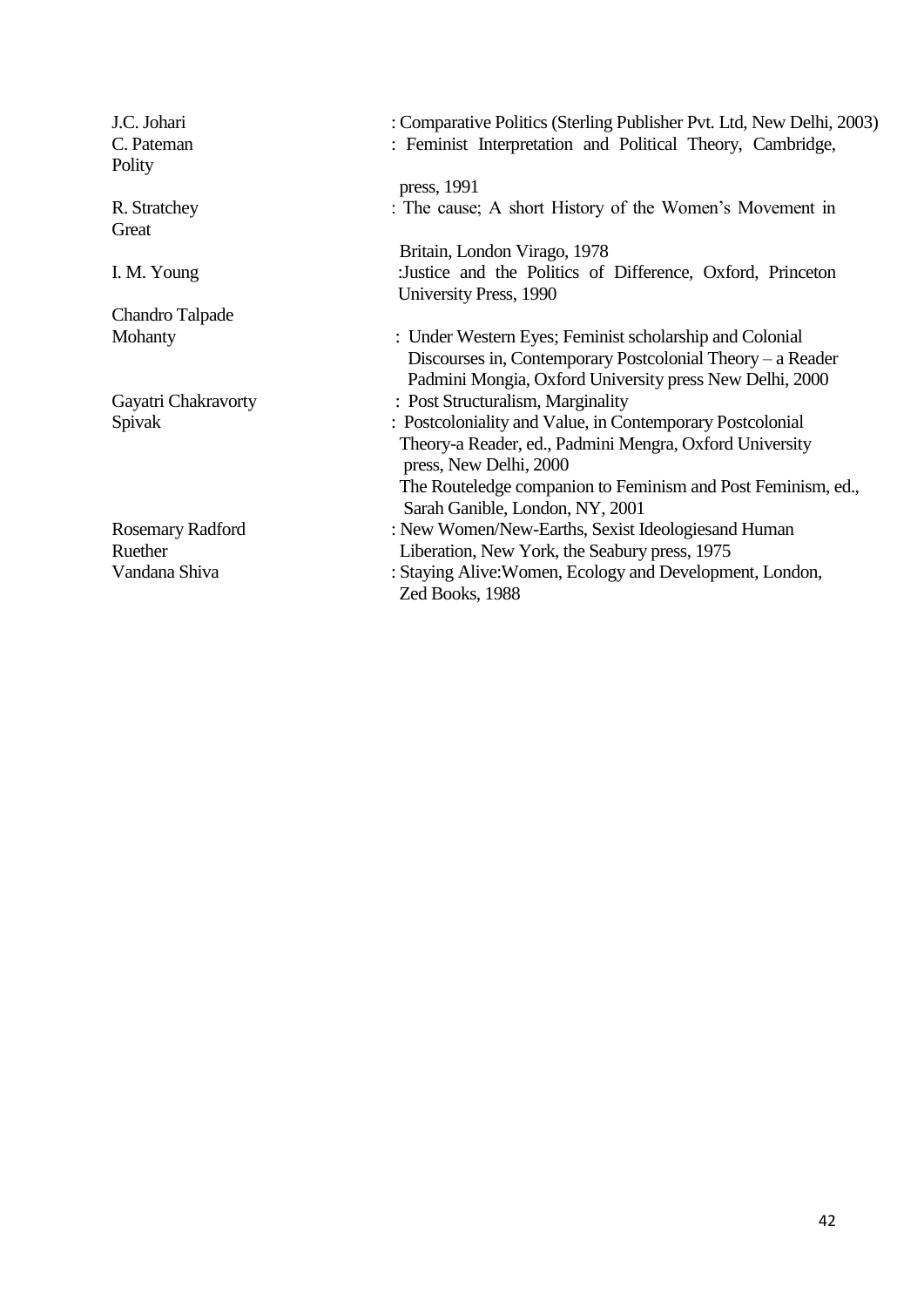J.C. Johari : Comparative Politics (Sterling Publisher Pvt. Ltd, New Delhi, 2003)

C. Pateman : Feminist Interpretation and Political Theory, Cambridge, Polity press, 1991

R. Stratchey : The cause; A short History of the Women's Movement in Great Britain, London Virago, 1978

I. M. Young :Justice and the Politics of Difference, Oxford, Princeton University Press, 1990

Chandro Talpade Mohanty : Under Western Eyes; Feminist scholarship and Colonial Discourses in, Contemporary Postcolonial Theory – a Reader Padmini Mongia, Oxford University press New Delhi, 2000

Gayatri Chakravorty Spivak : Post Structuralism, Marginality : Postcoloniality and Value, in Contemporary Postcolonial Theory-a Reader, ed., Padmini Mengra, Oxford University press, New Delhi, 2000

The Routeledge companion to Feminism and Post Feminism, ed., Sarah Ganible, London, NY, 2001

Rosemary Radford Ruether : New Women/New-Earths, Sexist Ideologiesand Human Liberation, New York, the Seabury press, 1975

Vandana Shiva : Staying Alive:Women, Ecology and Development, London, Zed Books, 1988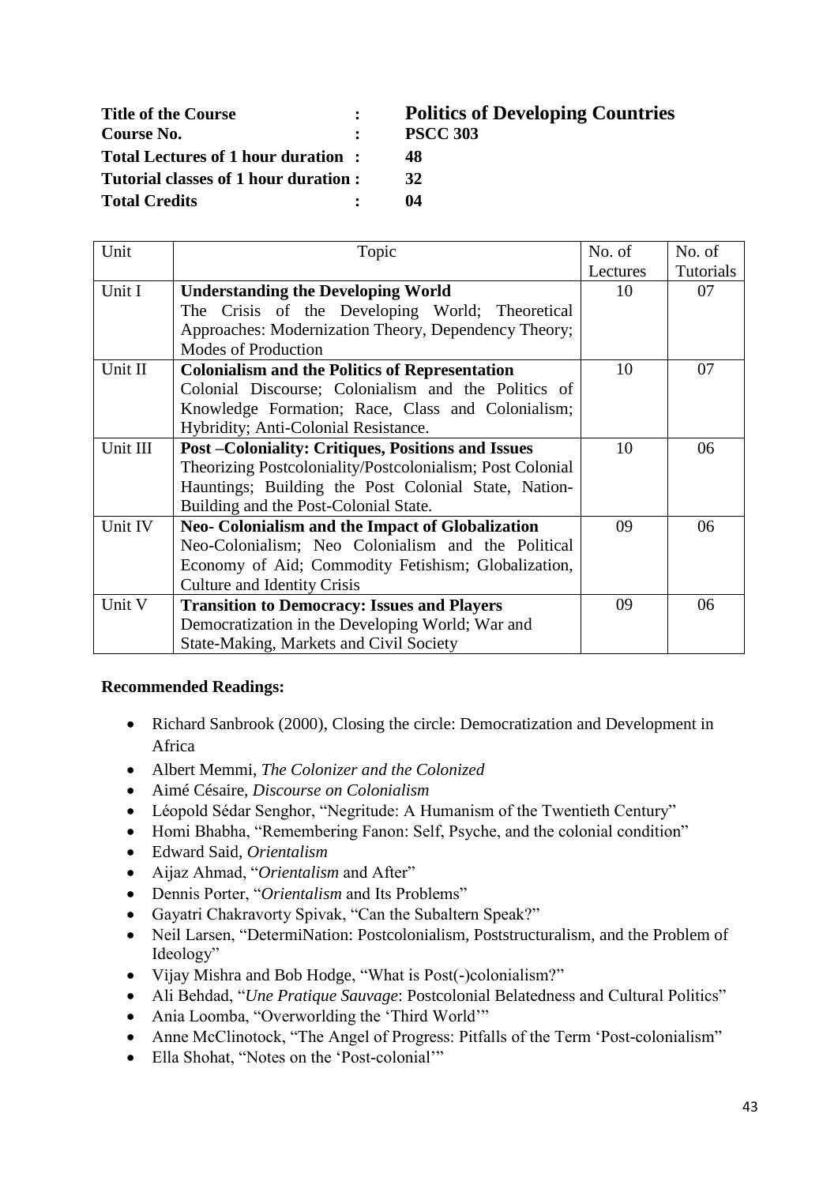| | | |
|---|---|---|
| **Title of the Course** | **:** | **Politics of Developing Countries** |
| **Course No.** | **:** | **PSCC 303** |
| **Total Lectures of 1 hour duration** | **:** | **48** |
| **Tutorial classes of 1 hour duration** | **:** | **32** |
| **Total Credits** | **:** | **04** |

| Unit | Topic | No. of Lectures | No. of Tutorials |
|---|---|---|---|
| Unit I | **Understanding the Developing World**<br>The Crisis of the Developing World; Theoretical Approaches: Modernization Theory, Dependency Theory; Modes of Production | 10 | 07 |
| Unit II | **Colonialism and the Politics of Representation**<br>Colonial Discourse; Colonialism and the Politics of Knowledge Formation; Race, Class and Colonialism; Hybridity; Anti-Colonial Resistance. | 10 | 07 |
| Unit III | **Post –Coloniality: Critiques, Positions and Issues**<br>Theorizing Postcoloniality/Postcolonialism; Post Colonial Hauntings; Building the Post Colonial State, Nation-Building and the Post-Colonial State. | 10 | 06 |
| Unit IV | **Neo- Colonialism and the Impact of Globalization**<br>Neo-Colonialism; Neo Colonialism and the Political Economy of Aid; Commodity Fetishism; Globalization, Culture and Identity Crisis | 09 | 06 |
| Unit V | **Transition to Democracy: Issues and Players**<br>Democratization in the Developing World; War and State-Making, Markets and Civil Society | 09 | 06 |

**Recommended Readings:**

- Richard Sanbrook (2000), Closing the circle: Democratization and Development in Africa
- Albert Memmi, *The Colonizer and the Colonized*
- Aimé Césaire, *Discourse on Colonialism*
- Léopold Sédar Senghor, "Negritude: A Humanism of the Twentieth Century"
- Homi Bhabha, "Remembering Fanon: Self, Psyche, and the colonial condition"
- Edward Said, *Orientalism*
- Aijaz Ahmad, "*Orientalism* and After"
- Dennis Porter, "*Orientalism* and Its Problems"
- Gayatri Chakravorty Spivak, "Can the Subaltern Speak?"
- Neil Larsen, "DetermiNation: Postcolonialism, Poststructuralism, and the Problem of Ideology"
- Vijay Mishra and Bob Hodge, "What is Post(-)colonialism?"
- Ali Behdad, "*Une Pratique Sauvage*: Postcolonial Belatedness and Cultural Politics"
- Ania Loomba, "Overworlding the 'Third World'"
- Anne McClinotock, "The Angel of Progress: Pitfalls of the Term 'Post-colonialism"
- Ella Shohat, "Notes on the 'Post-colonial'"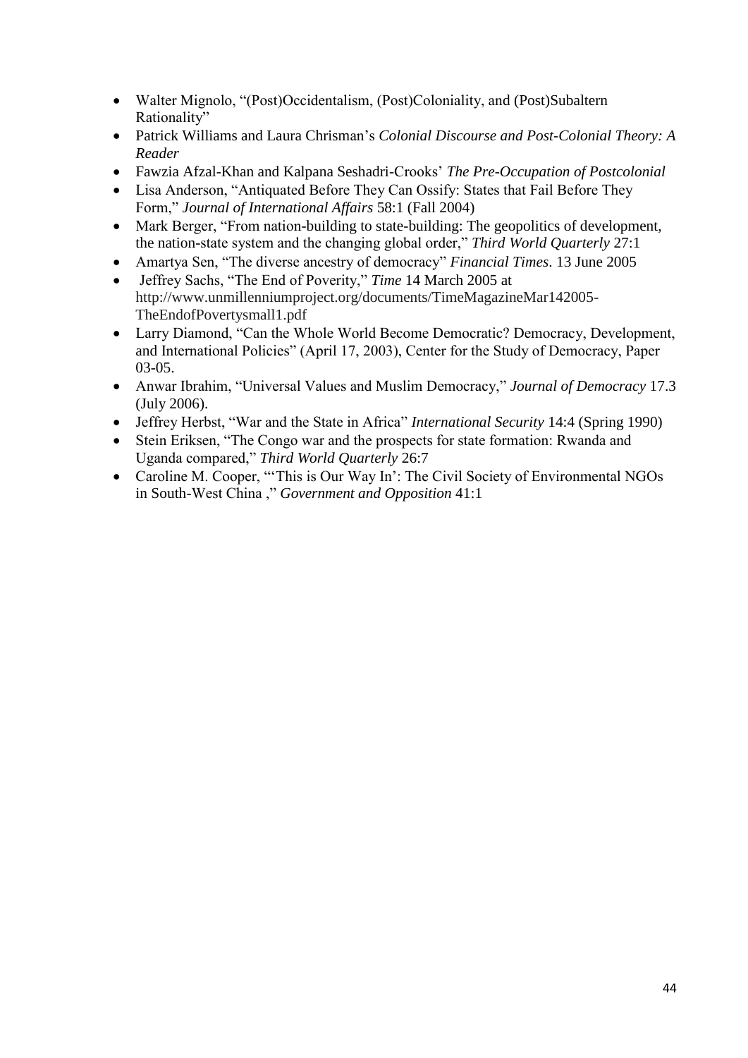- Walter Mignolo, "(Post)Occidentalism, (Post)Coloniality, and (Post)Subaltern Rationality"
- Patrick Williams and Laura Chrisman's *Colonial Discourse and Post-Colonial Theory: A Reader*
- Fawzia Afzal-Khan and Kalpana Seshadri-Crooks' *The Pre-Occupation of Postcolonial*
- Lisa Anderson, "Antiquated Before They Can Ossify: States that Fail Before They Form," *Journal of International Affairs* 58:1 (Fall 2004)
- Mark Berger, "From nation-building to state-building: The geopolitics of development, the nation-state system and the changing global order," *Third World Quarterly* 27:1
- Amartya Sen, "The diverse ancestry of democracy" *Financial Times*. 13 June 2005
- Jeffrey Sachs, "The End of Poverity," *Time* 14 March 2005 at http://www.unmillenniumproject.org/documents/TimeMagazineMar142005-TheEndofPovertysmall1.pdf
- Larry Diamond, "Can the Whole World Become Democratic? Democracy, Development, and International Policies" (April 17, 2003), Center for the Study of Democracy, Paper 03-05.
- Anwar Ibrahim, "Universal Values and Muslim Democracy," *Journal of Democracy* 17.3 (July 2006).
- Jeffrey Herbst, "War and the State in Africa" *International Security* 14:4 (Spring 1990)
- Stein Eriksen, "The Congo war and the prospects for state formation: Rwanda and Uganda compared," *Third World Quarterly* 26:7
- Caroline M. Cooper, "'This is Our Way In': The Civil Society of Environmental NGOs in South-West China ," *Government and Opposition* 41:1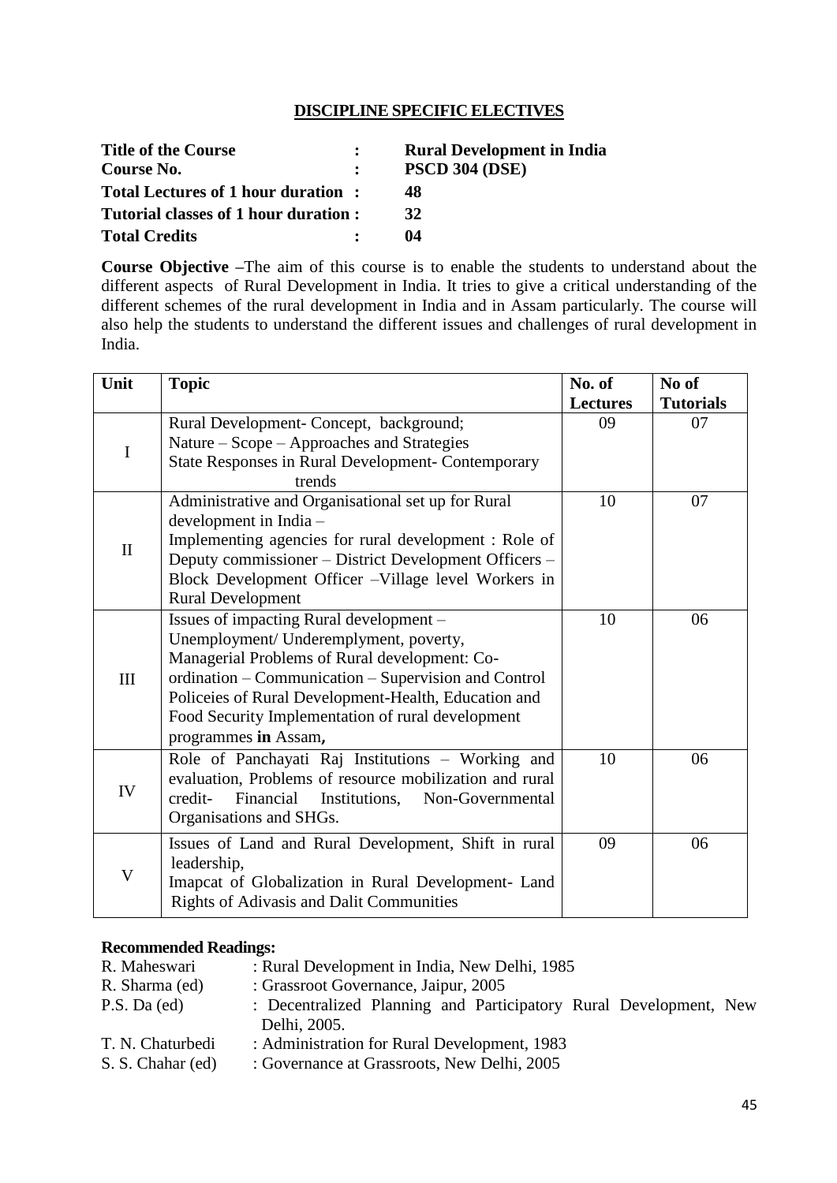## DISCIPLINE SPECIFIC ELECTIVES

| | | |
|---|---|---|
| **Title of the Course** | : | **Rural Development in India** |
| **Course No.** | : | **PSCD 304 (DSE)** |
| **Total Lectures of 1 hour duration** | : | **48** |
| **Tutorial classes of 1 hour duration** | : | **32** |
| **Total Credits** | : | **04** |

**Course Objective –**The aim of this course is to enable the students to understand about the different aspects of Rural Development in India. It tries to give a critical understanding of the different schemes of the rural development in India and in Assam particularly. The course will also help the students to understand the different issues and challenges of rural development in India.

| Unit | Topic | No. of Lectures | No of Tutorials |
|---|---|---|---|
| I | Rural Development- Concept, background; Nature – Scope – Approaches and Strategies State Responses in Rural Development- Contemporary trends | 09 | 07 |
| II | Administrative and Organisational set up for Rural development in India – Implementing agencies for rural development : Role of Deputy commissioner – District Development Officers – Block Development Officer –Village level Workers in Rural Development | 10 | 07 |
| III | Issues of impacting Rural development – Unemployment/ Underemplyment, poverty, Managerial Problems of Rural development: Co-ordination – Communication – Supervision and Control Policeies of Rural Development-Health, Education and Food Security Implementation of rural development programmes **in** Assam**,** | 10 | 06 |
| IV | Role of Panchayati Raj Institutions – Working and evaluation, Problems of resource mobilization and rural credit- Financial Institutions, Non-Governmental Organisations and SHGs. | 10 | 06 |
| V | Issues of Land and Rural Development, Shift in rural leadership, Imapcat of Globalization in Rural Development- Land Rights of Adivasis and Dalit Communities | 09 | 06 |

**Recommended Readings:**

| | |
|---|---|
| R. Maheswari | : Rural Development in India, New Delhi, 1985 |
| R. Sharma (ed) | : Grassroot Governance, Jaipur, 2005 |
| P.S. Da (ed) | : Decentralized Planning and Participatory Rural Development, New Delhi, 2005. |
| T. N. Chaturbedi | : Administration for Rural Development, 1983 |
| S. S. Chahar (ed) | : Governance at Grassroots, New Delhi, 2005 |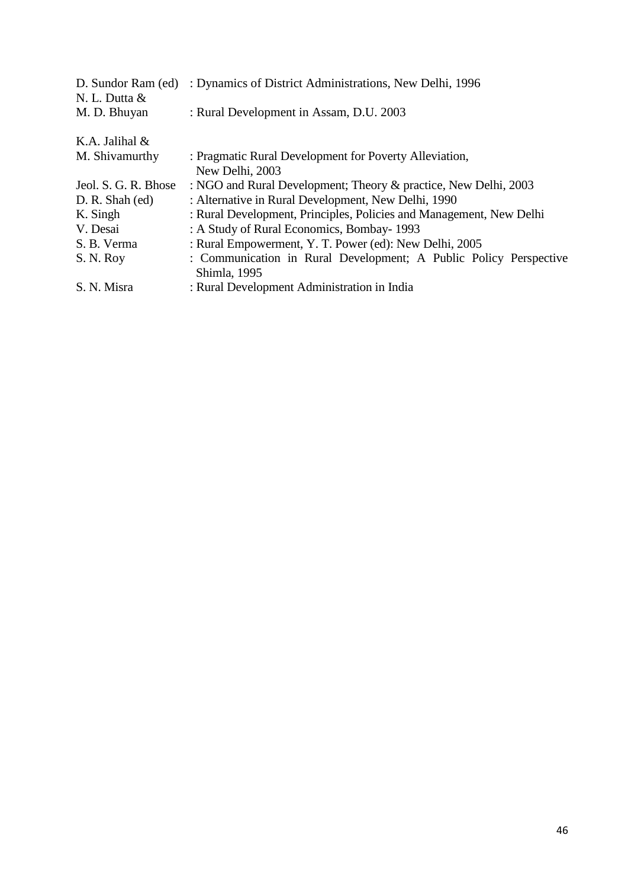D. Sundor Ram (ed) : Dynamics of District Administrations, New Delhi, 1996

N. L. Dutta & M. D. Bhuyan : Rural Development in Assam, D.U. 2003

K.A. Jalihal & M. Shivamurthy : Pragmatic Rural Development for Poverty Alleviation, New Delhi, 2003

Jeol. S. G. R. Bhose : NGO and Rural Development; Theory & practice, New Delhi, 2003

D. R. Shah (ed) : Alternative in Rural Development, New Delhi, 1990

K. Singh : Rural Development, Principles, Policies and Management, New Delhi

V. Desai : A Study of Rural Economics, Bombay- 1993

S. B. Verma : Rural Empowerment, Y. T. Power (ed): New Delhi, 2005

S. N. Roy : Communication in Rural Development; A Public Policy Perspective Shimla, 1995

S. N. Misra : Rural Development Administration in India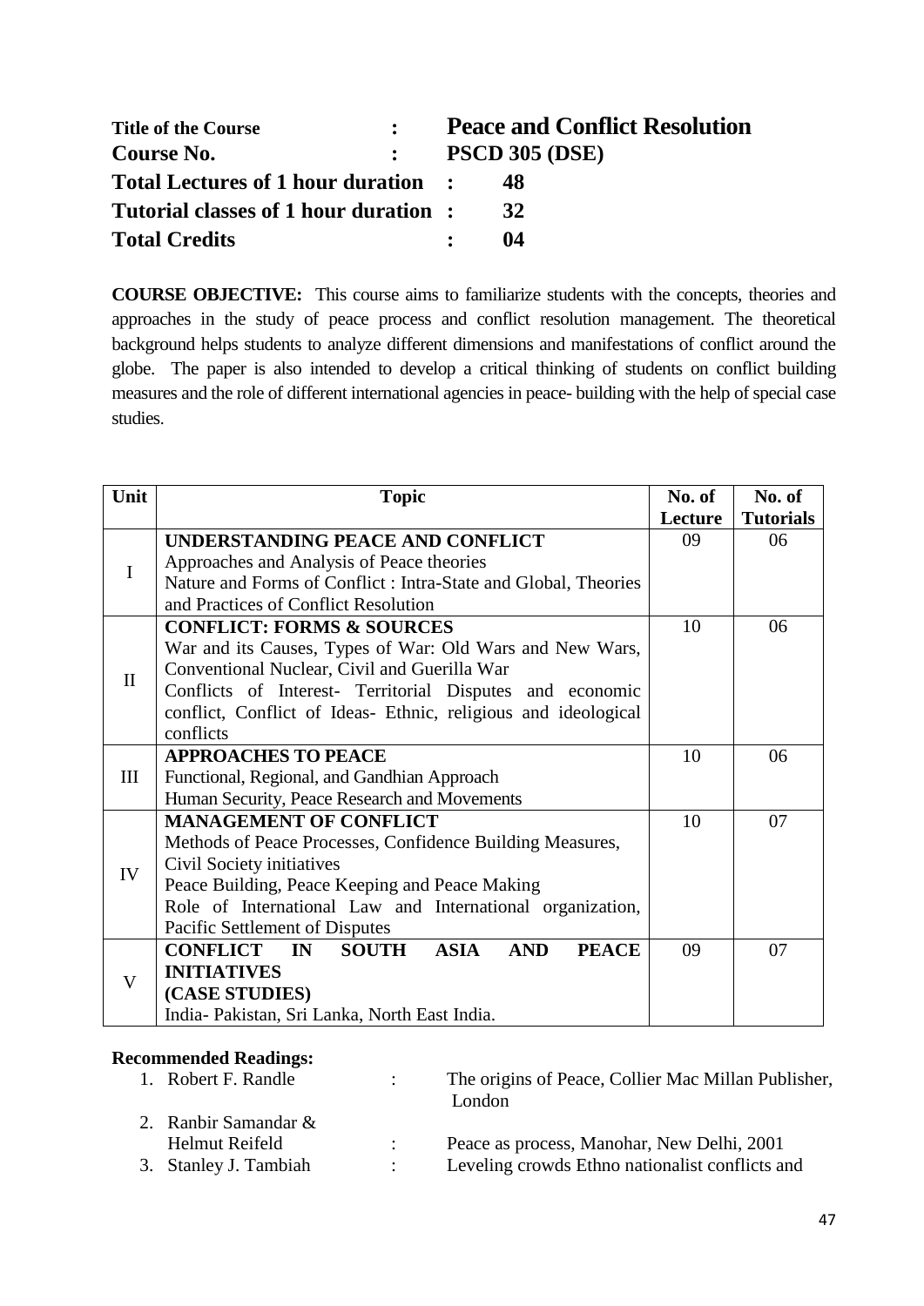| | | |
|---|---|---|
| **Title of the Course** | **:** | **Peace and Conflict Resolution** |
| **Course No.** | **:** | **PSCD 305 (DSE)** |
| **Total Lectures of 1 hour duration** | **:** | **48** |
| **Tutorial classes of 1 hour duration** | **:** | **32** |
| **Total Credits** | **:** | **04** |

**COURSE OBJECTIVE:** This course aims to familiarize students with the concepts, theories and approaches in the study of peace process and conflict resolution management. The theoretical background helps students to analyze different dimensions and manifestations of conflict around the globe. The paper is also intended to develop a critical thinking of students on conflict building measures and the role of different international agencies in peace- building with the help of special case studies.

| Unit | Topic | No. of Lecture | No. of Tutorials |
|---|---|---|---|
| I | **UNDERSTANDING PEACE AND CONFLICT**<br>Approaches and Analysis of Peace theories<br>Nature and Forms of Conflict : Intra-State and Global, Theories and Practices of Conflict Resolution | 09 | 06 |
| II | **CONFLICT: FORMS & SOURCES**<br>War and its Causes, Types of War: Old Wars and New Wars, Conventional Nuclear, Civil and Guerilla War<br>Conflicts of Interest- Territorial Disputes and economic conflict, Conflict of Ideas- Ethnic, religious and ideological conflicts | 10 | 06 |
| III | **APPROACHES TO PEACE**<br>Functional, Regional, and Gandhian Approach<br>Human Security, Peace Research and Movements | 10 | 06 |
| IV | **MANAGEMENT OF CONFLICT**<br>Methods of Peace Processes, Confidence Building Measures, Civil Society initiatives<br>Peace Building, Peace Keeping and Peace Making<br>Role of International Law and International organization, Pacific Settlement of Disputes | 10 | 07 |
| V | **CONFLICT IN SOUTH ASIA AND PEACE INITIATIVES**<br>**(CASE STUDIES)**<br>India- Pakistan, Sri Lanka, North East India. | 09 | 07 |

**Recommended Readings:**

1. Robert F. Randle : The origins of Peace, Collier Mac Millan Publisher, London
2. Ranbir Samandar & Helmut Reifeld : Peace as process, Manohar, New Delhi, 2001
3. Stanley J. Tambiah : Leveling crowds Ethno nationalist conflicts and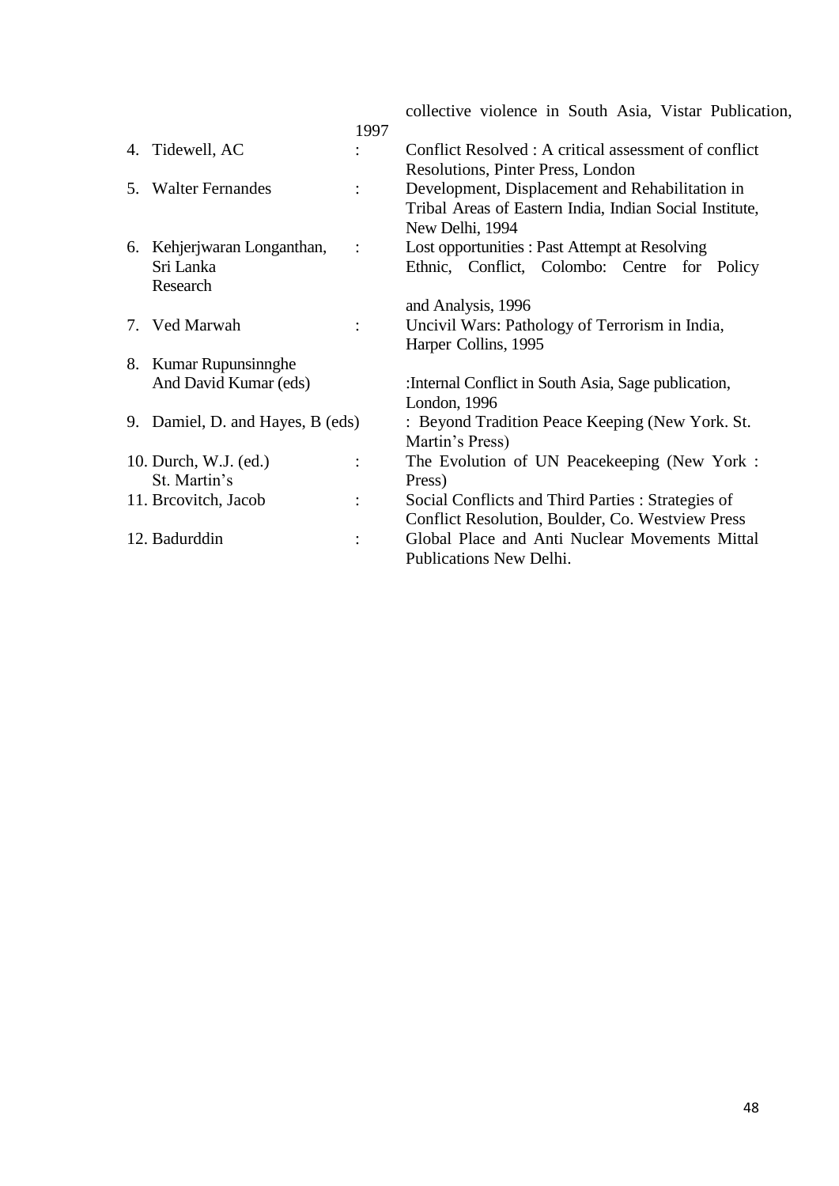collective violence in South Asia, Vistar Publication, 1997

4. Tidewell, AC : Conflict Resolved : A critical assessment of conflict Resolutions, Pinter Press, London
5. Walter Fernandes : Development, Displacement and Rehabilitation in Tribal Areas of Eastern India, Indian Social Institute, New Delhi, 1994
6. Kehjerjwaran Longanthan, Sri Lanka Research : Lost opportunities : Past Attempt at Resolving Ethnic, Conflict, Colombo: Centre for Policy and Analysis, 1996
7. Ved Marwah : Uncivil Wars: Pathology of Terrorism in India, Harper Collins, 1995
8. Kumar Rupunsinnghe And David Kumar (eds) :Internal Conflict in South Asia, Sage publication, London, 1996
9. Damiel, D. and Hayes, B (eds) : Beyond Tradition Peace Keeping (New York. St. Martin's Press)
10. Durch, W.J. (ed.) St. Martin's : The Evolution of UN Peacekeeping (New York : Press)
11. Brcovitch, Jacob : Social Conflicts and Third Parties : Strategies of Conflict Resolution, Boulder, Co. Westview Press
12. Badurddin : Global Place and Anti Nuclear Movements Mittal Publications New Delhi.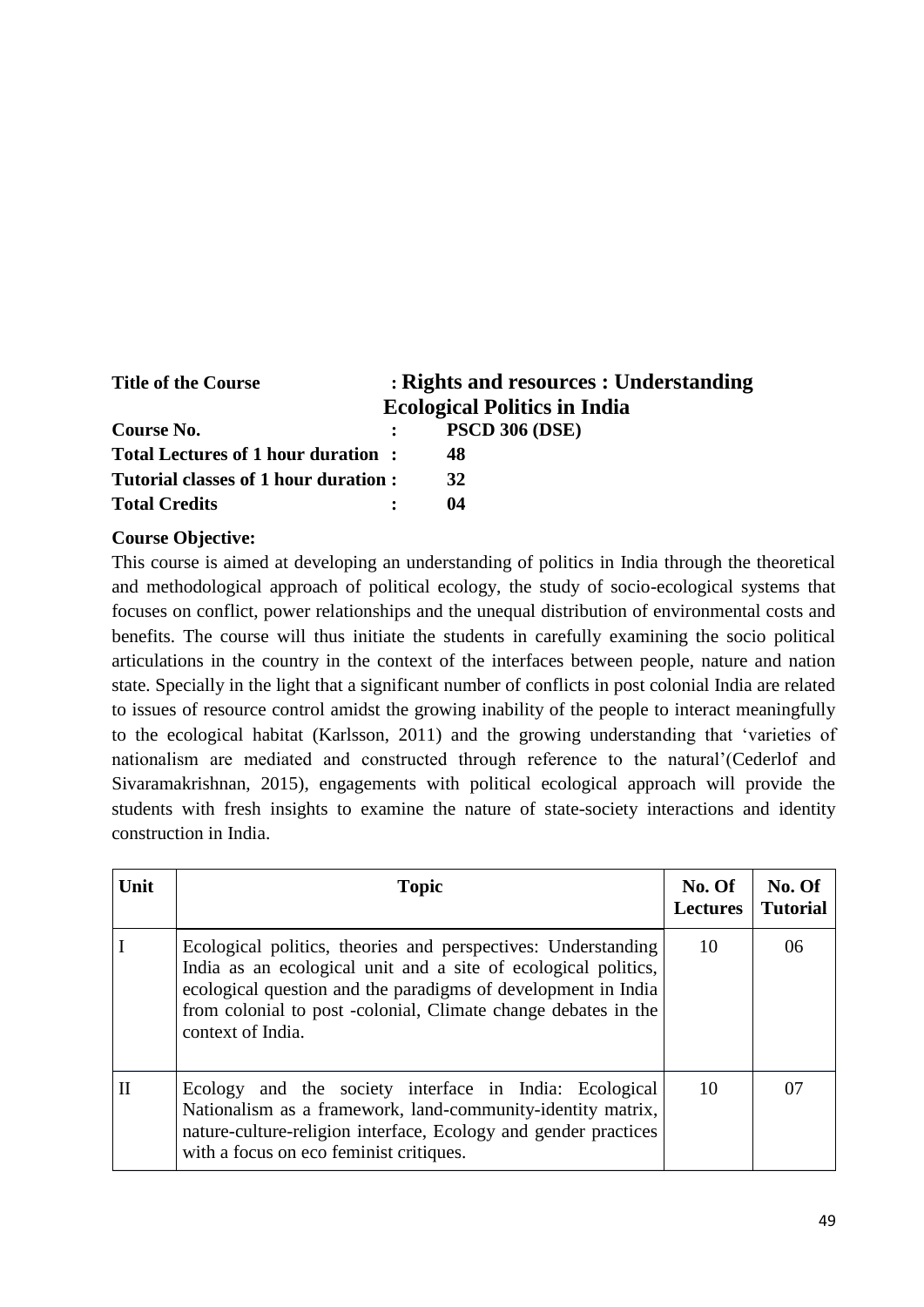**Title of the Course** : **Rights and resources : Understanding Ecological Politics in India**

**Course No.** : **PSCD 306 (DSE)**

**Total Lectures of 1 hour duration** : **48**

**Tutorial classes of 1 hour duration** : **32**

**Total Credits** : **04**

**Course Objective:**

This course is aimed at developing an understanding of politics in India through the theoretical and methodological approach of political ecology, the study of socio-ecological systems that focuses on conflict, power relationships and the unequal distribution of environmental costs and benefits. The course will thus initiate the students in carefully examining the socio political articulations in the country in the context of the interfaces between people, nature and nation state. Specially in the light that a significant number of conflicts in post colonial India are related to issues of resource control amidst the growing inability of the people to interact meaningfully to the ecological habitat (Karlsson, 2011) and the growing understanding that 'varieties of nationalism are mediated and constructed through reference to the natural'(Cederlof and Sivaramakrishnan, 2015), engagements with political ecological approach will provide the students with fresh insights to examine the nature of state-society interactions and identity construction in India.

| Unit | Topic | No. Of Lectures | No. Of Tutorial |
|---|---|---|---|
| I | Ecological politics, theories and perspectives: Understanding India as an ecological unit and a site of ecological politics, ecological question and the paradigms of development in India from colonial to post -colonial, Climate change debates in the context of India. | 10 | 06 |
| II | Ecology and the society interface in India: Ecological Nationalism as a framework, land-community-identity matrix, nature-culture-religion interface, Ecology and gender practices with a focus on eco feminist critiques. | 10 | 07 |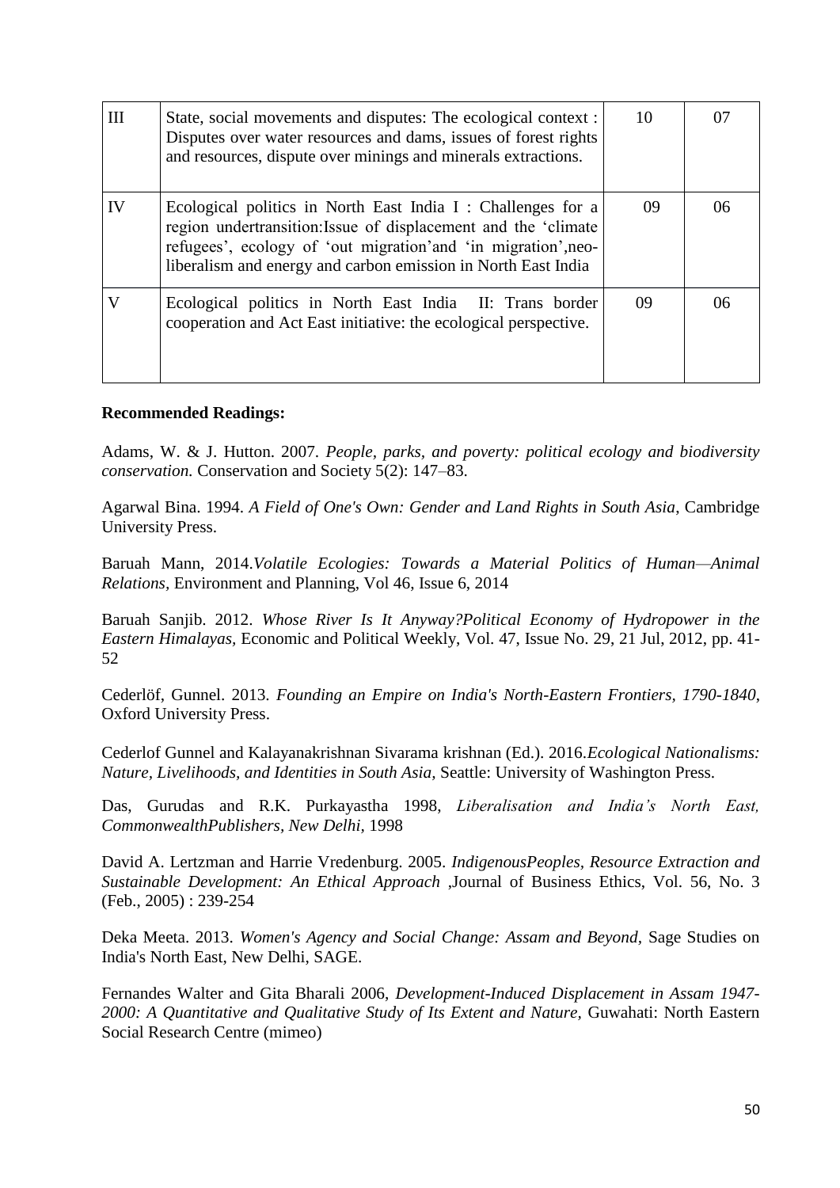| III | State, social movements and disputes: The ecological context : Disputes over water resources and dams, issues of forest rights and resources, dispute over minings and minerals extractions. | 10 | 07 |
|---|---|---|---|
| IV | Ecological politics in North East India I : Challenges for a region undertransition:Issue of displacement and the 'climate refugees', ecology of 'out migration'and 'in migration',neo-liberalism and energy and carbon emission in North East India | 09 | 06 |
| V | Ecological politics in North East India II: Trans border cooperation and Act East initiative: the ecological perspective. | 09 | 06 |

**Recommended Readings:**

Adams, W. & J. Hutton. 2007. *People, parks, and poverty: political ecology and biodiversity conservation.* Conservation and Society 5(2): 147–83.

Agarwal Bina. 1994. *A Field of One's Own: Gender and Land Rights in South Asia,* Cambridge University Press.

Baruah Mann, 2014.*Volatile Ecologies: Towards a Material Politics of Human—Animal Relations,* Environment and Planning, Vol 46, Issue 6, 2014

Baruah Sanjib. 2012. *Whose River Is It Anyway?Political Economy of Hydropower in the Eastern Himalayas,* Economic and Political Weekly, Vol. 47, Issue No. 29, 21 Jul, 2012, pp. 41-52

Cederlöf, Gunnel. 2013. *Founding an Empire on India's North-Eastern Frontiers, 1790-1840*, Oxford University Press.

Cederlof Gunnel and Kalayanakrishnan Sivarama krishnan (Ed.). 2016.*Ecological Nationalisms: Nature, Livelihoods, and Identities in South Asia,* Seattle: University of Washington Press.

Das, Gurudas and R.K. Purkayastha 1998, *Liberalisation and India's North East, CommonwealthPublishers, New Delhi,* 1998

David A. Lertzman and Harrie Vredenburg. 2005. *IndigenousPeoples, Resource Extraction and Sustainable Development: An Ethical Approach* ,Journal of Business Ethics, Vol. 56, No. 3 (Feb., 2005) : 239-254

Deka Meeta. 2013. *Women's Agency and Social Change: Assam and Beyond,* Sage Studies on India's North East, New Delhi, SAGE.

Fernandes Walter and Gita Bharali 2006, *Development-Induced Displacement in Assam 1947-2000: A Quantitative and Qualitative Study of Its Extent and Nature*, Guwahati: North Eastern Social Research Centre (mimeo)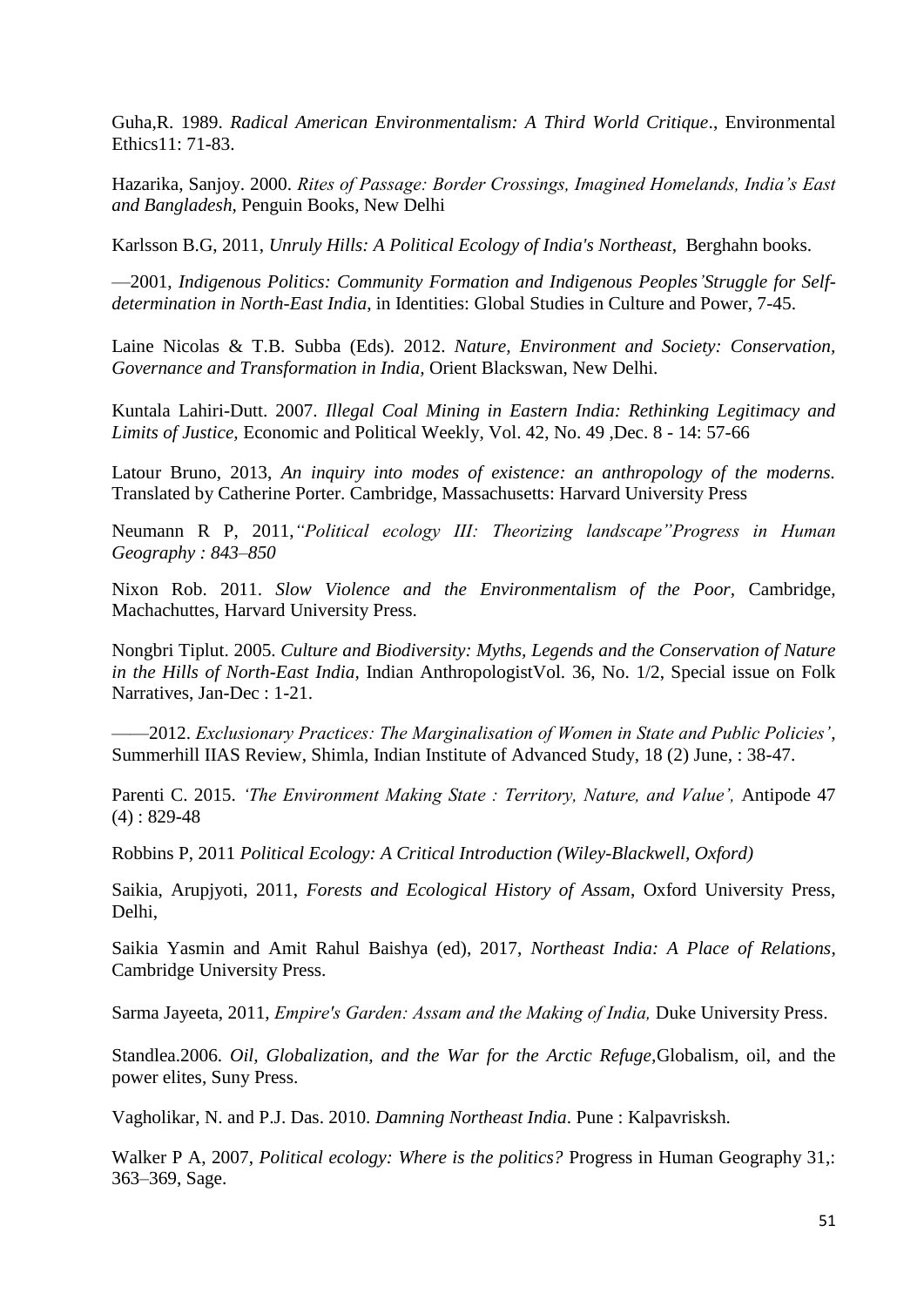Guha,R. 1989. *Radical American Environmentalism: A Third World Critique*., Environmental Ethics11: 71-83.

Hazarika, Sanjoy. 2000. *Rites of Passage: Border Crossings, Imagined Homelands, India's East and Bangladesh*, Penguin Books, New Delhi

Karlsson B.G, 2011, *Unruly Hills: A Political Ecology of India's Northeast*, Berghahn books.

—2001, *Indigenous Politics: Community Formation and Indigenous Peoples'Struggle for Self-determination in North-East India*, in Identities: Global Studies in Culture and Power, 7-45.

Laine Nicolas & T.B. Subba (Eds). 2012. *Nature, Environment and Society: Conservation, Governance and Transformation in India,* Orient Blackswan, New Delhi.

Kuntala Lahiri-Dutt. 2007. *Illegal Coal Mining in Eastern India: Rethinking Legitimacy and Limits of Justice,* Economic and Political Weekly, Vol. 42, No. 49 ,Dec. 8 - 14: 57-66

Latour Bruno, 2013, *An inquiry into modes of existence: an anthropology of the moderns.* Translated by Catherine Porter. Cambridge, Massachusetts: Harvard University Press

Neumann R P, 2011,*"Political ecology III: Theorizing landscape"Progress in Human Geography : 843–850*

Nixon Rob. 2011. *Slow Violence and the Environmentalism of the Poor,* Cambridge, Machachuttes, Harvard University Press.

Nongbri Tiplut. 2005. *Culture and Biodiversity: Myths, Legends and the Conservation of Nature in the Hills of North-East India,* Indian AnthropologistVol. 36, No. 1/2, Special issue on Folk Narratives, Jan-Dec : 1-21.

——2012. *Exclusionary Practices: The Marginalisation of Women in State and Public Policies'*, Summerhill IIAS Review, Shimla, Indian Institute of Advanced Study, 18 (2) June, : 38-47.

Parenti C. 2015. *'The Environment Making State : Territory, Nature, and Value',* Antipode 47 (4) : 829-48

Robbins P, 2011 *Political Ecology: A Critical Introduction (Wiley-Blackwell, Oxford)*

Saikia, Arupjyoti, 2011, *Forests and Ecological History of Assam*, Oxford University Press, Delhi,

Saikia Yasmin and Amit Rahul Baishya (ed), 2017, *Northeast India: A Place of Relations*, Cambridge University Press.

Sarma Jayeeta, 2011, *Empire's Garden: Assam and the Making of India,* Duke University Press.

Standlea.2006. *Oil, Globalization, and the War for the Arctic Refuge*,Globalism, oil, and the power elites, Suny Press.

Vagholikar, N. and P.J. Das. 2010. *Damning Northeast India*. Pune : Kalpavrisksh.

Walker P A, 2007, *Political ecology: Where is the politics?* Progress in Human Geography 31,: 363–369, Sage.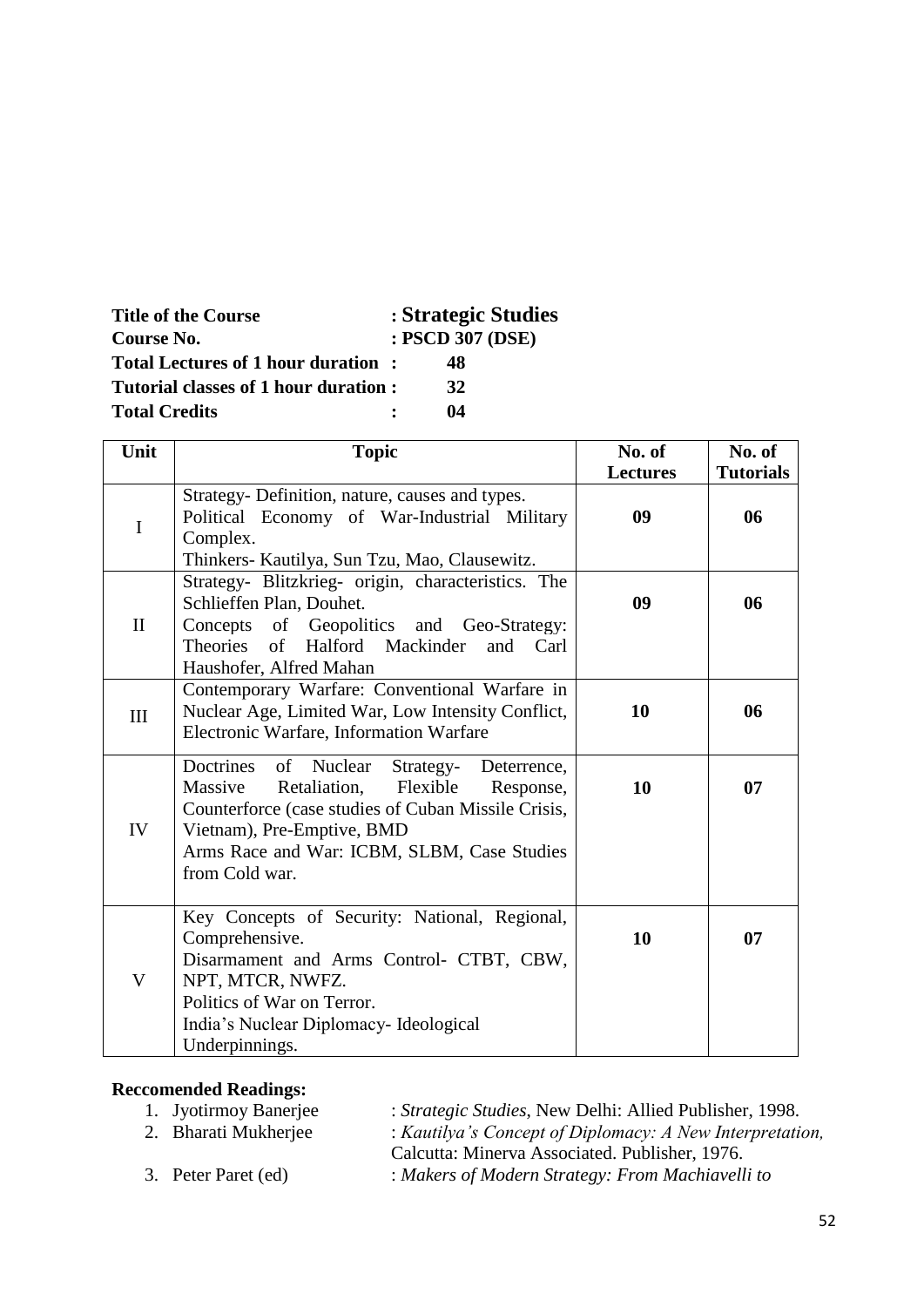**Title of the Course** : **Strategic Studies**
**Course No.** : **PSCD 307 (DSE)**
**Total Lectures of 1 hour duration :** **48**
**Tutorial classes of 1 hour duration :** **32**
**Total Credits :** **04**

| Unit | Topic | No. of Lectures | No. of Tutorials |
|---|---|---|---|
| I | Strategy- Definition, nature, causes and types.<br>Political Economy of War-Industrial Military Complex.<br>Thinkers- Kautilya, Sun Tzu, Mao, Clausewitz. | **09** | **06** |
| II | Strategy- Blitzkrieg- origin, characteristics. The Schlieffen Plan, Douhet.<br>Concepts of Geopolitics and Geo-Strategy: Theories of Halford Mackinder and Carl Haushofer, Alfred Mahan | **09** | **06** |
| III | Contemporary Warfare: Conventional Warfare in Nuclear Age, Limited War, Low Intensity Conflict, Electronic Warfare, Information Warfare | **10** | **06** |
| IV | Doctrines of Nuclear Strategy- Deterrence, Massive Retaliation, Flexible Response, Counterforce (case studies of Cuban Missile Crisis, Vietnam), Pre-Emptive, BMD<br>Arms Race and War: ICBM, SLBM, Case Studies from Cold war. | **10** | **07** |
| V | Key Concepts of Security: National, Regional, Comprehensive.<br>Disarmament and Arms Control- CTBT, CBW, NPT, MTCR, NWFZ.<br>Politics of War on Terror.<br>India's Nuclear Diplomacy- Ideological Underpinnings. | **10** | **07** |

**Reccomended Readings:**

1. Jyotirmoy Banerjee : *Strategic Studies*, New Delhi: Allied Publisher, 1998.
2. Bharati Mukherjee : *Kautilya's Concept of Diplomacy: A New Interpretation,* Calcutta: Minerva Associated. Publisher, 1976.
3. Peter Paret (ed) : *Makers of Modern Strategy: From Machiavelli to*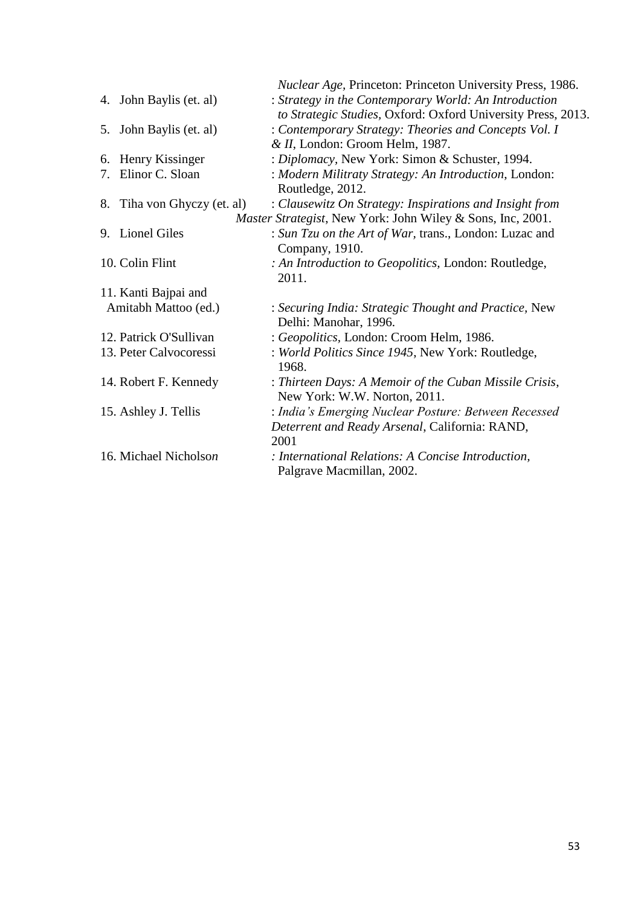*Nuclear Age*, Princeton: Princeton University Press, 1986.

4. John Baylis (et. al) : *Strategy in the Contemporary World: An Introduction to Strategic Studies*, Oxford: Oxford University Press, 2013.
5. John Baylis (et. al) : *Contemporary Strategy: Theories and Concepts Vol. I & II*, London: Groom Helm, 1987.
6. Henry Kissinger : *Diplomacy*, New York: Simon & Schuster, 1994.
7. Elinor C. Sloan : *Modern Militraty Strategy: An Introduction*, London: Routledge, 2012.
8. Tiha von Ghyczy (et. al) : *Clausewitz On Strategy: Inspirations and Insight from Master Strategist*, New York: John Wiley & Sons, Inc, 2001.
9. Lionel Giles : *Sun Tzu on the Art of War*, trans., London: Luzac and Company, 1910.
10. Colin Flint : *An Introduction to Geopolitics*, London: Routledge, 2011.
11. Kanti Bajpai and Amitabh Mattoo (ed.) : *Securing India: Strategic Thought and Practice*, New Delhi: Manohar, 1996.
12. Patrick O'Sullivan : *Geopolitics*, London: Croom Helm, 1986.
13. Peter Calvocoressi : *World Politics Since 1945*, New York: Routledge, 1968.
14. Robert F. Kennedy : *Thirteen Days: A Memoir of the Cuban Missile Crisis*, New York: W.W. Norton, 2011.
15. Ashley J. Tellis : *India's Emerging Nuclear Posture: Between Recessed Deterrent and Ready Arsenal*, California: RAND, 2001
16. Michael Nicholson : *International Relations: A Concise Introduction*, Palgrave Macmillan, 2002.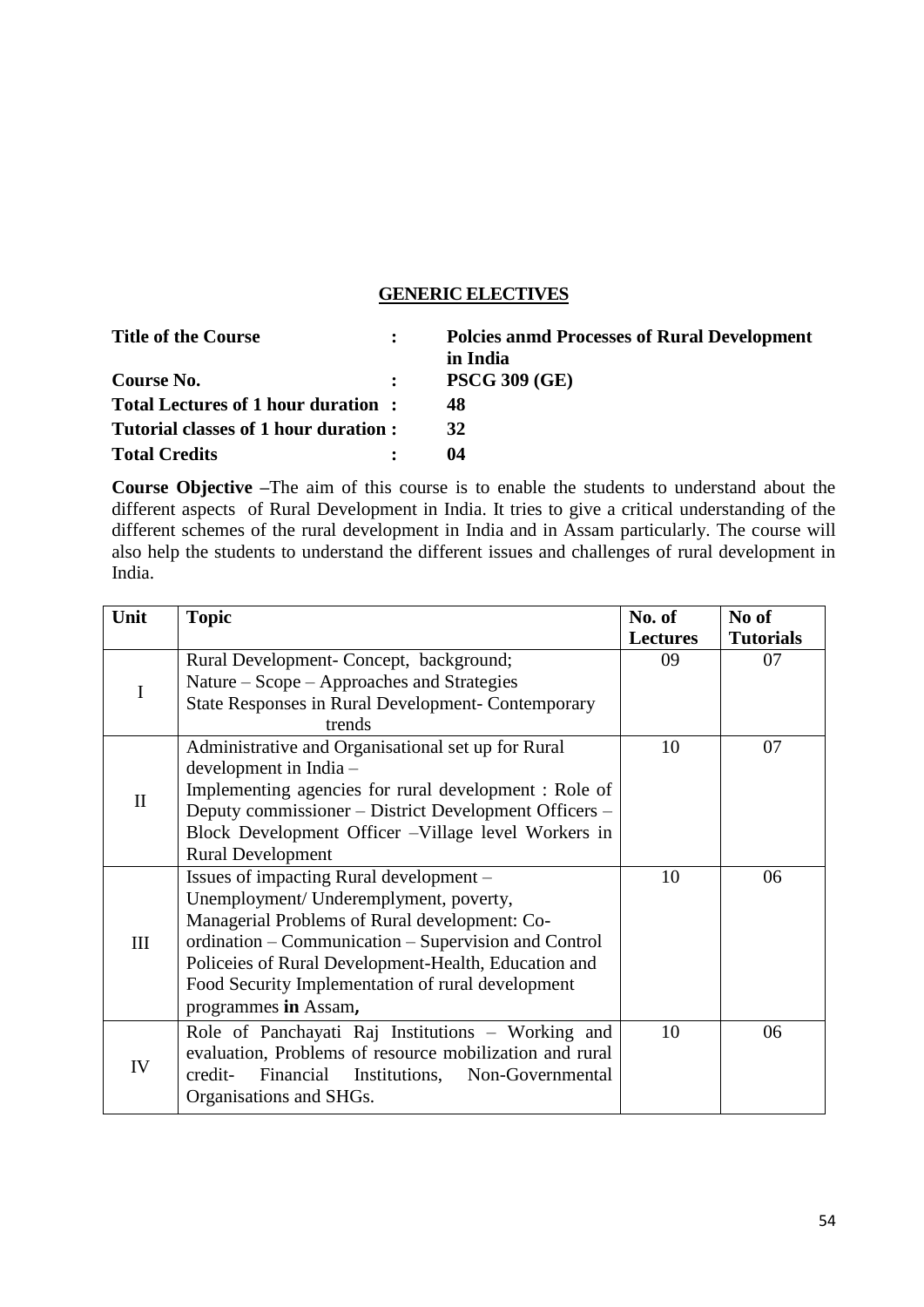## GENERIC ELECTIVES

| | | |
|---|---|---|
| **Title of the Course** | **:** | **Polcies anmd Processes of Rural Development in India** |
| **Course No.** | **:** | **PSCG 309 (GE)** |
| **Total Lectures of 1 hour duration** | **:** | **48** |
| **Tutorial classes of 1 hour duration** | **:** | **32** |
| **Total Credits** | **:** | **04** |

**Course Objective –**The aim of this course is to enable the students to understand about the different aspects of Rural Development in India. It tries to give a critical understanding of the different schemes of the rural development in India and in Assam particularly. The course will also help the students to understand the different issues and challenges of rural development in India.

| Unit | Topic | No. of Lectures | No of Tutorials |
|---|---|---|---|
| I | Rural Development- Concept, background; Nature – Scope – Approaches and Strategies State Responses in Rural Development- Contemporary trends | 09 | 07 |
| II | Administrative and Organisational set up for Rural development in India – Implementing agencies for rural development : Role of Deputy commissioner – District Development Officers – Block Development Officer –Village level Workers in Rural Development | 10 | 07 |
| III | Issues of impacting Rural development – Unemployment/ Underemplyment, poverty, Managerial Problems of Rural development: Co-ordination – Communication – Supervision and Control Policeies of Rural Development-Health, Education and Food Security Implementation of rural development programmes **in** Assam**,** | 10 | 06 |
| IV | Role of Panchayati Raj Institutions – Working and evaluation, Problems of resource mobilization and rural credit- Financial Institutions, Non-Governmental Organisations and SHGs. | 10 | 06 |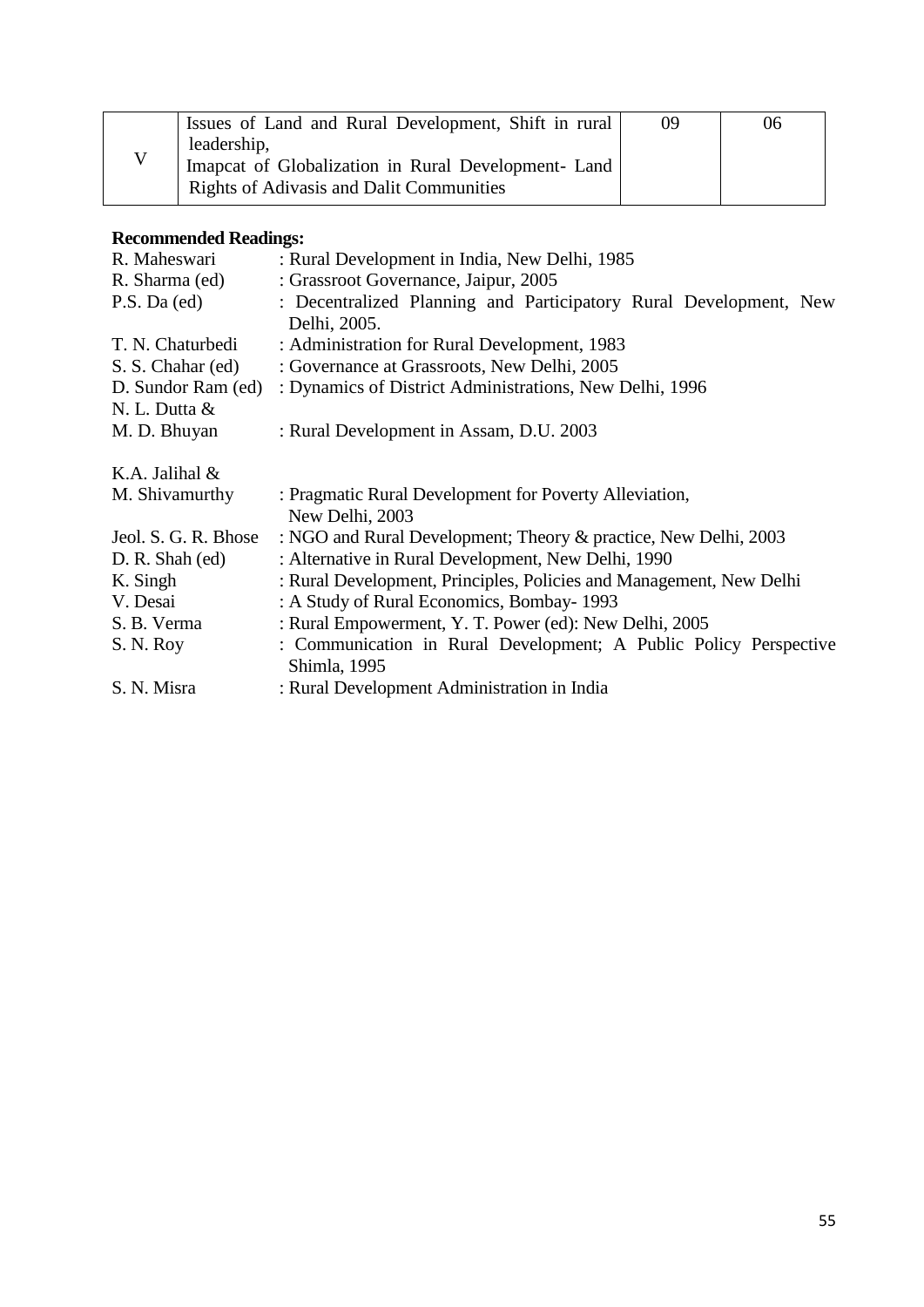| V | Issues of Land and Rural Development, Shift in rural leadership, Imapcat of Globalization in Rural Development- Land Rights of Adivasis and Dalit Communities | 09 | 06 |
|---|---|---|---|

**Recommended Readings:**

| | |
|---|---|
| R. Maheswari | : Rural Development in India, New Delhi, 1985 |
| R. Sharma (ed) | : Grassroot Governance, Jaipur, 2005 |
| P.S. Da (ed) | : Decentralized Planning and Participatory Rural Development, New Delhi, 2005. |
| T. N. Chaturbedi | : Administration for Rural Development, 1983 |
| S. S. Chahar (ed) | : Governance at Grassroots, New Delhi, 2005 |
| D. Sundor Ram (ed) | : Dynamics of District Administrations, New Delhi, 1996 |
| N. L. Dutta & M. D. Bhuyan | : Rural Development in Assam, D.U. 2003 |
| K.A. Jalihal & M. Shivamurthy | : Pragmatic Rural Development for Poverty Alleviation, New Delhi, 2003 |
| Jeol. S. G. R. Bhose | : NGO and Rural Development; Theory & practice, New Delhi, 2003 |
| D. R. Shah (ed) | : Alternative in Rural Development, New Delhi, 1990 |
| K. Singh | : Rural Development, Principles, Policies and Management, New Delhi |
| V. Desai | : A Study of Rural Economics, Bombay- 1993 |
| S. B. Verma | : Rural Empowerment, Y. T. Power (ed): New Delhi, 2005 |
| S. N. Roy | : Communication in Rural Development; A Public Policy Perspective Shimla, 1995 |
| S. N. Misra | : Rural Development Administration in India |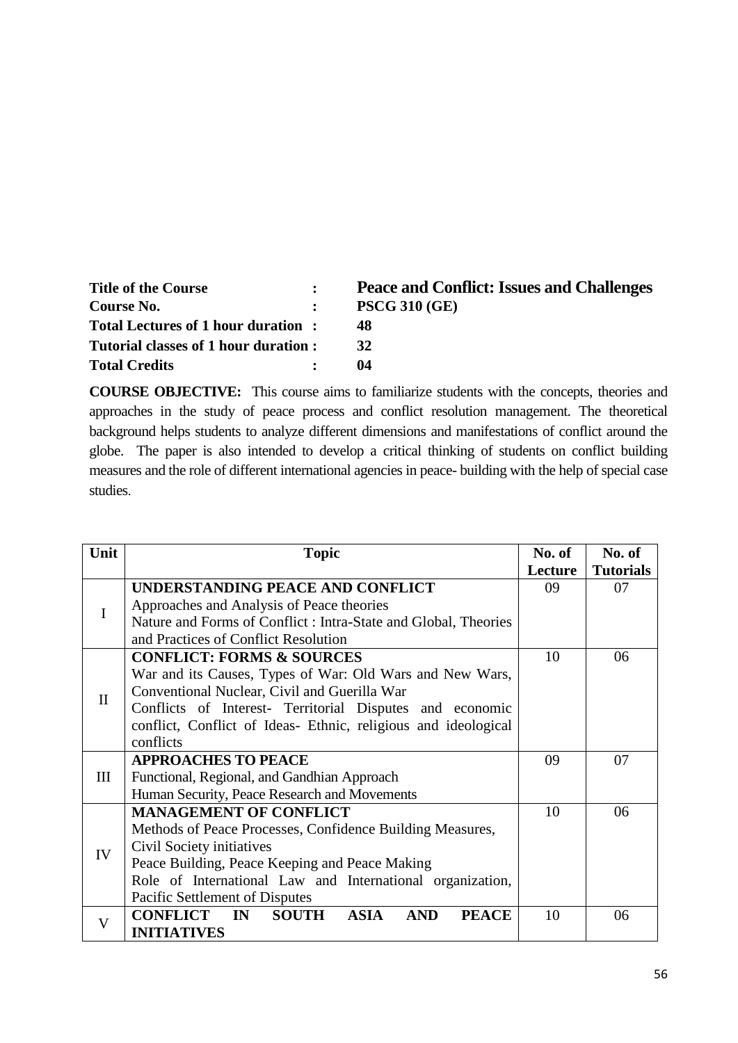| | | |
|---|---|---|
| **Title of the Course** | **:** | **Peace and Conflict: Issues and Challenges** |
| **Course No.** | **:** | **PSCG 310 (GE)** |
| **Total Lectures of 1 hour duration** | **:** | **48** |
| **Tutorial classes of 1 hour duration** | **:** | **32** |
| **Total Credits** | **:** | **04** |

**COURSE OBJECTIVE:** This course aims to familiarize students with the concepts, theories and approaches in the study of peace process and conflict resolution management. The theoretical background helps students to analyze different dimensions and manifestations of conflict around the globe. The paper is also intended to develop a critical thinking of students on conflict building measures and the role of different international agencies in peace- building with the help of special case studies.

| Unit | Topic | No. of Lecture | No. of Tutorials |
|---|---|---|---|
| I | **UNDERSTANDING PEACE AND CONFLICT**<br>Approaches and Analysis of Peace theories<br>Nature and Forms of Conflict : Intra-State and Global, Theories and Practices of Conflict Resolution | 09 | 07 |
| II | **CONFLICT: FORMS & SOURCES**<br>War and its Causes, Types of War: Old Wars and New Wars, Conventional Nuclear, Civil and Guerilla War<br>Conflicts of Interest- Territorial Disputes and economic conflict, Conflict of Ideas- Ethnic, religious and ideological conflicts | 10 | 06 |
| III | **APPROACHES TO PEACE**<br>Functional, Regional, and Gandhian Approach<br>Human Security, Peace Research and Movements | 09 | 07 |
| IV | **MANAGEMENT OF CONFLICT**<br>Methods of Peace Processes, Confidence Building Measures, Civil Society initiatives<br>Peace Building, Peace Keeping and Peace Making<br>Role of International Law and International organization, Pacific Settlement of Disputes | 10 | 06 |
| V | **CONFLICT IN SOUTH ASIA AND PEACE INITIATIVES** | 10 | 06 |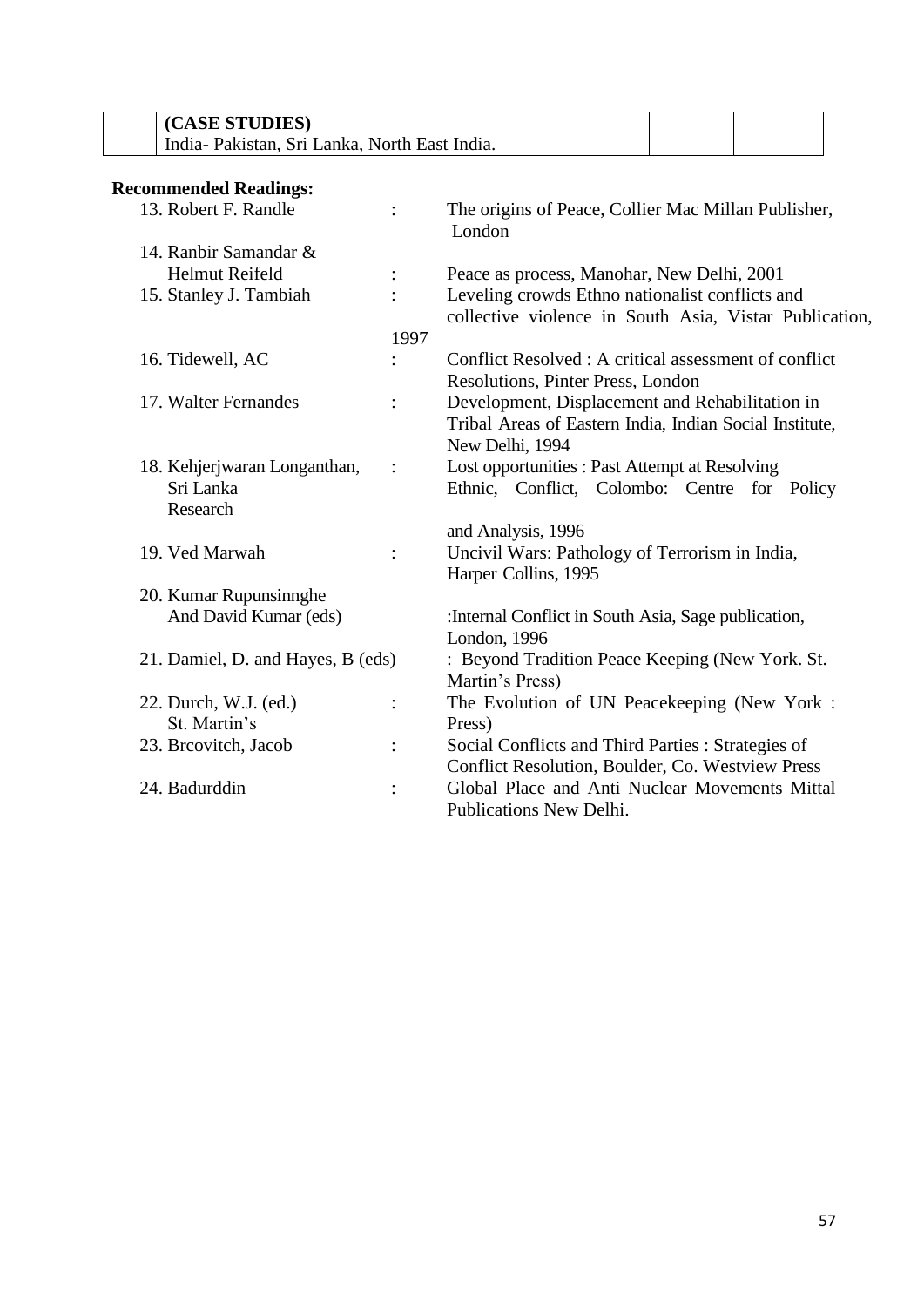|  | (CASE STUDIES)<br>India- Pakistan, Sri Lanka, North East India. |  |  |
|---|---|---|---|

**Recommended Readings:**

13. Robert F. Randle : The origins of Peace, Collier Mac Millan Publisher, London
14. Ranbir Samandar & Helmut Reifeld : Peace as process, Manohar, New Delhi, 2001
15. Stanley J. Tambiah : Leveling crowds Ethno nationalist conflicts and collective violence in South Asia, Vistar Publication, 1997
16. Tidewell, AC : Conflict Resolved : A critical assessment of conflict Resolutions, Pinter Press, London
17. Walter Fernandes : Development, Displacement and Rehabilitation in Tribal Areas of Eastern India, Indian Social Institute, New Delhi, 1994
18. Kehjerjwaran Longanthan, Sri Lanka Research : Lost opportunities : Past Attempt at Resolving Ethnic, Conflict, Colombo: Centre for Policy and Analysis, 1996
19. Ved Marwah : Uncivil Wars: Pathology of Terrorism in India, Harper Collins, 1995
20. Kumar Rupunsinnghe And David Kumar (eds) :Internal Conflict in South Asia, Sage publication, London, 1996
21. Damiel, D. and Hayes, B (eds) : Beyond Tradition Peace Keeping (New York. St. Martin's Press)
22. Durch, W.J. (ed.) : The Evolution of UN Peacekeeping (New York : St. Martin's Press)
23. Brcovitch, Jacob : Social Conflicts and Third Parties : Strategies of Conflict Resolution, Boulder, Co. Westview Press
24. Badurddin : Global Place and Anti Nuclear Movements Mittal Publications New Delhi.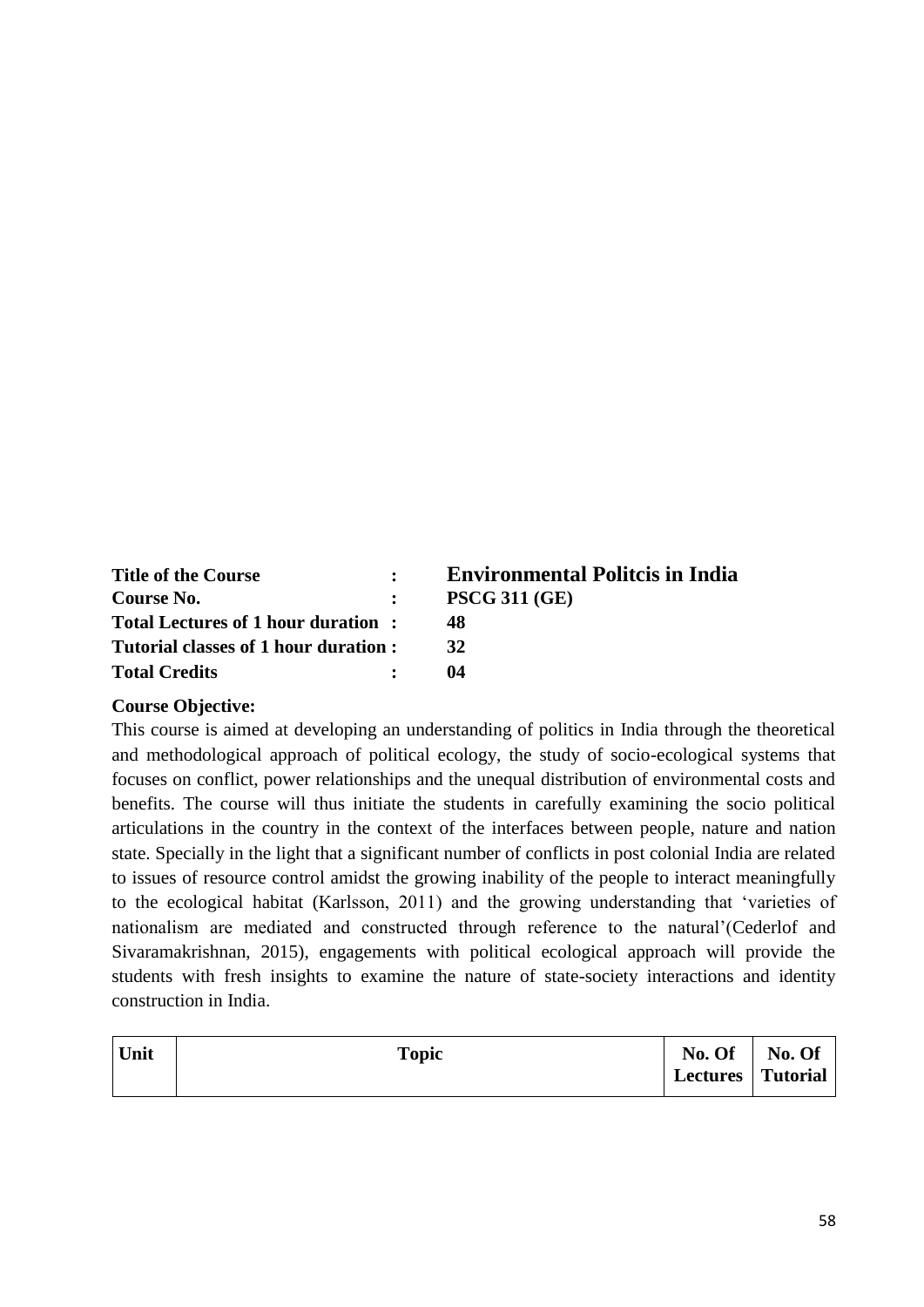**Title of the Course** : **Environmental Politcis in India**
**Course No.** : **PSCG 311 (GE)**
**Total Lectures of 1 hour duration** : **48**
**Tutorial classes of 1 hour duration** : **32**
**Total Credits** : **04**

**Course Objective:**

This course is aimed at developing an understanding of politics in India through the theoretical and methodological approach of political ecology, the study of socio-ecological systems that focuses on conflict, power relationships and the unequal distribution of environmental costs and benefits. The course will thus initiate the students in carefully examining the socio political articulations in the country in the context of the interfaces between people, nature and nation state. Specially in the light that a significant number of conflicts in post colonial India are related to issues of resource control amidst the growing inability of the people to interact meaningfully to the ecological habitat (Karlsson, 2011) and the growing understanding that 'varieties of nationalism are mediated and constructed through reference to the natural'(Cederlof and Sivaramakrishnan, 2015), engagements with political ecological approach will provide the students with fresh insights to examine the nature of state-society interactions and identity construction in India.

| Unit | Topic | No. Of Lectures | No. Of Tutorial |
|---|---|---|---|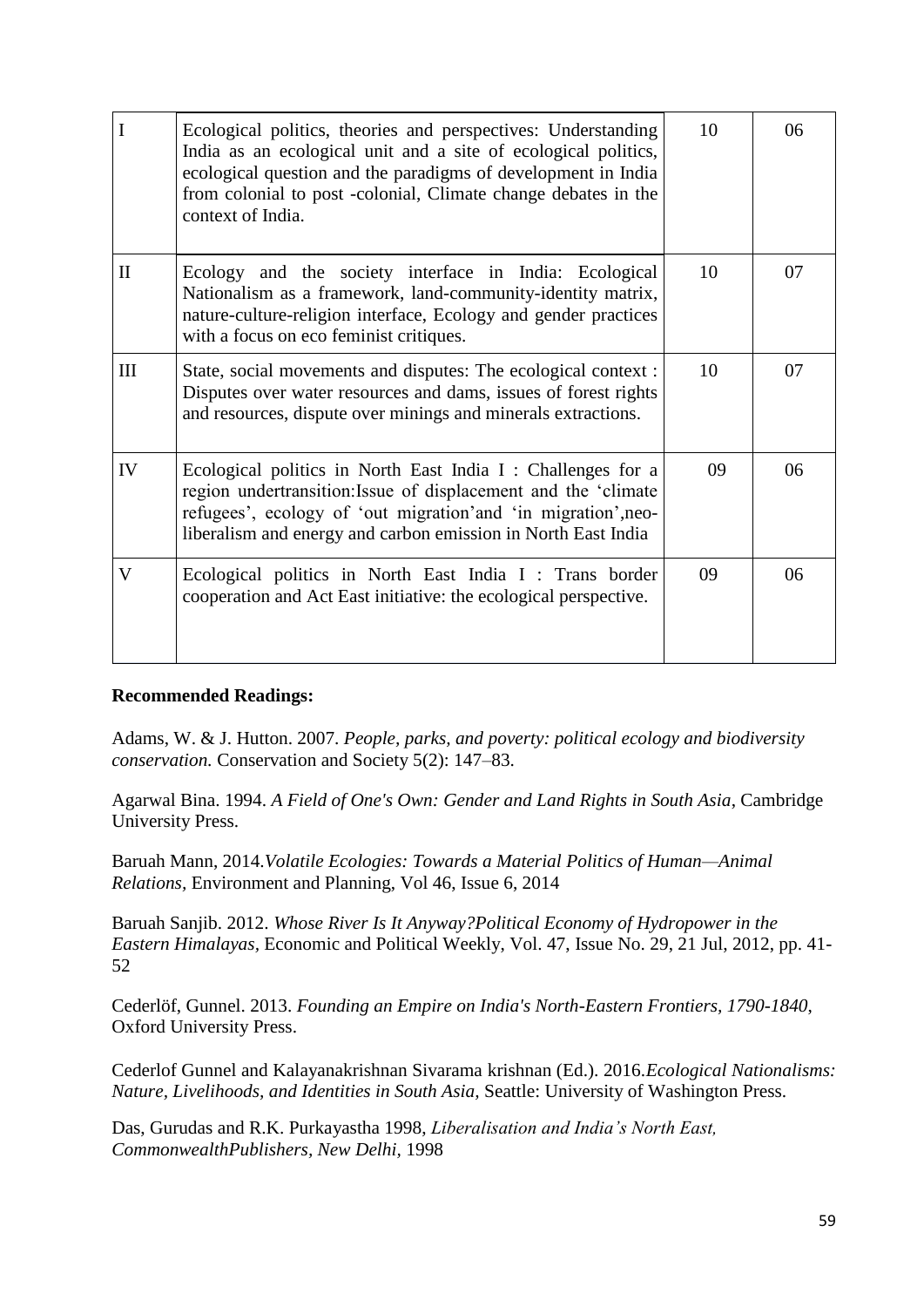| | | | |
|---|---|---|---|
| I | Ecological politics, theories and perspectives: Understanding India as an ecological unit and a site of ecological politics, ecological question and the paradigms of development in India from colonial to post -colonial, Climate change debates in the context of India. | 10 | 06 |
| II | Ecology and the society interface in India: Ecological Nationalism as a framework, land-community-identity matrix, nature-culture-religion interface, Ecology and gender practices with a focus on eco feminist critiques. | 10 | 07 |
| III | State, social movements and disputes: The ecological context : Disputes over water resources and dams, issues of forest rights and resources, dispute over minings and minerals extractions. | 10 | 07 |
| IV | Ecological politics in North East India I : Challenges for a region undertransition:Issue of displacement and the 'climate refugees', ecology of 'out migration'and 'in migration',neo-liberalism and energy and carbon emission in North East India | 09 | 06 |
| V | Ecological politics in North East India I : Trans border cooperation and Act East initiative: the ecological perspective. | 09 | 06 |

**Recommended Readings:**

Adams, W. & J. Hutton. 2007. *People, parks, and poverty: political ecology and biodiversity conservation.* Conservation and Society 5(2): 147–83.

Agarwal Bina. 1994. *A Field of One's Own: Gender and Land Rights in South Asia*, Cambridge University Press.

Baruah Mann, 2014.*Volatile Ecologies: Towards a Material Politics of Human—Animal Relations*, Environment and Planning, Vol 46, Issue 6, 2014

Baruah Sanjib. 2012. *Whose River Is It Anyway?Political Economy of Hydropower in the Eastern Himalayas*, Economic and Political Weekly, Vol. 47, Issue No. 29, 21 Jul, 2012, pp. 41-52

Cederlöf, Gunnel. 2013. *Founding an Empire on India's North-Eastern Frontiers, 1790-1840*, Oxford University Press.

Cederlof Gunnel and Kalayanakrishnan Sivarama krishnan (Ed.). 2016.*Ecological Nationalisms: Nature, Livelihoods, and Identities in South Asia*, Seattle: University of Washington Press.

Das, Gurudas and R.K. Purkayastha 1998, *Liberalisation and India's North East, CommonwealthPublishers, New Delhi*, 1998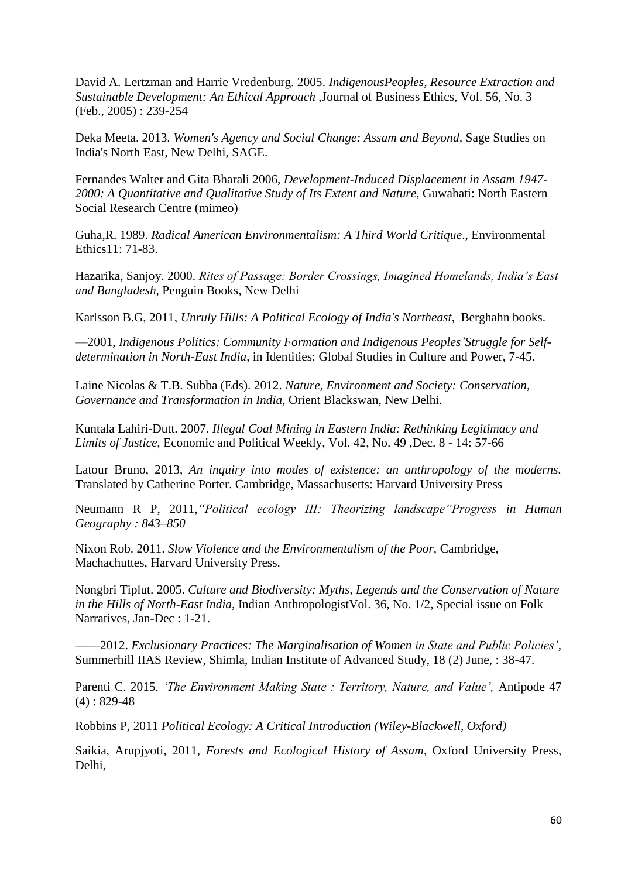David A. Lertzman and Harrie Vredenburg. 2005. *IndigenousPeoples, Resource Extraction and Sustainable Development: An Ethical Approach* ,Journal of Business Ethics, Vol. 56, No. 3 (Feb., 2005) : 239-254

Deka Meeta. 2013. *Women's Agency and Social Change: Assam and Beyond*, Sage Studies on India's North East, New Delhi, SAGE.

Fernandes Walter and Gita Bharali 2006, *Development-Induced Displacement in Assam 1947-2000: A Quantitative and Qualitative Study of Its Extent and Nature,* Guwahati: North Eastern Social Research Centre (mimeo)

Guha,R. 1989. *Radical American Environmentalism: A Third World Critique*., Environmental Ethics11: 71-83.

Hazarika, Sanjoy. 2000. *Rites of Passage: Border Crossings, Imagined Homelands, India's East and Bangladesh*, Penguin Books, New Delhi

Karlsson B.G, 2011, *Unruly Hills: A Political Ecology of India's Northeast*, Berghahn books.

—2001, *Indigenous Politics: Community Formation and Indigenous Peoples'Struggle for Self-determination in North-East India*, in Identities: Global Studies in Culture and Power, 7-45.

Laine Nicolas & T.B. Subba (Eds). 2012. *Nature, Environment and Society: Conservation, Governance and Transformation in India,* Orient Blackswan, New Delhi.

Kuntala Lahiri-Dutt. 2007. *Illegal Coal Mining in Eastern India: Rethinking Legitimacy and Limits of Justice,* Economic and Political Weekly, Vol. 42, No. 49 ,Dec. 8 - 14: 57-66

Latour Bruno, 2013, *An inquiry into modes of existence: an anthropology of the moderns.* Translated by Catherine Porter. Cambridge, Massachusetts: Harvard University Press

Neumann R P, 2011,*"Political ecology III: Theorizing landscape"Progress in Human Geography : 843–850*

Nixon Rob. 2011. *Slow Violence and the Environmentalism of the Poor*, Cambridge, Machachuttes, Harvard University Press.

Nongbri Tiplut. 2005. *Culture and Biodiversity: Myths, Legends and the Conservation of Nature in the Hills of North-East India,* Indian AnthropologistVol. 36, No. 1/2, Special issue on Folk Narratives, Jan-Dec : 1-21.

——2012. *Exclusionary Practices: The Marginalisation of Women in State and Public Policies'*, Summerhill IIAS Review, Shimla, Indian Institute of Advanced Study, 18 (2) June, : 38-47.

Parenti C. 2015. *'The Environment Making State : Territory, Nature, and Value',* Antipode 47 (4) : 829-48

Robbins P, 2011 *Political Ecology: A Critical Introduction (Wiley-Blackwell, Oxford)*

Saikia, Arupjyoti, 2011, *Forests and Ecological History of Assam*, Oxford University Press, Delhi,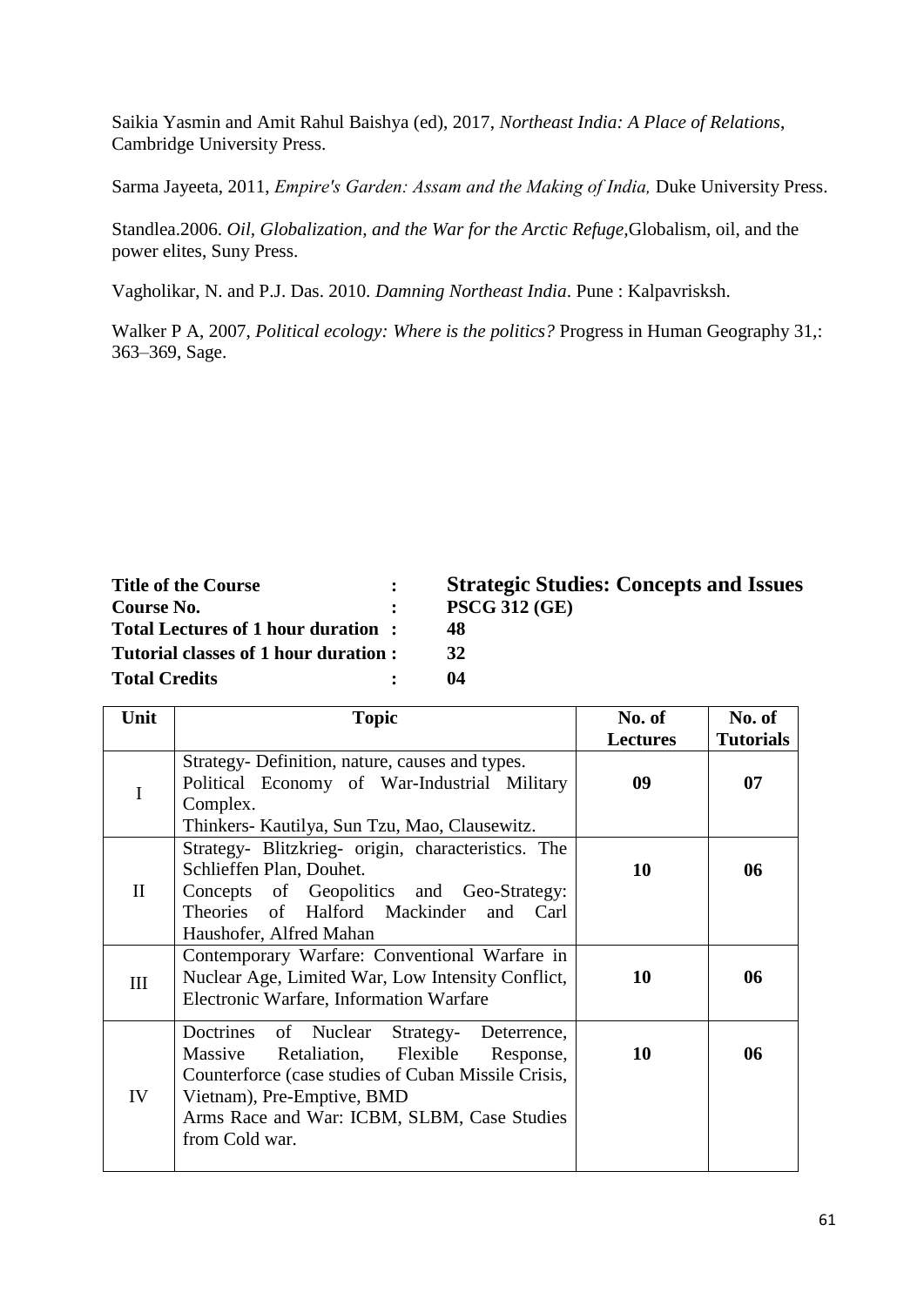Saikia Yasmin and Amit Rahul Baishya (ed), 2017, *Northeast India: A Place of Relations*, Cambridge University Press.

Sarma Jayeeta, 2011, *Empire's Garden: Assam and the Making of India,* Duke University Press.

Standlea.2006. *Oil, Globalization, and the War for the Arctic Refuge,*Globalism, oil, and the power elites, Suny Press.

Vagholikar, N. and P.J. Das. 2010. *Damning Northeast India*. Pune : Kalpavrisksh.

Walker P A, 2007, *Political ecology: Where is the politics?* Progress in Human Geography 31,: 363–369, Sage.

**Title of the Course : Strategic Studies: Concepts and Issues**
**Course No. : PSCG 312 (GE)**
**Total Lectures of 1 hour duration : 48**
**Tutorial classes of 1 hour duration : 32**
**Total Credits : 04**

| Unit | Topic | No. of Lectures | No. of Tutorials |
|---|---|---|---|
| I | Strategy- Definition, nature, causes and types. Political Economy of War-Industrial Military Complex. Thinkers- Kautilya, Sun Tzu, Mao, Clausewitz. | 09 | 07 |
| II | Strategy- Blitzkrieg- origin, characteristics. The Schlieffen Plan, Douhet. Concepts of Geopolitics and Geo-Strategy: Theories of Halford Mackinder and Carl Haushofer, Alfred Mahan | 10 | 06 |
| III | Contemporary Warfare: Conventional Warfare in Nuclear Age, Limited War, Low Intensity Conflict, Electronic Warfare, Information Warfare | 10 | 06 |
| IV | Doctrines of Nuclear Strategy- Deterrence, Massive Retaliation, Flexible Response, Counterforce (case studies of Cuban Missile Crisis, Vietnam), Pre-Emptive, BMD Arms Race and War: ICBM, SLBM, Case Studies from Cold war. | 10 | 06 |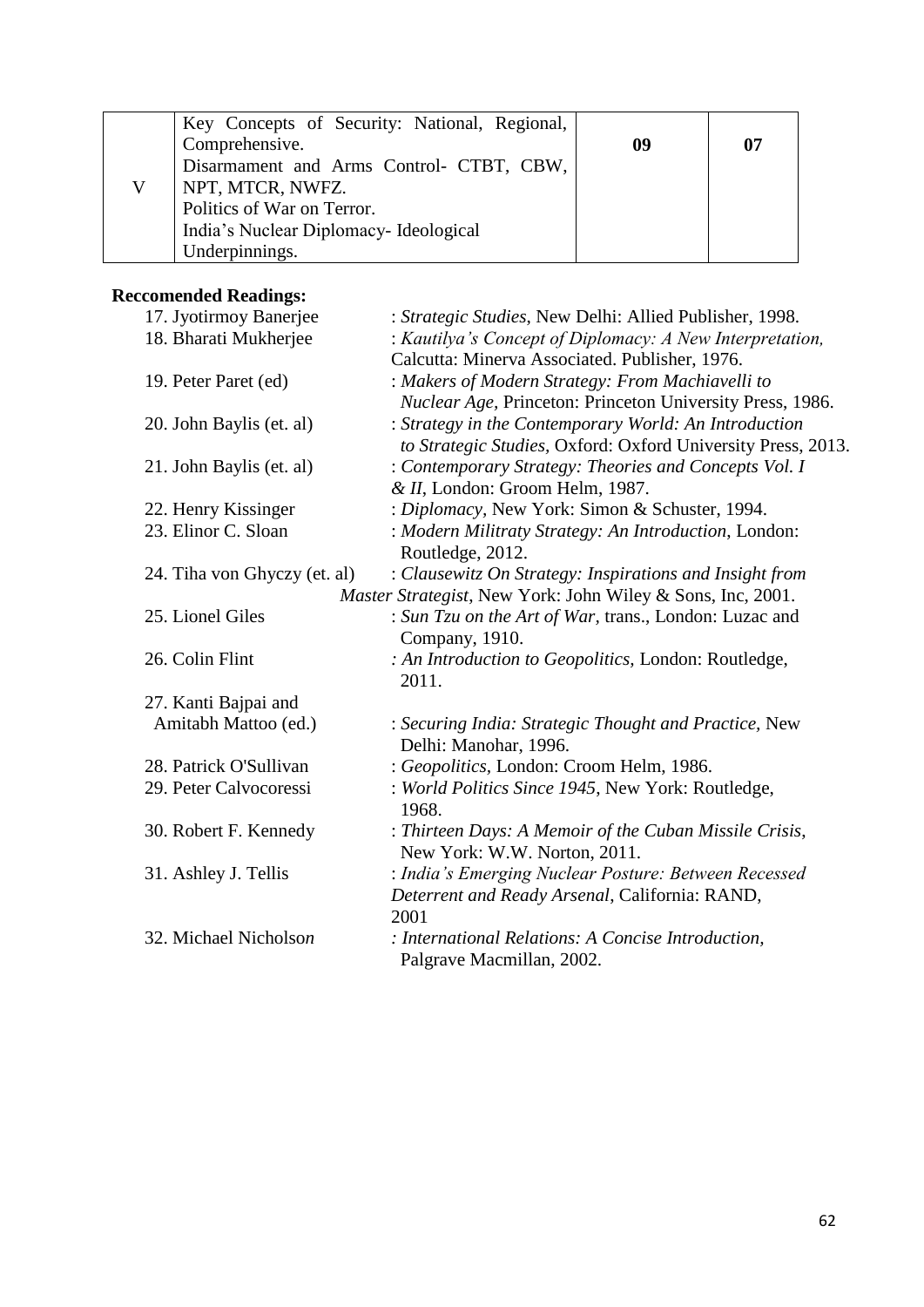| V | Key Concepts of Security: National, Regional, Comprehensive.<br>Disarmament and Arms Control- CTBT, CBW, NPT, MTCR, NWFZ.<br>Politics of War on Terror.<br>India's Nuclear Diplomacy- Ideological Underpinnings. | 09 | 07 |
|---|---|---|---|

**Reccomended Readings:**

17. Jyotirmoy Banerjee : *Strategic Studies*, New Delhi: Allied Publisher, 1998.
18. Bharati Mukherjee : *Kautilya's Concept of Diplomacy: A New Interpretation,* Calcutta: Minerva Associated. Publisher, 1976.
19. Peter Paret (ed) : *Makers of Modern Strategy: From Machiavelli to Nuclear Age,* Princeton: Princeton University Press, 1986.
20. John Baylis (et. al) : *Strategy in the Contemporary World: An Introduction to Strategic Studies*, Oxford: Oxford University Press, 2013.
21. John Baylis (et. al) : *Contemporary Strategy: Theories and Concepts Vol. I & II*, London: Groom Helm, 1987.
22. Henry Kissinger : *Diplomacy*, New York: Simon & Schuster, 1994.
23. Elinor C. Sloan : *Modern Militraty Strategy: An Introduction*, London: Routledge, 2012.
24. Tiha von Ghyczy (et. al) : *Clausewitz On Strategy: Inspirations and Insight from Master Strategist*, New York: John Wiley & Sons, Inc, 2001.
25. Lionel Giles : *Sun Tzu on the Art of War*, trans., London: Luzac and Company, 1910.
26. Colin Flint : *An Introduction to Geopolitics,* London: Routledge, 2011.
27. Kanti Bajpai and Amitabh Mattoo (ed.) : *Securing India: Strategic Thought and Practice,* New Delhi: Manohar, 1996.
28. Patrick O'Sullivan : *Geopolitics,* London: Croom Helm, 1986.
29. Peter Calvocoressi : *World Politics Since 1945,* New York: Routledge, 1968.
30. Robert F. Kennedy : *Thirteen Days: A Memoir of the Cuban Missile Crisis,* New York: W.W. Norton, 2011.
31. Ashley J. Tellis : *India's Emerging Nuclear Posture: Between Recessed Deterrent and Ready Arsenal*, California: RAND, 2001
32. Michael Nicholson : *International Relations: A Concise Introduction,* Palgrave Macmillan, 2002.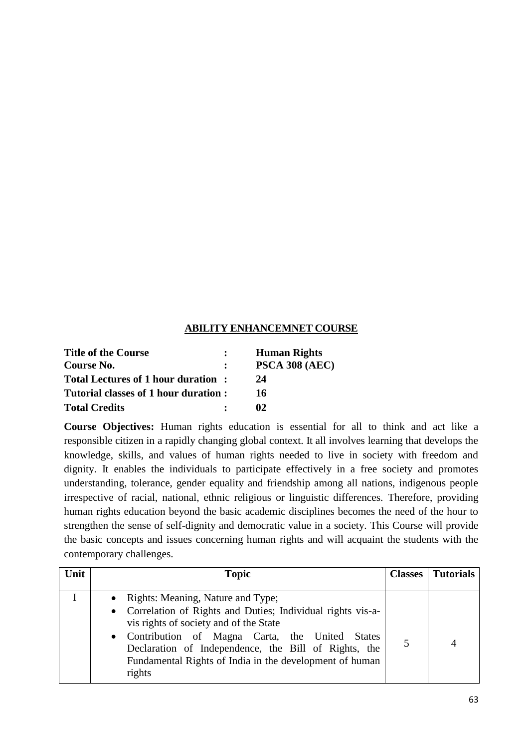## ABILITY ENHANCEMNET COURSE

**Title of the Course** : **Human Rights**
**Course No.** : **PSCA 308 (AEC)**
**Total Lectures of 1 hour duration** : **24**
**Tutorial classes of 1 hour duration** : **16**
**Total Credits** : **02**

**Course Objectives:** Human rights education is essential for all to think and act like a responsible citizen in a rapidly changing global context. It all involves learning that develops the knowledge, skills, and values of human rights needed to live in society with freedom and dignity. It enables the individuals to participate effectively in a free society and promotes understanding, tolerance, gender equality and friendship among all nations, indigenous people irrespective of racial, national, ethnic religious or linguistic differences. Therefore, providing human rights education beyond the basic academic disciplines becomes the need of the hour to strengthen the sense of self-dignity and democratic value in a society. This Course will provide the basic concepts and issues concerning human rights and will acquaint the students with the contemporary challenges.

| Unit | Topic | Classes | Tutorials |
|---|---|---|---|
| I | • Rights: Meaning, Nature and Type;<br>• Correlation of Rights and Duties; Individual rights vis-a-vis rights of society and of the State<br>• Contribution of Magna Carta, the United States Declaration of Independence, the Bill of Rights, the Fundamental Rights of India in the development of human rights | 5 | 4 |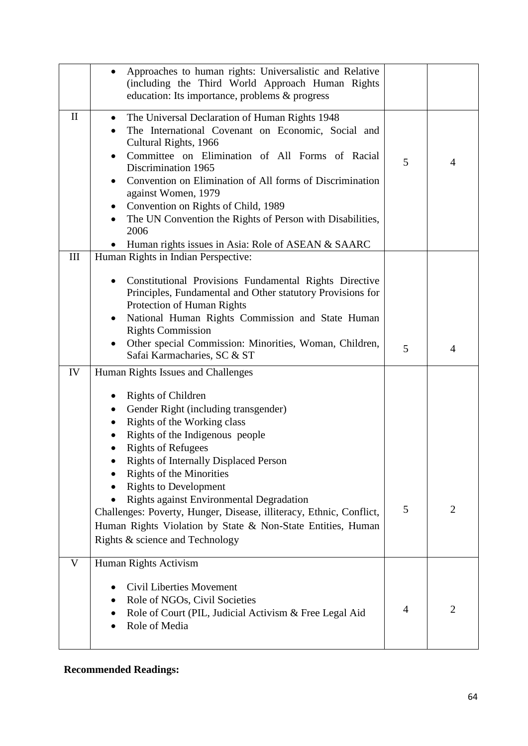| | | | |
|---|---|---|---|
| | • Approaches to human rights: Universalistic and Relative (including the Third World Approach Human Rights education: Its importance, problems & progress | | |
| II | • The Universal Declaration of Human Rights 1948<br>• The International Covenant on Economic, Social and Cultural Rights, 1966<br>• Committee on Elimination of All Forms of Racial Discrimination 1965<br>• Convention on Elimination of All forms of Discrimination against Women, 1979<br>• Convention on Rights of Child, 1989<br>• The UN Convention the Rights of Person with Disabilities, 2006<br>• Human rights issues in Asia: Role of ASEAN & SAARC | 5 | 4 |
| III | Human Rights in Indian Perspective:<br>• Constitutional Provisions Fundamental Rights Directive Principles, Fundamental and Other statutory Provisions for Protection of Human Rights<br>• National Human Rights Commission and State Human Rights Commission<br>• Other special Commission: Minorities, Woman, Children, Safai Karmacharies, SC & ST | 5 | 4 |
| IV | Human Rights Issues and Challenges<br>• Rights of Children<br>• Gender Right (including transgender)<br>• Rights of the Working class<br>• Rights of the Indigenous people<br>• Rights of Refugees<br>• Rights of Internally Displaced Person<br>• Rights of the Minorities<br>• Rights to Development<br>• Rights against Environmental Degradation<br>Challenges: Poverty, Hunger, Disease, illiteracy, Ethnic, Conflict, Human Rights Violation by State & Non-State Entities, Human Rights & science and Technology | 5 | 2 |
| V | Human Rights Activism<br>• Civil Liberties Movement<br>• Role of NGOs, Civil Societies<br>• Role of Court (PIL, Judicial Activism & Free Legal Aid<br>• Role of Media | 4 | 2 |

**Recommended Readings:**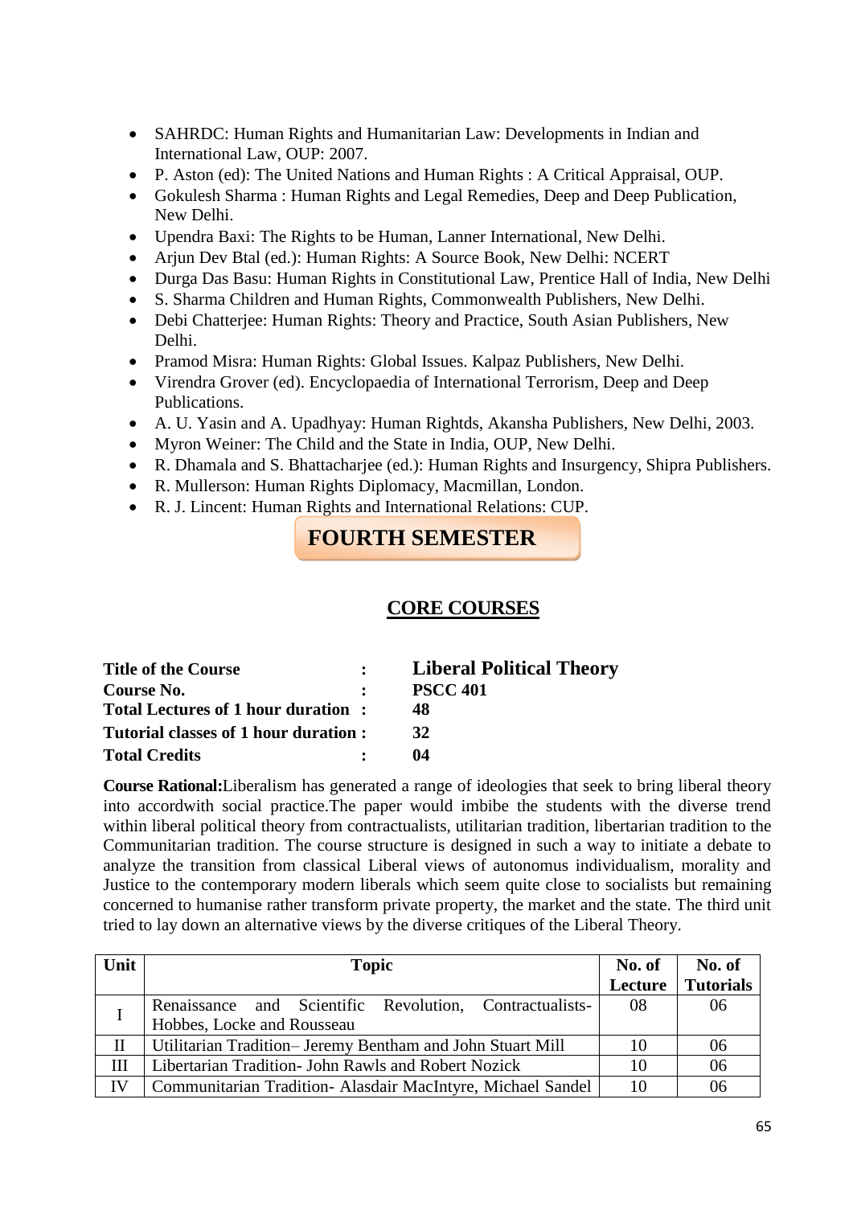- SAHRDC: Human Rights and Humanitarian Law: Developments in Indian and International Law, OUP: 2007.
- P. Aston (ed): The United Nations and Human Rights : A Critical Appraisal, OUP.
- Gokulesh Sharma : Human Rights and Legal Remedies, Deep and Deep Publication, New Delhi.
- Upendra Baxi: The Rights to be Human, Lanner International, New Delhi.
- Arjun Dev Btal (ed.): Human Rights: A Source Book, New Delhi: NCERT
- Durga Das Basu: Human Rights in Constitutional Law, Prentice Hall of India, New Delhi
- S. Sharma Children and Human Rights, Commonwealth Publishers, New Delhi.
- Debi Chatterjee: Human Rights: Theory and Practice, South Asian Publishers, New Delhi.
- Pramod Misra: Human Rights: Global Issues. Kalpaz Publishers, New Delhi.
- Virendra Grover (ed). Encyclopaedia of International Terrorism, Deep and Deep Publications.
- A. U. Yasin and A. Upadhyay: Human Rightds, Akansha Publishers, New Delhi, 2003.
- Myron Weiner: The Child and the State in India, OUP, New Delhi.
- R. Dhamala and S. Bhattacharjee (ed.): Human Rights and Insurgency, Shipra Publishers.
- R. Mullerson: Human Rights Diplomacy, Macmillan, London.
- R. J. Lincent: Human Rights and International Relations: CUP.

# FOURTH SEMESTER

## CORE COURSES

**Title of the Course : Liberal Political Theory**
**Course No. : PSCC 401**
**Total Lectures of 1 hour duration : 48**
**Tutorial classes of 1 hour duration : 32**
**Total Credits : 04**

**Course Rational:**Liberalism has generated a range of ideologies that seek to bring liberal theory into accordwith social practice.The paper would imbibe the students with the diverse trend within liberal political theory from contractualists, utilitarian tradition, libertarian tradition to the Communitarian tradition. The course structure is designed in such a way to initiate a debate to analyze the transition from classical Liberal views of autonomus individualism, morality and Justice to the contemporary modern liberals which seem quite close to socialists but remaining concerned to humanise rather transform private property, the market and the state. The third unit tried to lay down an alternative views by the diverse critiques of the Liberal Theory.

| Unit | Topic | No. of Lecture | No. of Tutorials |
|---|---|---|---|
| I | Renaissance and Scientific Revolution, Contractualists- Hobbes, Locke and Rousseau | 08 | 06 |
| II | Utilitarian Tradition– Jeremy Bentham and John Stuart Mill | 10 | 06 |
| III | Libertarian Tradition- John Rawls and Robert Nozick | 10 | 06 |
| IV | Communitarian Tradition- Alasdair MacIntyre, Michael Sandel | 10 | 06 |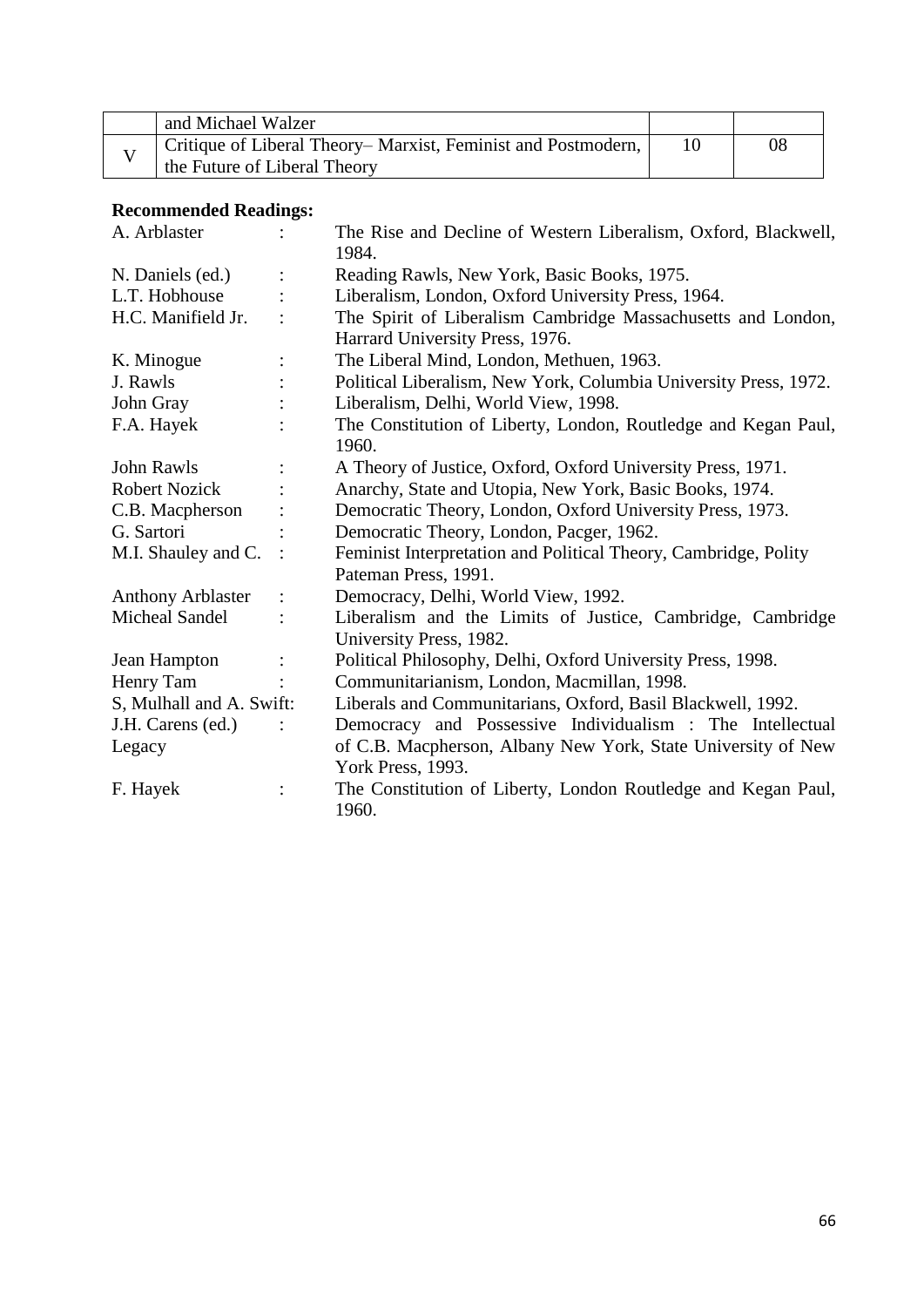|   | and Michael Walzer |   |   |
|---|---|---|---|
| V | Critique of Liberal Theory– Marxist, Feminist and Postmodern, the Future of Liberal Theory | 10 | 08 |

**Recommended Readings:**

A. Arblaster : The Rise and Decline of Western Liberalism, Oxford, Blackwell, 1984.

N. Daniels (ed.) : Reading Rawls, New York, Basic Books, 1975.

L.T. Hobhouse : Liberalism, London, Oxford University Press, 1964.

H.C. Manifield Jr. : The Spirit of Liberalism Cambridge Massachusetts and London, Harrard University Press, 1976.

K. Minogue : The Liberal Mind, London, Methuen, 1963.

J. Rawls : Political Liberalism, New York, Columbia University Press, 1972.

John Gray : Liberalism, Delhi, World View, 1998.

F.A. Hayek : The Constitution of Liberty, London, Routledge and Kegan Paul, 1960.

John Rawls : A Theory of Justice, Oxford, Oxford University Press, 1971.

Robert Nozick : Anarchy, State and Utopia, New York, Basic Books, 1974.

C.B. Macpherson : Democratic Theory, London, Oxford University Press, 1973.

G. Sartori : Democratic Theory, London, Pacger, 1962.

M.I. Shauley and C. : Feminist Interpretation and Political Theory, Cambridge, Polity Pateman Press, 1991.

Anthony Arblaster : Democracy, Delhi, World View, 1992.

Micheal Sandel : Liberalism and the Limits of Justice, Cambridge, Cambridge University Press, 1982.

Jean Hampton : Political Philosophy, Delhi, Oxford University Press, 1998.

Henry Tam : Communitarianism, London, Macmillan, 1998.

S, Mulhall and A. Swift: Liberals and Communitarians, Oxford, Basil Blackwell, 1992.

J.H. Carens (ed.) : Democracy and Possessive Individualism : The Intellectual Legacy of C.B. Macpherson, Albany New York, State University of New York Press, 1993.

F. Hayek : The Constitution of Liberty, London Routledge and Kegan Paul, 1960.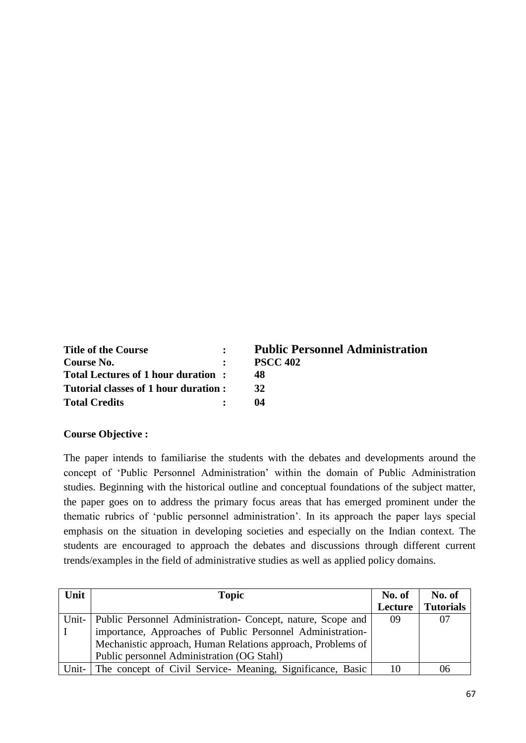| | | |
|---|---|---|
| **Title of the Course** | **:** | **Public Personnel Administration** |
| **Course No.** | **:** | **PSCC 402** |
| **Total Lectures of 1 hour duration** | **:** | **48** |
| **Tutorial classes of 1 hour duration** | **:** | **32** |
| **Total Credits** | **:** | **04** |

**Course Objective :**

The paper intends to familiarise the students with the debates and developments around the concept of 'Public Personnel Administration' within the domain of Public Administration studies. Beginning with the historical outline and conceptual foundations of the subject matter, the paper goes on to address the primary focus areas that has emerged prominent under the thematic rubrics of 'public personnel administration'. In its approach the paper lays special emphasis on the situation in developing societies and especially on the Indian context. The students are encouraged to approach the debates and discussions through different current trends/examples in the field of administrative studies as well as applied policy domains.

| Unit | Topic | No. of Lecture | No. of Tutorials |
|---|---|---|---|
| Unit-I | Public Personnel Administration- Concept, nature, Scope and importance, Approaches of Public Personnel Administration- Mechanistic approach, Human Relations approach, Problems of Public personnel Administration (OG Stahl) | 09 | 07 |
| Unit- | The concept of Civil Service- Meaning, Significance, Basic | 10 | 06 |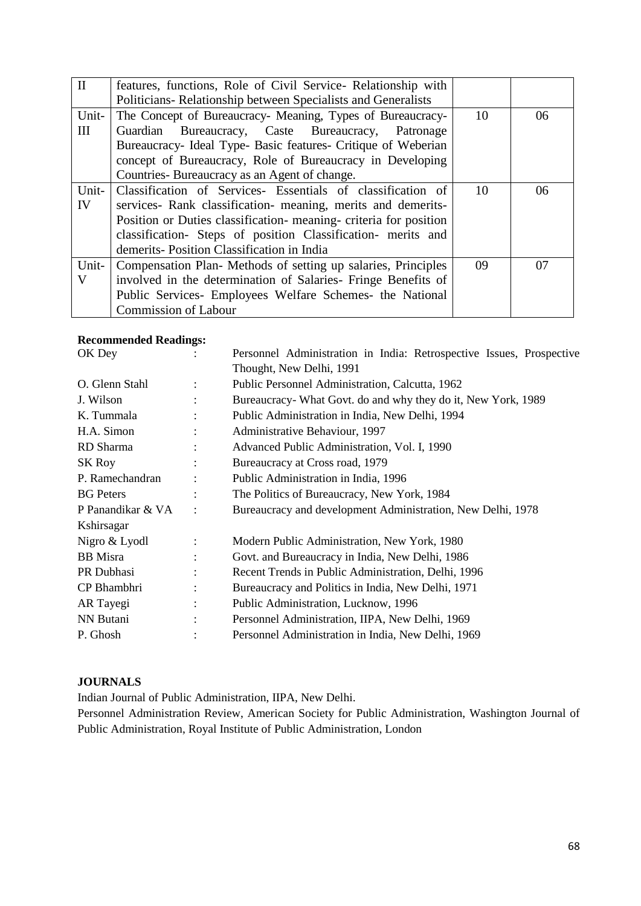| | | | |
|---|---|---|---|
| II | features, functions, Role of Civil Service- Relationship with Politicians- Relationship between Specialists and Generalists | | |
| Unit-III | The Concept of Bureaucracy- Meaning, Types of Bureaucracy- Guardian Bureaucracy, Caste Bureaucracy, Patronage Bureaucracy- Ideal Type- Basic features- Critique of Weberian concept of Bureaucracy, Role of Bureaucracy in Developing Countries- Bureaucracy as an Agent of change. | 10 | 06 |
| Unit-IV | Classification of Services- Essentials of classification of services- Rank classification- meaning, merits and demerits- Position or Duties classification- meaning- criteria for position classification- Steps of position Classification- merits and demerits- Position Classification in India | 10 | 06 |
| Unit-V | Compensation Plan- Methods of setting up salaries, Principles involved in the determination of Salaries- Fringe Benefits of Public Services- Employees Welfare Schemes- the National Commission of Labour | 09 | 07 |

**Recommended Readings:**

| | | |
|---|---|---|
| OK Dey | : | Personnel Administration in India: Retrospective Issues, Prospective Thought, New Delhi, 1991 |
| O. Glenn Stahl | : | Public Personnel Administration, Calcutta, 1962 |
| J. Wilson | : | Bureaucracy- What Govt. do and why they do it, New York, 1989 |
| K. Tummala | : | Public Administration in India, New Delhi, 1994 |
| H.A. Simon | : | Administrative Behaviour, 1997 |
| RD Sharma | : | Advanced Public Administration, Vol. I, 1990 |
| SK Roy | : | Bureaucracy at Cross road, 1979 |
| P. Ramechandran | : | Public Administration in India, 1996 |
| BG Peters | : | The Politics of Bureaucracy, New York, 1984 |
| P Panandikar & VA Kshirsagar | : | Bureaucracy and development Administration, New Delhi, 1978 |
| Nigro & Lyodl | : | Modern Public Administration, New York, 1980 |
| BB Misra | : | Govt. and Bureaucracy in India, New Delhi, 1986 |
| PR Dubhasi | : | Recent Trends in Public Administration, Delhi, 1996 |
| CP Bhambhri | : | Bureaucracy and Politics in India, New Delhi, 1971 |
| AR Tayegi | : | Public Administration, Lucknow, 1996 |
| NN Butani | : | Personnel Administration, IIPA, New Delhi, 1969 |
| P. Ghosh | : | Personnel Administration in India, New Delhi, 1969 |

**JOURNALS**

Indian Journal of Public Administration, IIPA, New Delhi.

Personnel Administration Review, American Society for Public Administration, Washington Journal of Public Administration, Royal Institute of Public Administration, London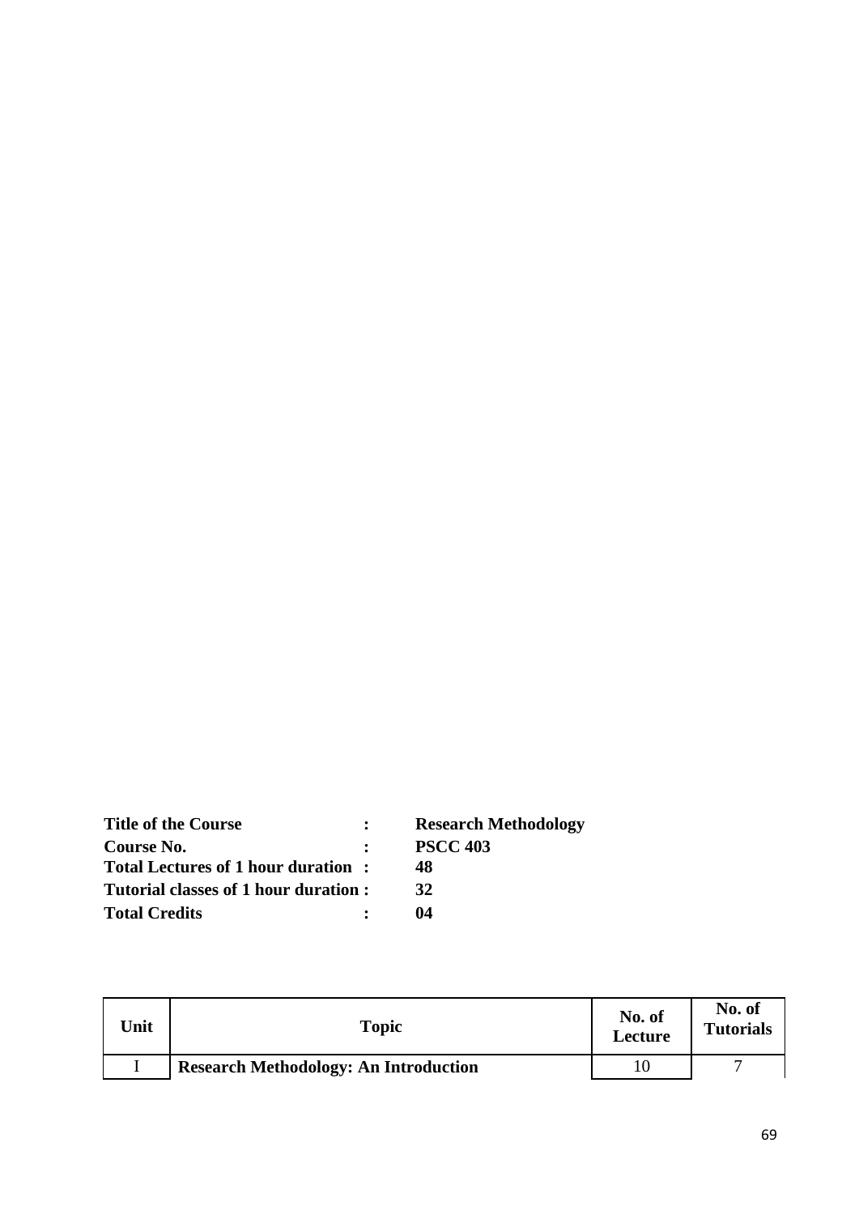**Title of the Course : Research Methodology**
**Course No. : PSCC 403**
**Total Lectures of 1 hour duration : 48**
**Tutorial classes of 1 hour duration : 32**
**Total Credits : 04**

| Unit | Topic | No. of Lecture | No. of Tutorials |
|---|---|---|---|
| I | **Research Methodology: An Introduction** | 10 | 7 |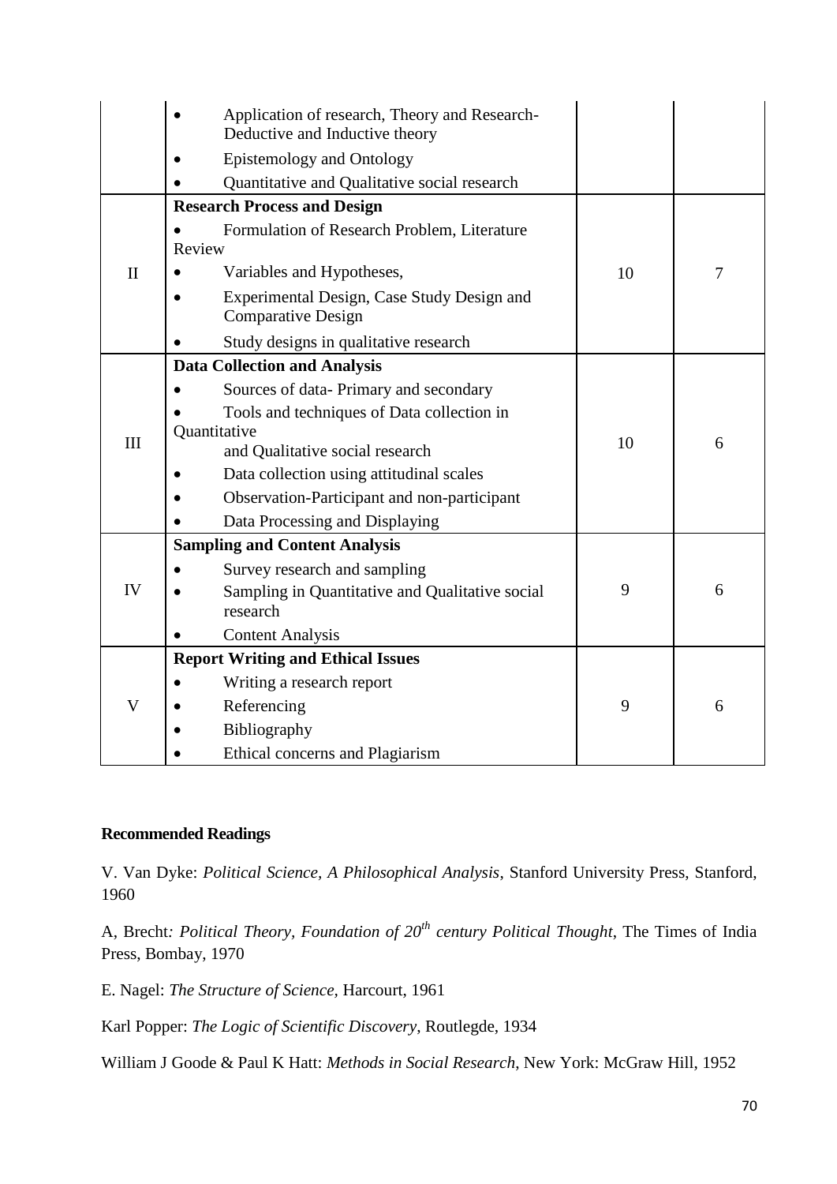| | | | |
|---|---|---|---|
| | • Application of research, Theory and Research-Deductive and Inductive theory<br>• Epistemology and Ontology<br>• Quantitative and Qualitative social research | | |
| II | **Research Process and Design**<br>• Formulation of Research Problem, Literature Review<br>• Variables and Hypotheses,<br>• Experimental Design, Case Study Design and Comparative Design<br>• Study designs in qualitative research | 10 | 7 |
| III | **Data Collection and Analysis**<br>• Sources of data- Primary and secondary<br>• Tools and techniques of Data collection in Quantitative and Qualitative social research<br>• Data collection using attitudinal scales<br>• Observation-Participant and non-participant<br>• Data Processing and Displaying | 10 | 6 |
| IV | **Sampling and Content Analysis**<br>• Survey research and sampling<br>• Sampling in Quantitative and Qualitative social research<br>• Content Analysis | 9 | 6 |
| V | **Report Writing and Ethical Issues**<br>• Writing a research report<br>• Referencing<br>• Bibliography<br>• Ethical concerns and Plagiarism | 9 | 6 |

**Recommended Readings**

V. Van Dyke: *Political Science, A Philosophical Analysis*, Stanford University Press, Stanford, 1960

A, Brecht*: Political Theory, Foundation of 20th century Political Thought*, The Times of India Press, Bombay, 1970

E. Nagel: *The Structure of Science,* Harcourt, 1961

Karl Popper: *The Logic of Scientific Discovery*, Routlegde, 1934

William J Goode & Paul K Hatt: *Methods in Social Research*, New York: McGraw Hill, 1952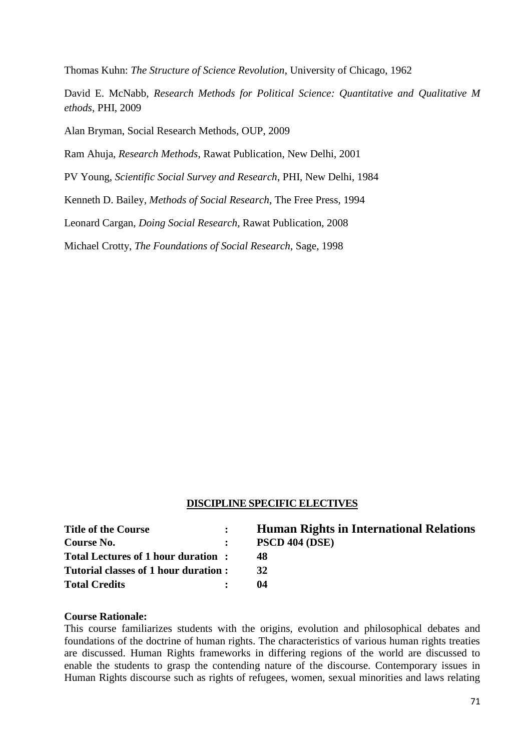Thomas Kuhn: *The Structure of Science Revolution*, University of Chicago, 1962

David E. McNabb, *Research Methods for Political Science: Quantitative and Qualitative M ethods*, PHI, 2009

Alan Bryman, Social Research Methods, OUP, 2009

Ram Ahuja, *Research Methods*, Rawat Publication, New Delhi, 2001

PV Young, *Scientific Social Survey and Research*, PHI, New Delhi, 1984

Kenneth D. Bailey, *Methods of Social Research*, The Free Press, 1994

Leonard Cargan, *Doing Social Research*, Rawat Publication, 2008

Michael Crotty, *The Foundations of Social Research*, Sage, 1998

## DISCIPLINE SPECIFIC ELECTIVES

| | | |
|---|---|---|
| **Title of the Course** | : | **Human Rights in International Relations** |
| **Course No.** | : | **PSCD 404 (DSE)** |
| **Total Lectures of 1 hour duration** | : | **48** |
| **Tutorial classes of 1 hour duration** | : | **32** |
| **Total Credits** | : | **04** |

**Course Rationale:**

This course familiarizes students with the origins, evolution and philosophical debates and foundations of the doctrine of human rights. The characteristics of various human rights treaties are discussed. Human Rights frameworks in differing regions of the world are discussed to enable the students to grasp the contending nature of the discourse. Contemporary issues in Human Rights discourse such as rights of refugees, women, sexual minorities and laws relating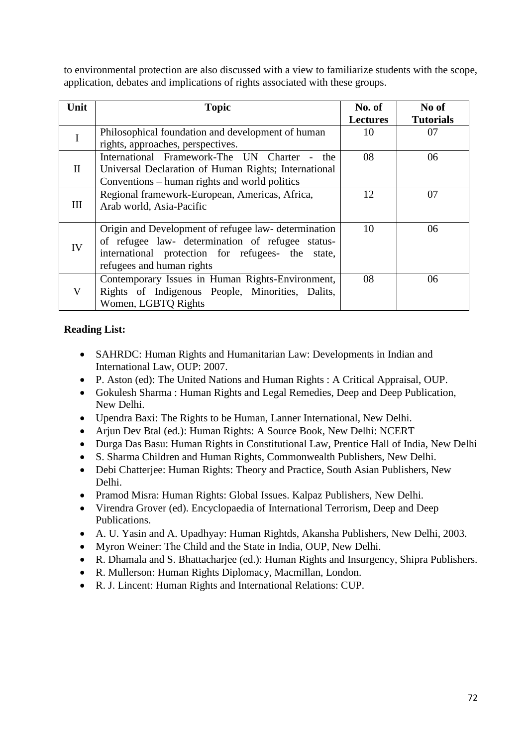to environmental protection are also discussed with a view to familiarize students with the scope, application, debates and implications of rights associated with these groups.

| Unit | Topic | No. of Lectures | No of Tutorials |
|---|---|---|---|
| I | Philosophical foundation and development of human rights, approaches, perspectives. | 10 | 07 |
| II | International Framework-The UN Charter - the Universal Declaration of Human Rights; International Conventions – human rights and world politics | 08 | 06 |
| III | Regional framework-European, Americas, Africa, Arab world, Asia-Pacific | 12 | 07 |
| IV | Origin and Development of refugee law- determination of refugee law- determination of refugee status- international protection for refugees- the state, refugees and human rights | 10 | 06 |
| V | Contemporary Issues in Human Rights-Environment, Rights of Indigenous People, Minorities, Dalits, Women, LGBTQ Rights | 08 | 06 |

**Reading List:**

- SAHRDC: Human Rights and Humanitarian Law: Developments in Indian and International Law, OUP: 2007.
- P. Aston (ed): The United Nations and Human Rights : A Critical Appraisal, OUP.
- Gokulesh Sharma : Human Rights and Legal Remedies, Deep and Deep Publication, New Delhi.
- Upendra Baxi: The Rights to be Human, Lanner International, New Delhi.
- Arjun Dev Btal (ed.): Human Rights: A Source Book, New Delhi: NCERT
- Durga Das Basu: Human Rights in Constitutional Law, Prentice Hall of India, New Delhi
- S. Sharma Children and Human Rights, Commonwealth Publishers, New Delhi.
- Debi Chatterjee: Human Rights: Theory and Practice, South Asian Publishers, New Delhi.
- Pramod Misra: Human Rights: Global Issues. Kalpaz Publishers, New Delhi.
- Virendra Grover (ed). Encyclopaedia of International Terrorism, Deep and Deep Publications.
- A. U. Yasin and A. Upadhyay: Human Rightds, Akansha Publishers, New Delhi, 2003.
- Myron Weiner: The Child and the State in India, OUP, New Delhi.
- R. Dhamala and S. Bhattacharjee (ed.): Human Rights and Insurgency, Shipra Publishers.
- R. Mullerson: Human Rights Diplomacy, Macmillan, London.
- R. J. Lincent: Human Rights and International Relations: CUP.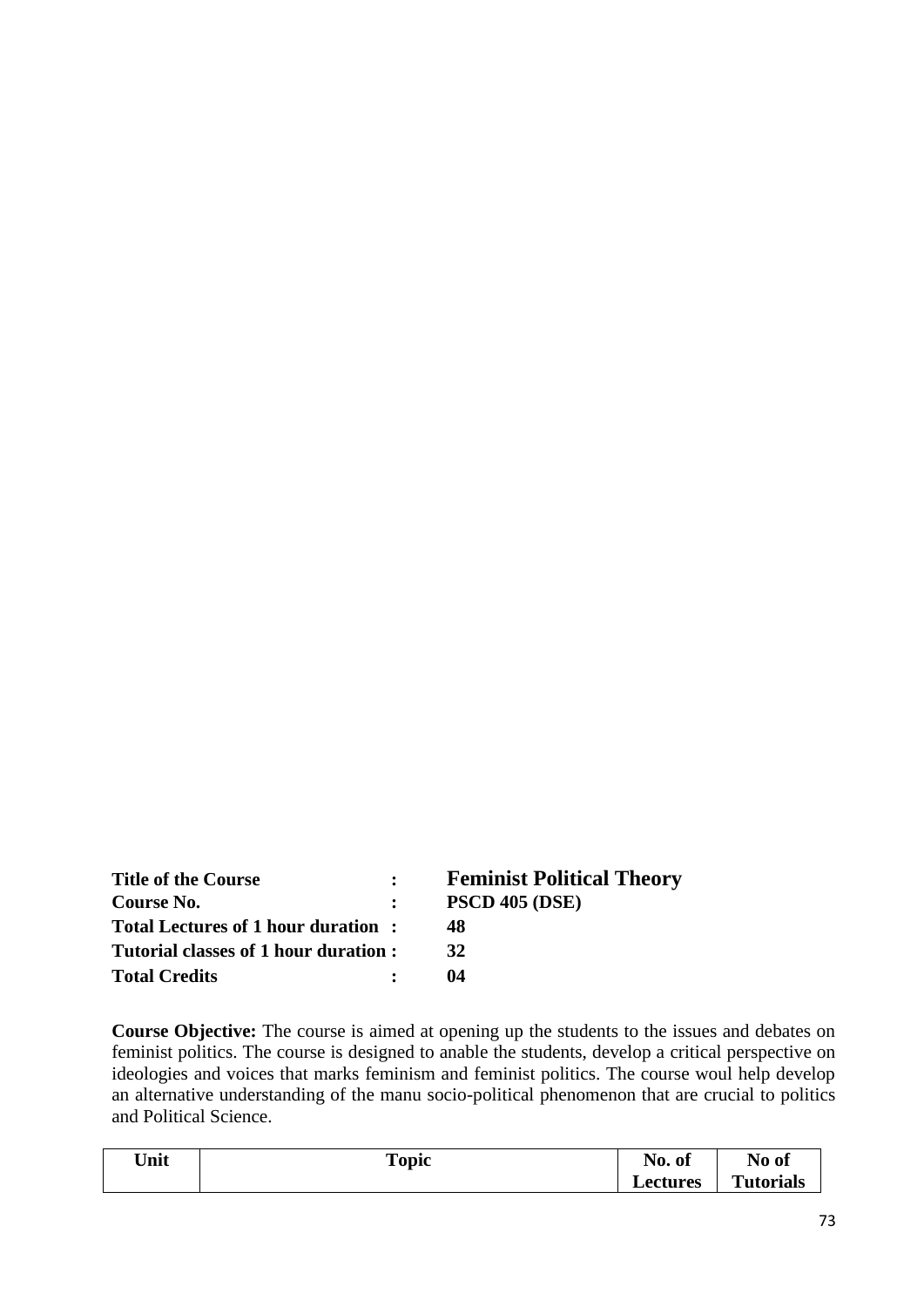| | | |
|---|---|---|
| **Title of the Course** | **:** | **Feminist Political Theory** |
| **Course No.** | **:** | **PSCD 405 (DSE)** |
| **Total Lectures of 1 hour duration** | **:** | **48** |
| **Tutorial classes of 1 hour duration** | **:** | **32** |
| **Total Credits** | **:** | **04** |

**Course Objective:** The course is aimed at opening up the students to the issues and debates on feminist politics. The course is designed to anable the students, develop a critical perspective on ideologies and voices that marks feminism and feminist politics. The course woul help develop an alternative understanding of the manu socio-political phenomenon that are crucial to politics and Political Science.

| Unit | Topic | No. of Lectures | No of Tutorials |
|---|---|---|---|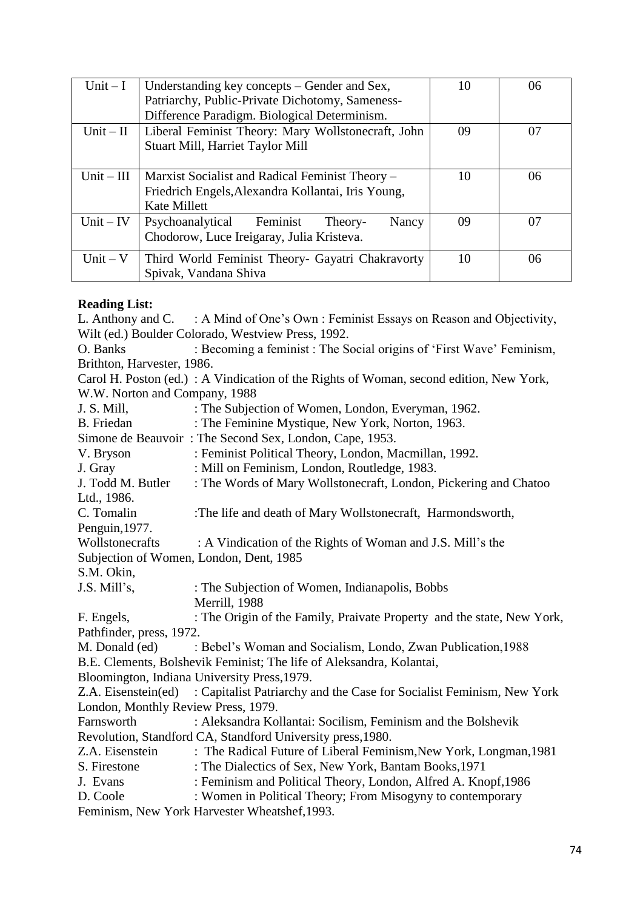| Unit – I | Understanding key concepts – Gender and Sex, Patriarchy, Public-Private Dichotomy, Sameness-Difference Paradigm. Biological Determinism. | 10 | 06 |
|---|---|---|---|
| Unit – II | Liberal Feminist Theory: Mary Wollstonecraft, John Stuart Mill, Harriet Taylor Mill | 09 | 07 |
| Unit – III | Marxist Socialist and Radical Feminist Theory – Friedrich Engels, Alexandra Kollantai, Iris Young, Kate Millett | 10 | 06 |
| Unit – IV | Psychoanalytical Feminist Theory- Nancy Chodorow, Luce Ireigaray, Julia Kristeva. | 09 | 07 |
| Unit – V | Third World Feminist Theory- Gayatri Chakravorty Spivak, Vandana Shiva | 10 | 06 |

**Reading List:**

L. Anthony and C. Wilt (ed.) : A Mind of One's Own : Feminist Essays on Reason and Objectivity, Boulder Colorado, Westview Press, 1992.

O. Banks : Becoming a feminist : The Social origins of 'First Wave' Feminism, Brithton, Harvester, 1986.

Carol H. Poston (ed.) : A Vindication of the Rights of Woman, second edition, New York, W.W. Norton and Company, 1988

J. S. Mill, : The Subjection of Women, London, Everyman, 1962.

B. Friedan : The Feminine Mystique, New York, Norton, 1963.

Simone de Beauvoir : The Second Sex, London, Cape, 1953.

V. Bryson : Feminist Political Theory, London, Macmillan, 1992.

J. Gray : Mill on Feminism, London, Routledge, 1983.

J. Todd M. Butler : The Words of Mary Wollstonecraft, London, Pickering and Chatoo Ltd., 1986.

C. Tomalin :The life and death of Mary Wollstonecraft, Harmondsworth, Penguin,1977.

Wollstonecrafts : A Vindication of the Rights of Woman and J.S. Mill's the Subjection of Women, London, Dent, 1985

S.M. Okin,

J.S. Mill's, : The Subjection of Women, Indianapolis, Bobbs Merrill, 1988

F. Engels, : The Origin of the Family, Praivate Property and the state, New York, Pathfinder, press, 1972.

M. Donald (ed) : Bebel's Woman and Socialism, Londo, Zwan Publication,1988

B.E. Clements, Bolshevik Feminist; The life of Aleksandra, Kolantai, Bloomington, Indiana University Press,1979.

Z.A. Eisenstein(ed) : Capitalist Patriarchy and the Case for Socialist Feminism, New York London, Monthly Review Press, 1979.

Farnsworth : Aleksandra Kollantai: Socilism, Feminism and the Bolshevik Revolution, Standford CA, Standford University press,1980.

Z.A. Eisenstein : The Radical Future of Liberal Feminism,New York, Longman,1981

S. Firestone : The Dialectics of Sex, New York, Bantam Books,1971

J. Evans : Feminism and Political Theory, London, Alfred A. Knopf,1986

D. Coole : Women in Political Theory; From Misogyny to contemporary Feminism, New York Harvester Wheatshef,1993.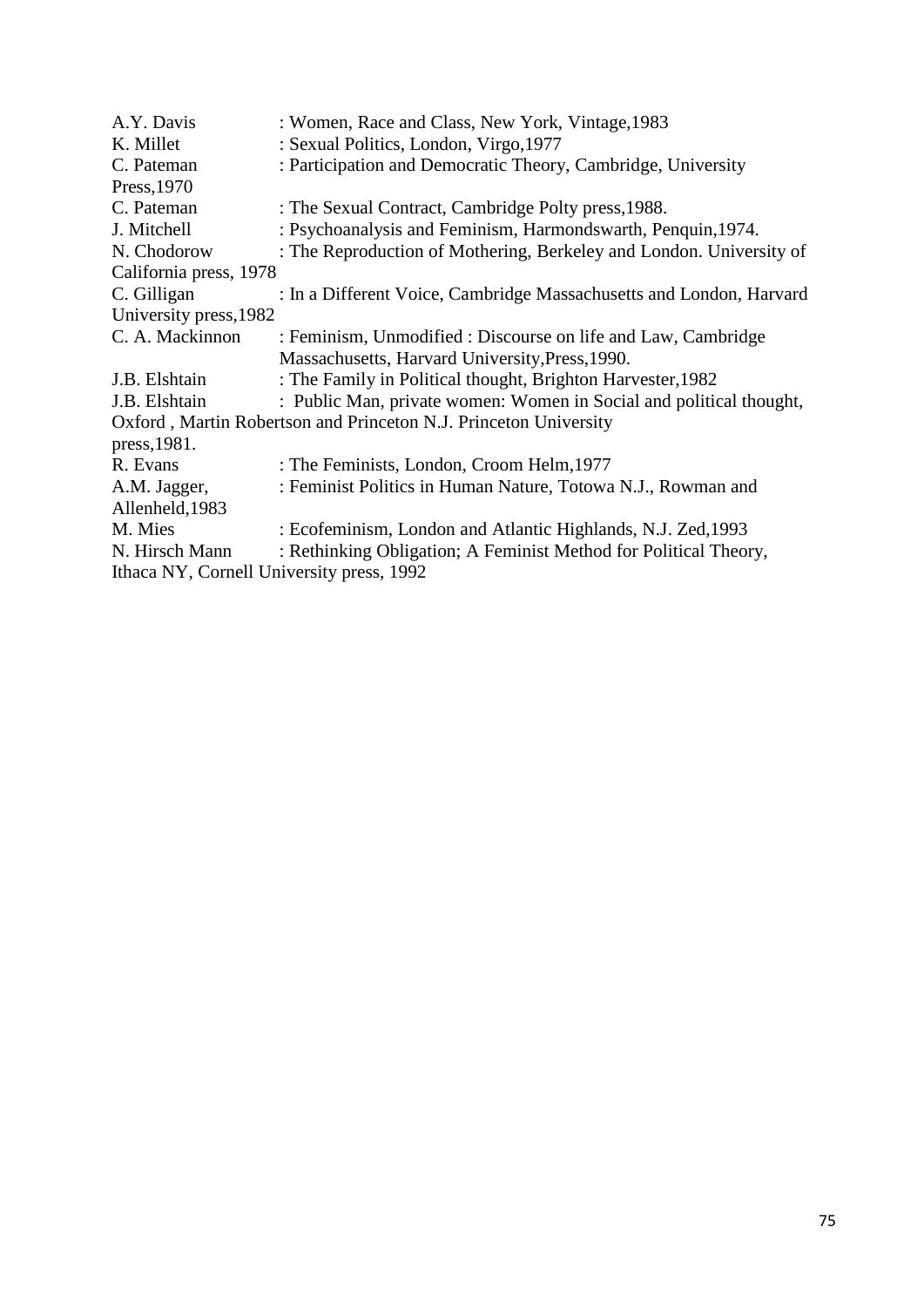A.Y. Davis : Women, Race and Class, New York, Vintage,1983

K. Millet : Sexual Politics, London, Virgo,1977

C. Pateman : Participation and Democratic Theory, Cambridge, University Press,1970

C. Pateman : The Sexual Contract, Cambridge Polty press,1988.

J. Mitchell : Psychoanalysis and Feminism, Harmondswarth, Penquin,1974.

N. Chodorow : The Reproduction of Mothering, Berkeley and London. University of California press, 1978

C. Gilligan : In a Different Voice, Cambridge Massachusetts and London, Harvard University press,1982

C. A. Mackinnon : Feminism, Unmodified : Discourse on life and Law, Cambridge Massachusetts, Harvard University,Press,1990.

J.B. Elshtain : The Family in Political thought, Brighton Harvester,1982

J.B. Elshtain : Public Man, private women: Women in Social and political thought, Oxford , Martin Robertson and Princeton N.J. Princeton University press,1981.

R. Evans : The Feminists, London, Croom Helm,1977

A.M. Jagger, : Feminist Politics in Human Nature, Totowa N.J., Rowman and Allenheld,1983

M. Mies : Ecofeminism, London and Atlantic Highlands, N.J. Zed,1993

N. Hirsch Mann : Rethinking Obligation; A Feminist Method for Political Theory, Ithaca NY, Cornell University press, 1992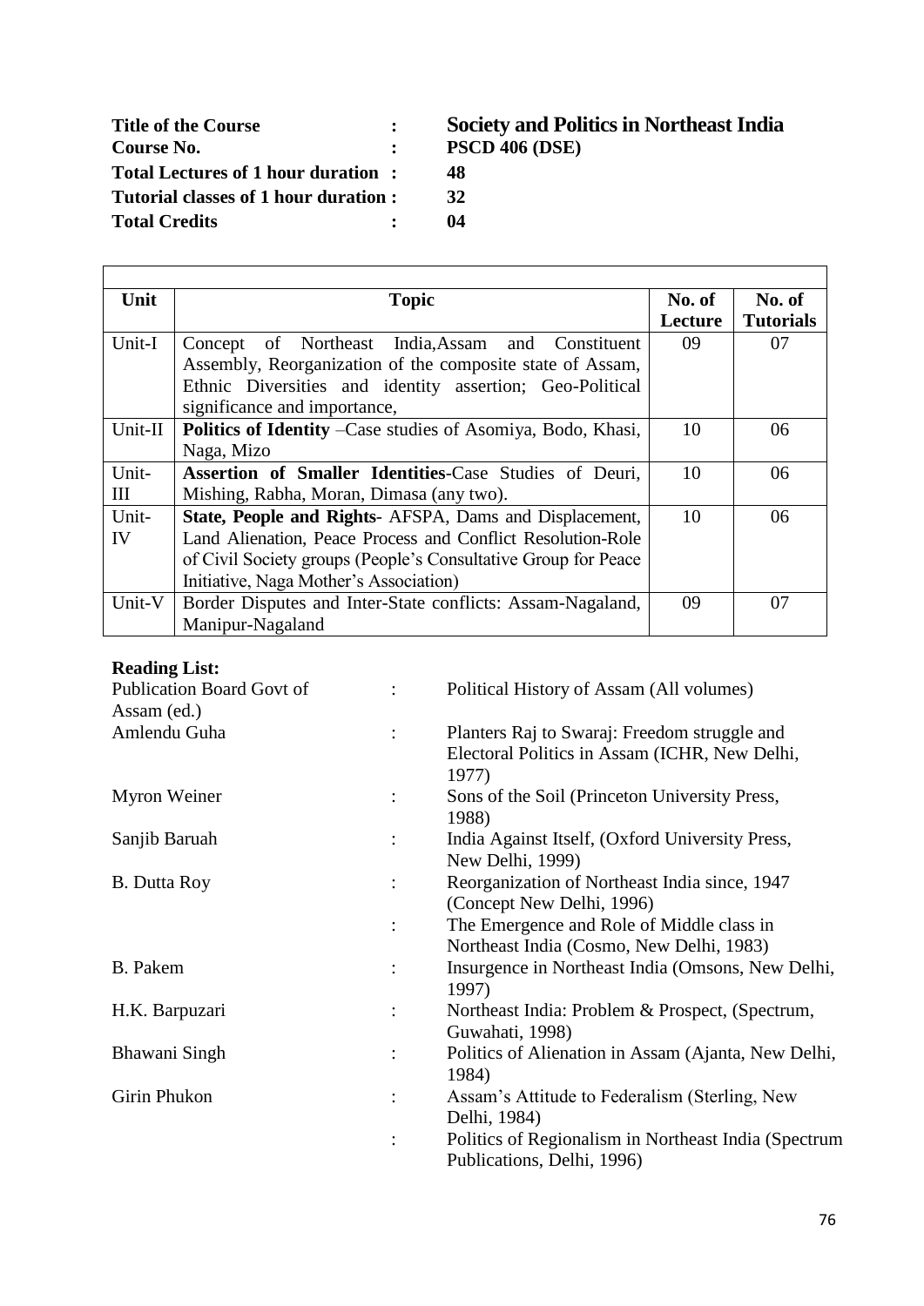**Title of the Course** : **Society and Politics in Northeast India**
**Course No.** : **PSCD 406 (DSE)**
**Total Lectures of 1 hour duration** : **48**
**Tutorial classes of 1 hour duration** : **32**
**Total Credits** : **04**

| Unit | Topic | No. of Lecture | No. of Tutorials |
|---|---|---|---|
| Unit-I | Concept of Northeast India,Assam and Constituent Assembly, Reorganization of the composite state of Assam, Ethnic Diversities and identity assertion; Geo-Political significance and importance, | 09 | 07 |
| Unit-II | **Politics of Identity** –Case studies of Asomiya, Bodo, Khasi, Naga, Mizo | 10 | 06 |
| Unit-III | **Assertion of Smaller Identities**-Case Studies of Deuri, Mishing, Rabha, Moran, Dimasa (any two). | 10 | 06 |
| Unit-IV | **State, People and Rights**- AFSPA, Dams and Displacement, Land Alienation, Peace Process and Conflict Resolution-Role of Civil Society groups (People's Consultative Group for Peace Initiative, Naga Mother's Association) | 10 | 06 |
| Unit-V | Border Disputes and Inter-State conflicts: Assam-Nagaland, Manipur-Nagaland | 09 | 07 |

**Reading List:**

- Publication Board Govt of Assam (ed.) : Political History of Assam (All volumes)
- Amlendu Guha : Planters Raj to Swaraj: Freedom struggle and Electoral Politics in Assam (ICHR, New Delhi, 1977)
- Myron Weiner : Sons of the Soil (Princeton University Press, 1988)
- Sanjib Baruah : India Against Itself, (Oxford University Press, New Delhi, 1999)
- B. Dutta Roy : Reorganization of Northeast India since, 1947 (Concept New Delhi, 1996)
  - : The Emergence and Role of Middle class in Northeast India (Cosmo, New Delhi, 1983)
- B. Pakem : Insurgence in Northeast India (Omsons, New Delhi, 1997)
- H.K. Barpuzari : Northeast India: Problem & Prospect, (Spectrum, Guwahati, 1998)
- Bhawani Singh : Politics of Alienation in Assam (Ajanta, New Delhi, 1984)
- Girin Phukon : Assam's Attitude to Federalism (Sterling, New Delhi, 1984)
  - : Politics of Regionalism in Northeast India (Spectrum Publications, Delhi, 1996)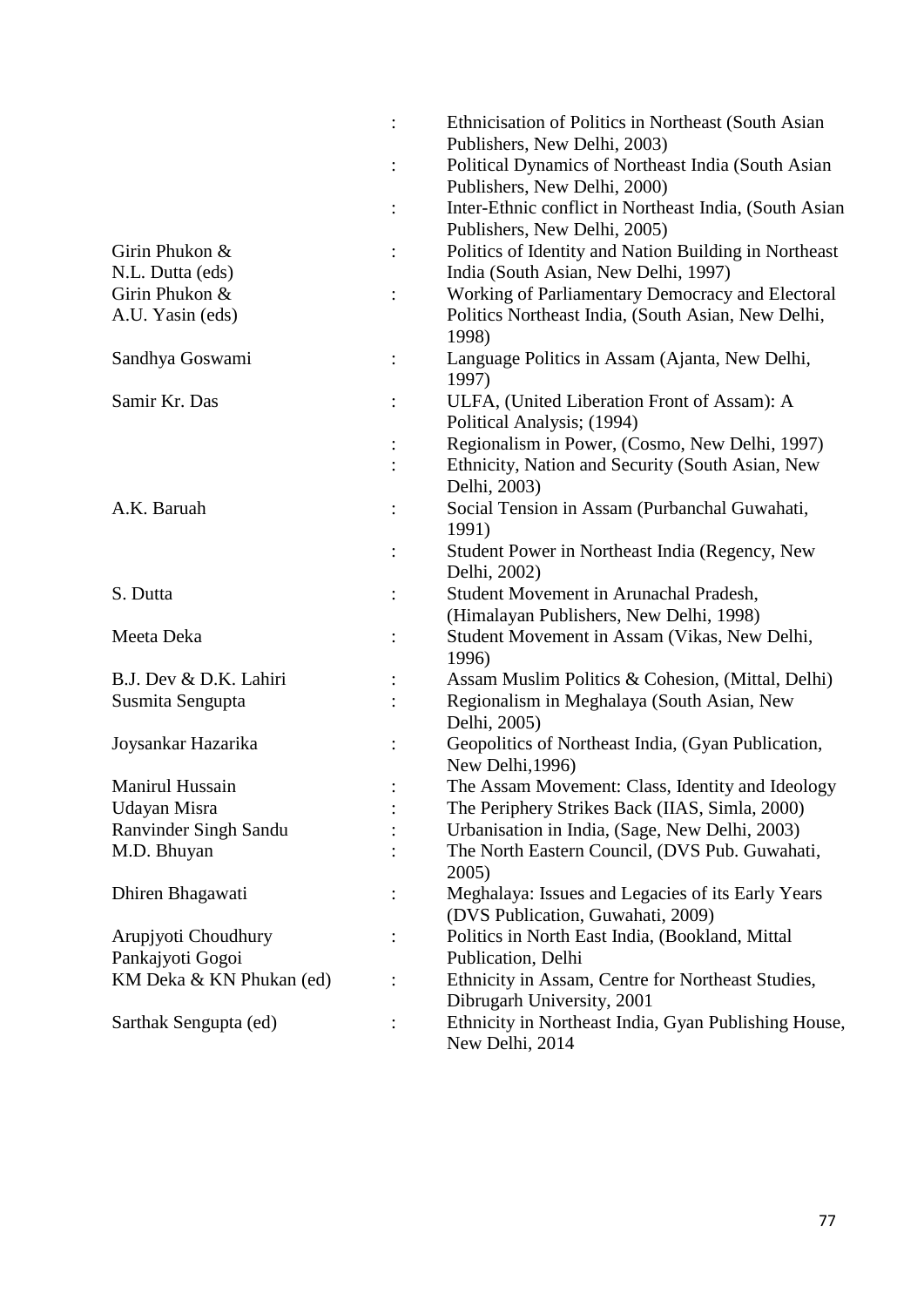| | | |
|---|---|---|
| | : | Ethnicisation of Politics in Northeast (South Asian Publishers, New Delhi, 2003) |
| | : | Political Dynamics of Northeast India (South Asian Publishers, New Delhi, 2000) |
| | : | Inter-Ethnic conflict in Northeast India, (South Asian Publishers, New Delhi, 2005) |
| Girin Phukon & N.L. Dutta (eds) | : | Politics of Identity and Nation Building in Northeast India (South Asian, New Delhi, 1997) |
| Girin Phukon & A.U. Yasin (eds) | : | Working of Parliamentary Democracy and Electoral Politics Northeast India, (South Asian, New Delhi, 1998) |
| Sandhya Goswami | : | Language Politics in Assam (Ajanta, New Delhi, 1997) |
| Samir Kr. Das | : | ULFA, (United Liberation Front of Assam): A Political Analysis; (1994) |
| | : | Regionalism in Power, (Cosmo, New Delhi, 1997) |
| | : | Ethnicity, Nation and Security (South Asian, New Delhi, 2003) |
| A.K. Baruah | : | Social Tension in Assam (Purbanchal Guwahati, 1991) |
| | : | Student Power in Northeast India (Regency, New Delhi, 2002) |
| S. Dutta | : | Student Movement in Arunachal Pradesh, (Himalayan Publishers, New Delhi, 1998) |
| Meeta Deka | : | Student Movement in Assam (Vikas, New Delhi, 1996) |
| B.J. Dev & D.K. Lahiri | : | Assam Muslim Politics & Cohesion, (Mittal, Delhi) |
| Susmita Sengupta | : | Regionalism in Meghalaya (South Asian, New Delhi, 2005) |
| Joysankar Hazarika | : | Geopolitics of Northeast India, (Gyan Publication, New Delhi,1996) |
| Manirul Hussain | : | The Assam Movement: Class, Identity and Ideology |
| Udayan Misra | : | The Periphery Strikes Back (IIAS, Simla, 2000) |
| Ranvinder Singh Sandu | : | Urbanisation in India, (Sage, New Delhi, 2003) |
| M.D. Bhuyan | : | The North Eastern Council, (DVS Pub. Guwahati, 2005) |
| Dhiren Bhagawati | : | Meghalaya: Issues and Legacies of its Early Years (DVS Publication, Guwahati, 2009) |
| Arupjyoti Choudhury Pankajyoti Gogoi | : | Politics in North East India, (Bookland, Mittal Publication, Delhi |
| KM Deka & KN Phukan (ed) | : | Ethnicity in Assam, Centre for Northeast Studies, Dibrugarh University, 2001 |
| Sarthak Sengupta (ed) | : | Ethnicity in Northeast India, Gyan Publishing House, New Delhi, 2014 |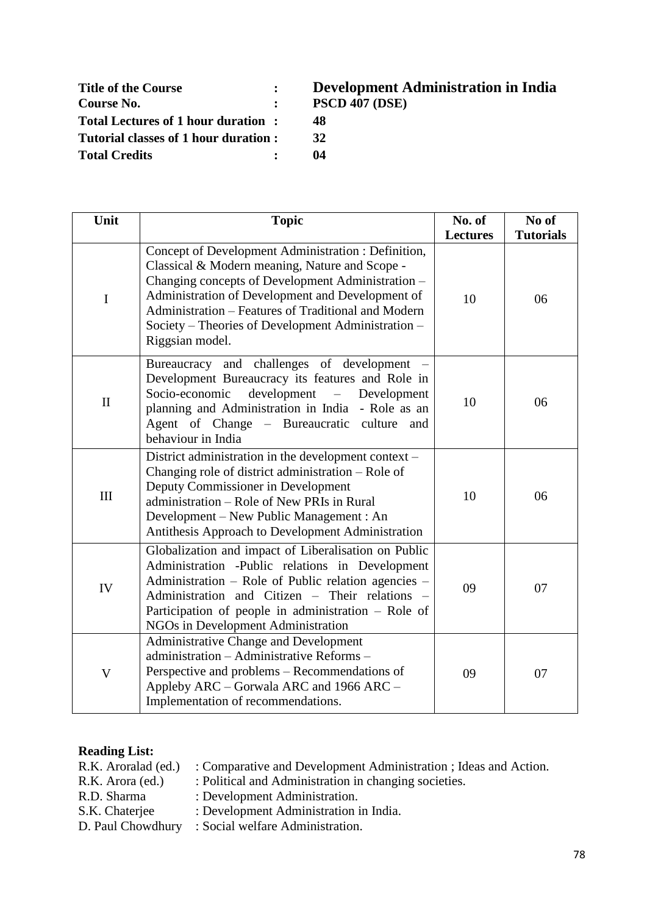**Title of the Course** : **Development Administration in India**
**Course No.** : **PSCD 407 (DSE)**
**Total Lectures of 1 hour duration** : **48**
**Tutorial classes of 1 hour duration** : **32**
**Total Credits** : **04**

| Unit | Topic | No. of Lectures | No of Tutorials |
|---|---|---|---|
| I | Concept of Development Administration : Definition, Classical & Modern meaning, Nature and Scope - Changing concepts of Development Administration – Administration of Development and Development of Administration – Features of Traditional and Modern Society – Theories of Development Administration – Riggsian model. | 10 | 06 |
| II | Bureaucracy and challenges of development – Development Bureaucracy its features and Role in Socio-economic development – Development planning and Administration in India - Role as an Agent of Change – Bureaucratic culture and behaviour in India | 10 | 06 |
| III | District administration in the development context – Changing role of district administration – Role of Deputy Commissioner in Development administration – Role of New PRIs in Rural Development – New Public Management : An Antithesis Approach to Development Administration | 10 | 06 |
| IV | Globalization and impact of Liberalisation on Public Administration -Public relations in Development Administration – Role of Public relation agencies – Administration and Citizen – Their relations – Participation of people in administration – Role of NGOs in Development Administration | 09 | 07 |
| V | Administrative Change and Development administration – Administrative Reforms – Perspective and problems – Recommendations of Appleby ARC – Gorwala ARC and 1966 ARC – Implementation of recommendations. | 09 | 07 |

**Reading List:**

R.K. Aroralad (ed.) : Comparative and Development Administration ; Ideas and Action.
R.K. Arora (ed.) : Political and Administration in changing societies.
R.D. Sharma : Development Administration.
S.K. Chaterjee : Development Administration in India.
D. Paul Chowdhury : Social welfare Administration.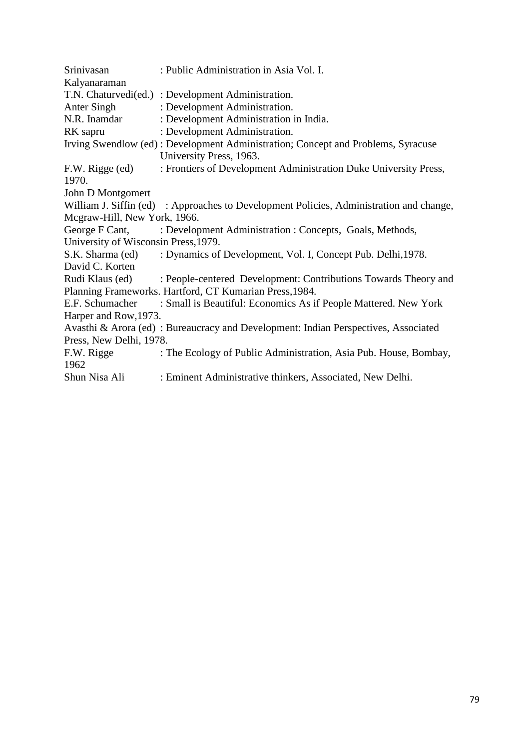Srinivasan : Public Administration in Asia Vol. I.
Kalyanaraman
T.N. Chaturvedi(ed.) : Development Administration.
Anter Singh : Development Administration.
N.R. Inamdar : Development Administration in India.
RK sapru : Development Administration.
Irving Swendlow (ed) : Development Administration; Concept and Problems, Syracuse University Press, 1963.
F.W. Rigge (ed) : Frontiers of Development Administration Duke University Press, 1970.
John D Montgomert
William J. Siffin (ed) : Approaches to Development Policies, Administration and change, Mcgraw-Hill, New York, 1966.
George F Cant, : Development Administration : Concepts, Goals, Methods, University of Wisconsin Press,1979.
S.K. Sharma (ed) : Dynamics of Development, Vol. I, Concept Pub. Delhi,1978.
David C. Korten
Rudi Klaus (ed) : People-centered Development: Contributions Towards Theory and Planning Frameworks. Hartford, CT Kumarian Press,1984.
E.F. Schumacher : Small is Beautiful: Economics As if People Mattered. New York Harper and Row,1973.
Avasthi & Arora (ed) : Bureaucracy and Development: Indian Perspectives, Associated Press, New Delhi, 1978.
F.W. Rigge : The Ecology of Public Administration, Asia Pub. House, Bombay, 1962
Shun Nisa Ali : Eminent Administrative thinkers, Associated, New Delhi.